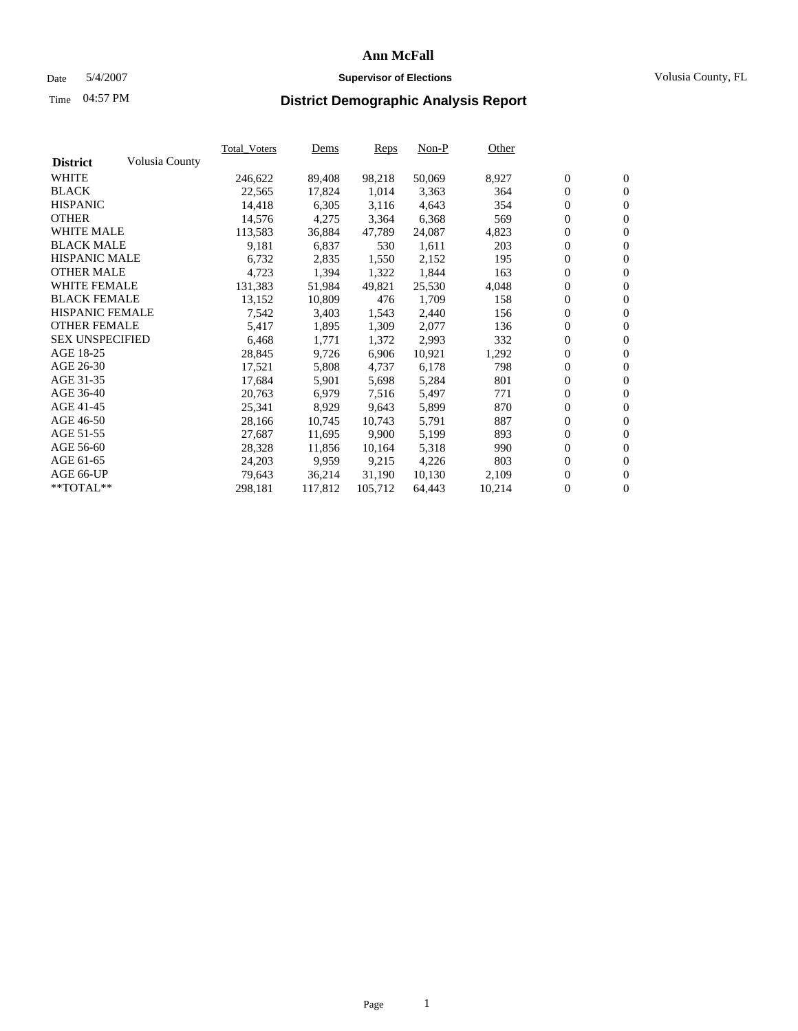# Ann McFall

Date 5/4/2007 **Supervisor of Elections** Volusia County, FL

Time 04:57 PM

## District Demographic Analysis Report

| District | Volusia County | Total_Voters | Dems | Reps | Non-P | Other | | |
|---|---|---|---|---|---|---|---|---|
| WHITE | | 246,622 | 89,408 | 98,218 | 50,069 | 8,927 | 0 | 0 |
| BLACK | | 22,565 | 17,824 | 1,014 | 3,363 | 364 | 0 | 0 |
| HISPANIC | | 14,418 | 6,305 | 3,116 | 4,643 | 354 | 0 | 0 |
| OTHER | | 14,576 | 4,275 | 3,364 | 6,368 | 569 | 0 | 0 |
| WHITE MALE | | 113,583 | 36,884 | 47,789 | 24,087 | 4,823 | 0 | 0 |
| BLACK MALE | | 9,181 | 6,837 | 530 | 1,611 | 203 | 0 | 0 |
| HISPANIC MALE | | 6,732 | 2,835 | 1,550 | 2,152 | 195 | 0 | 0 |
| OTHER MALE | | 4,723 | 1,394 | 1,322 | 1,844 | 163 | 0 | 0 |
| WHITE FEMALE | | 131,383 | 51,984 | 49,821 | 25,530 | 4,048 | 0 | 0 |
| BLACK FEMALE | | 13,152 | 10,809 | 476 | 1,709 | 158 | 0 | 0 |
| HISPANIC FEMALE | | 7,542 | 3,403 | 1,543 | 2,440 | 156 | 0 | 0 |
| OTHER FEMALE | | 5,417 | 1,895 | 1,309 | 2,077 | 136 | 0 | 0 |
| SEX UNSPECIFIED | | 6,468 | 1,771 | 1,372 | 2,993 | 332 | 0 | 0 |
| AGE 18-25 | | 28,845 | 9,726 | 6,906 | 10,921 | 1,292 | 0 | 0 |
| AGE 26-30 | | 17,521 | 5,808 | 4,737 | 6,178 | 798 | 0 | 0 |
| AGE 31-35 | | 17,684 | 5,901 | 5,698 | 5,284 | 801 | 0 | 0 |
| AGE 36-40 | | 20,763 | 6,979 | 7,516 | 5,497 | 771 | 0 | 0 |
| AGE 41-45 | | 25,341 | 8,929 | 9,643 | 5,899 | 870 | 0 | 0 |
| AGE 46-50 | | 28,166 | 10,745 | 10,743 | 5,791 | 887 | 0 | 0 |
| AGE 51-55 | | 27,687 | 11,695 | 9,900 | 5,199 | 893 | 0 | 0 |
| AGE 56-60 | | 28,328 | 11,856 | 10,164 | 5,318 | 990 | 0 | 0 |
| AGE 61-65 | | 24,203 | 9,959 | 9,215 | 4,226 | 803 | 0 | 0 |
| AGE 66-UP | | 79,643 | 36,214 | 31,190 | 10,130 | 2,109 | 0 | 0 |
| **TOTAL** | | 298,181 | 117,812 | 105,712 | 64,443 | 10,214 | 0 | 0 |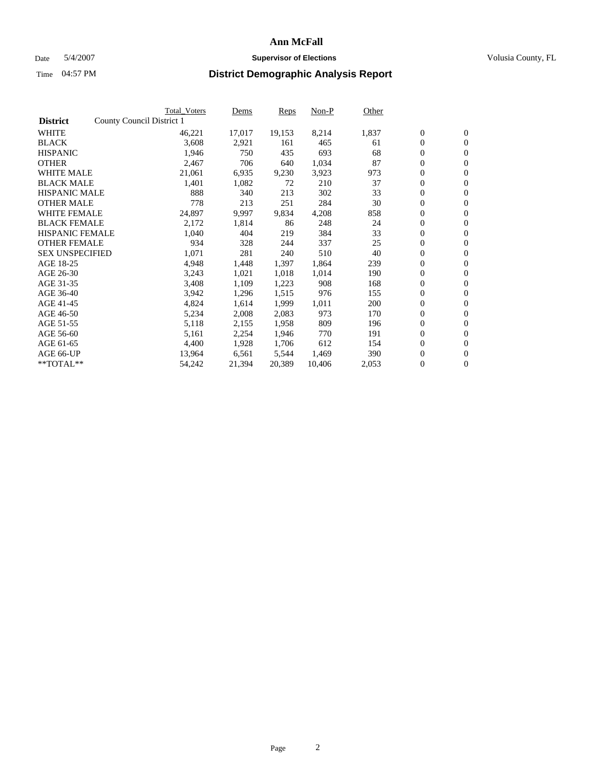# Ann McFall

Date 5/4/2007 **Supervisor of Elections** Volusia County, FL

Time 04:57 PM **District Demographic Analysis Report**

| District | County Council District 1 | Total_Voters | Dems | Reps | Non-P | Other | | |
|---|---|---|---|---|---|---|---|---|
| WHITE | | 46,221 | 17,017 | 19,153 | 8,214 | 1,837 | 0 | 0 |
| BLACK | | 3,608 | 2,921 | 161 | 465 | 61 | 0 | 0 |
| HISPANIC | | 1,946 | 750 | 435 | 693 | 68 | 0 | 0 |
| OTHER | | 2,467 | 706 | 640 | 1,034 | 87 | 0 | 0 |
| WHITE MALE | | 21,061 | 6,935 | 9,230 | 3,923 | 973 | 0 | 0 |
| BLACK MALE | | 1,401 | 1,082 | 72 | 210 | 37 | 0 | 0 |
| HISPANIC MALE | | 888 | 340 | 213 | 302 | 33 | 0 | 0 |
| OTHER MALE | | 778 | 213 | 251 | 284 | 30 | 0 | 0 |
| WHITE FEMALE | | 24,897 | 9,997 | 9,834 | 4,208 | 858 | 0 | 0 |
| BLACK FEMALE | | 2,172 | 1,814 | 86 | 248 | 24 | 0 | 0 |
| HISPANIC FEMALE | | 1,040 | 404 | 219 | 384 | 33 | 0 | 0 |
| OTHER FEMALE | | 934 | 328 | 244 | 337 | 25 | 0 | 0 |
| SEX UNSPECIFIED | | 1,071 | 281 | 240 | 510 | 40 | 0 | 0 |
| AGE 18-25 | | 4,948 | 1,448 | 1,397 | 1,864 | 239 | 0 | 0 |
| AGE 26-30 | | 3,243 | 1,021 | 1,018 | 1,014 | 190 | 0 | 0 |
| AGE 31-35 | | 3,408 | 1,109 | 1,223 | 908 | 168 | 0 | 0 |
| AGE 36-40 | | 3,942 | 1,296 | 1,515 | 976 | 155 | 0 | 0 |
| AGE 41-45 | | 4,824 | 1,614 | 1,999 | 1,011 | 200 | 0 | 0 |
| AGE 46-50 | | 5,234 | 2,008 | 2,083 | 973 | 170 | 0 | 0 |
| AGE 51-55 | | 5,118 | 2,155 | 1,958 | 809 | 196 | 0 | 0 |
| AGE 56-60 | | 5,161 | 2,254 | 1,946 | 770 | 191 | 0 | 0 |
| AGE 61-65 | | 4,400 | 1,928 | 1,706 | 612 | 154 | 0 | 0 |
| AGE 66-UP | | 13,964 | 6,561 | 5,544 | 1,469 | 390 | 0 | 0 |
| **TOTAL** | | 54,242 | 21,394 | 20,389 | 10,406 | 2,053 | 0 | 0 |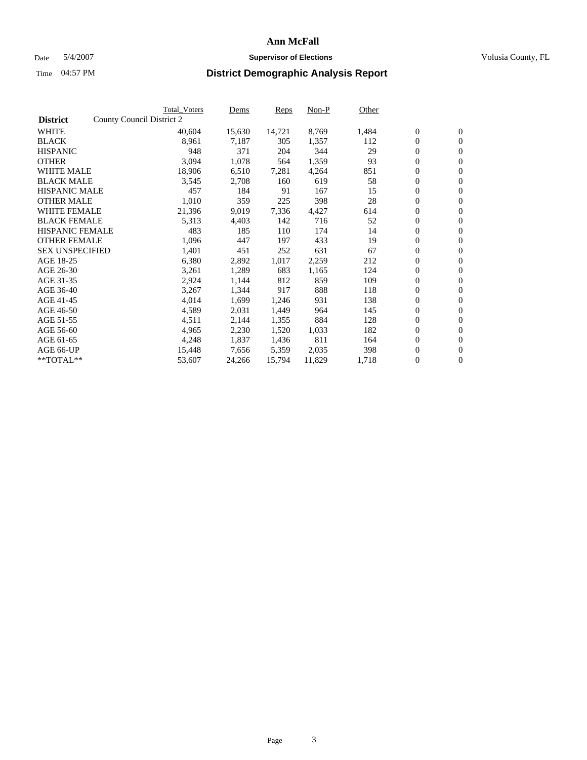# Ann McFall

Date 5/4/2007 **Supervisor of Elections** Volusia County, FL

Time 04:57 PM **District Demographic Analysis Report**

| **District** | County Council District 2 Total_Voters | Dems | Reps | Non-P | Other | | |
|---|---|---|---|---|---|---|---|
| WHITE | 40,604 | 15,630 | 14,721 | 8,769 | 1,484 | 0 | 0 |
| BLACK | 8,961 | 7,187 | 305 | 1,357 | 112 | 0 | 0 |
| HISPANIC | 948 | 371 | 204 | 344 | 29 | 0 | 0 |
| OTHER | 3,094 | 1,078 | 564 | 1,359 | 93 | 0 | 0 |
| WHITE MALE | 18,906 | 6,510 | 7,281 | 4,264 | 851 | 0 | 0 |
| BLACK MALE | 3,545 | 2,708 | 160 | 619 | 58 | 0 | 0 |
| HISPANIC MALE | 457 | 184 | 91 | 167 | 15 | 0 | 0 |
| OTHER MALE | 1,010 | 359 | 225 | 398 | 28 | 0 | 0 |
| WHITE FEMALE | 21,396 | 9,019 | 7,336 | 4,427 | 614 | 0 | 0 |
| BLACK FEMALE | 5,313 | 4,403 | 142 | 716 | 52 | 0 | 0 |
| HISPANIC FEMALE | 483 | 185 | 110 | 174 | 14 | 0 | 0 |
| OTHER FEMALE | 1,096 | 447 | 197 | 433 | 19 | 0 | 0 |
| SEX UNSPECIFIED | 1,401 | 451 | 252 | 631 | 67 | 0 | 0 |
| AGE 18-25 | 6,380 | 2,892 | 1,017 | 2,259 | 212 | 0 | 0 |
| AGE 26-30 | 3,261 | 1,289 | 683 | 1,165 | 124 | 0 | 0 |
| AGE 31-35 | 2,924 | 1,144 | 812 | 859 | 109 | 0 | 0 |
| AGE 36-40 | 3,267 | 1,344 | 917 | 888 | 118 | 0 | 0 |
| AGE 41-45 | 4,014 | 1,699 | 1,246 | 931 | 138 | 0 | 0 |
| AGE 46-50 | 4,589 | 2,031 | 1,449 | 964 | 145 | 0 | 0 |
| AGE 51-55 | 4,511 | 2,144 | 1,355 | 884 | 128 | 0 | 0 |
| AGE 56-60 | 4,965 | 2,230 | 1,520 | 1,033 | 182 | 0 | 0 |
| AGE 61-65 | 4,248 | 1,837 | 1,436 | 811 | 164 | 0 | 0 |
| AGE 66-UP | 15,448 | 7,656 | 5,359 | 2,035 | 398 | 0 | 0 |
| **TOTAL** | 53,607 | 24,266 | 15,794 | 11,829 | 1,718 | 0 | 0 |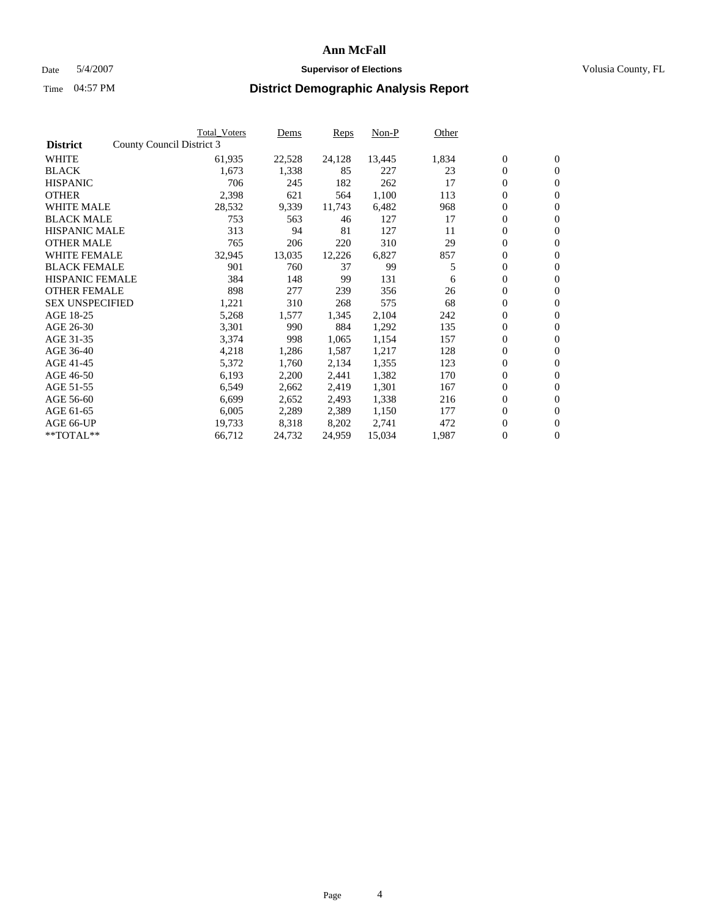# Ann McFall

Date 5/4/2007 **Supervisor of Elections** Volusia County, FL

Time 04:57 PM **District Demographic Analysis Report**

| | Total_Voters | Dems | Reps | Non-P | Other | | |
|---|---|---|---|---|---|---|---|
| **District** County Council District 3 | | | | | | | |
| WHITE | 61,935 | 22,528 | 24,128 | 13,445 | 1,834 | 0 | 0 |
| BLACK | 1,673 | 1,338 | 85 | 227 | 23 | 0 | 0 |
| HISPANIC | 706 | 245 | 182 | 262 | 17 | 0 | 0 |
| OTHER | 2,398 | 621 | 564 | 1,100 | 113 | 0 | 0 |
| WHITE MALE | 28,532 | 9,339 | 11,743 | 6,482 | 968 | 0 | 0 |
| BLACK MALE | 753 | 563 | 46 | 127 | 17 | 0 | 0 |
| HISPANIC MALE | 313 | 94 | 81 | 127 | 11 | 0 | 0 |
| OTHER MALE | 765 | 206 | 220 | 310 | 29 | 0 | 0 |
| WHITE FEMALE | 32,945 | 13,035 | 12,226 | 6,827 | 857 | 0 | 0 |
| BLACK FEMALE | 901 | 760 | 37 | 99 | 5 | 0 | 0 |
| HISPANIC FEMALE | 384 | 148 | 99 | 131 | 6 | 0 | 0 |
| OTHER FEMALE | 898 | 277 | 239 | 356 | 26 | 0 | 0 |
| SEX UNSPECIFIED | 1,221 | 310 | 268 | 575 | 68 | 0 | 0 |
| AGE 18-25 | 5,268 | 1,577 | 1,345 | 2,104 | 242 | 0 | 0 |
| AGE 26-30 | 3,301 | 990 | 884 | 1,292 | 135 | 0 | 0 |
| AGE 31-35 | 3,374 | 998 | 1,065 | 1,154 | 157 | 0 | 0 |
| AGE 36-40 | 4,218 | 1,286 | 1,587 | 1,217 | 128 | 0 | 0 |
| AGE 41-45 | 5,372 | 1,760 | 2,134 | 1,355 | 123 | 0 | 0 |
| AGE 46-50 | 6,193 | 2,200 | 2,441 | 1,382 | 170 | 0 | 0 |
| AGE 51-55 | 6,549 | 2,662 | 2,419 | 1,301 | 167 | 0 | 0 |
| AGE 56-60 | 6,699 | 2,652 | 2,493 | 1,338 | 216 | 0 | 0 |
| AGE 61-65 | 6,005 | 2,289 | 2,389 | 1,150 | 177 | 0 | 0 |
| AGE 66-UP | 19,733 | 8,318 | 8,202 | 2,741 | 472 | 0 | 0 |
| **TOTAL** | 66,712 | 24,732 | 24,959 | 15,034 | 1,987 | 0 | 0 |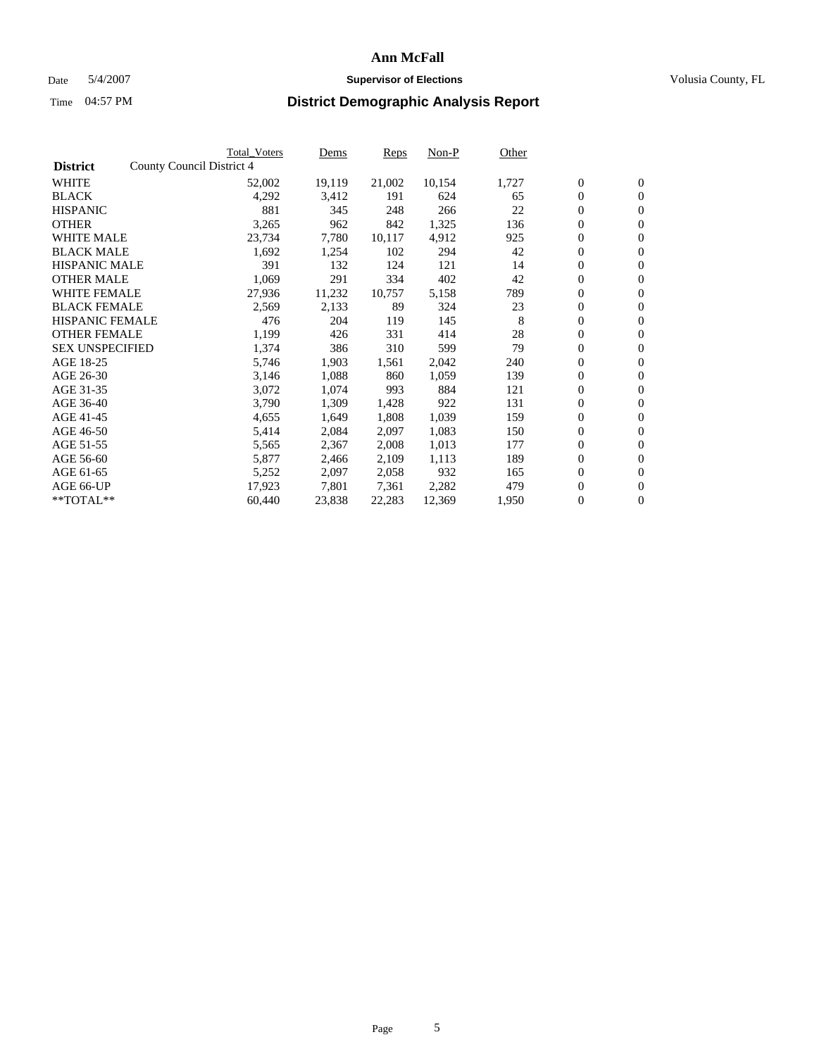# Ann McFall

Date 5/4/2007 **Supervisor of Elections** Volusia County, FL

Time 04:57 PM

## District Demographic Analysis Report

| District | County Council District 4 | Total_Voters | Dems | Reps | Non-P | Other | | |
|---|---|---|---|---|---|---|---|---|
| WHITE | | 52,002 | 19,119 | 21,002 | 10,154 | 1,727 | 0 | 0 |
| BLACK | | 4,292 | 3,412 | 191 | 624 | 65 | 0 | 0 |
| HISPANIC | | 881 | 345 | 248 | 266 | 22 | 0 | 0 |
| OTHER | | 3,265 | 962 | 842 | 1,325 | 136 | 0 | 0 |
| WHITE MALE | | 23,734 | 7,780 | 10,117 | 4,912 | 925 | 0 | 0 |
| BLACK MALE | | 1,692 | 1,254 | 102 | 294 | 42 | 0 | 0 |
| HISPANIC MALE | | 391 | 132 | 124 | 121 | 14 | 0 | 0 |
| OTHER MALE | | 1,069 | 291 | 334 | 402 | 42 | 0 | 0 |
| WHITE FEMALE | | 27,936 | 11,232 | 10,757 | 5,158 | 789 | 0 | 0 |
| BLACK FEMALE | | 2,569 | 2,133 | 89 | 324 | 23 | 0 | 0 |
| HISPANIC FEMALE | | 476 | 204 | 119 | 145 | 8 | 0 | 0 |
| OTHER FEMALE | | 1,199 | 426 | 331 | 414 | 28 | 0 | 0 |
| SEX UNSPECIFIED | | 1,374 | 386 | 310 | 599 | 79 | 0 | 0 |
| AGE 18-25 | | 5,746 | 1,903 | 1,561 | 2,042 | 240 | 0 | 0 |
| AGE 26-30 | | 3,146 | 1,088 | 860 | 1,059 | 139 | 0 | 0 |
| AGE 31-35 | | 3,072 | 1,074 | 993 | 884 | 121 | 0 | 0 |
| AGE 36-40 | | 3,790 | 1,309 | 1,428 | 922 | 131 | 0 | 0 |
| AGE 41-45 | | 4,655 | 1,649 | 1,808 | 1,039 | 159 | 0 | 0 |
| AGE 46-50 | | 5,414 | 2,084 | 2,097 | 1,083 | 150 | 0 | 0 |
| AGE 51-55 | | 5,565 | 2,367 | 2,008 | 1,013 | 177 | 0 | 0 |
| AGE 56-60 | | 5,877 | 2,466 | 2,109 | 1,113 | 189 | 0 | 0 |
| AGE 61-65 | | 5,252 | 2,097 | 2,058 | 932 | 165 | 0 | 0 |
| AGE 66-UP | | 17,923 | 7,801 | 7,361 | 2,282 | 479 | 0 | 0 |
| **TOTAL** | | 60,440 | 23,838 | 22,283 | 12,369 | 1,950 | 0 | 0 |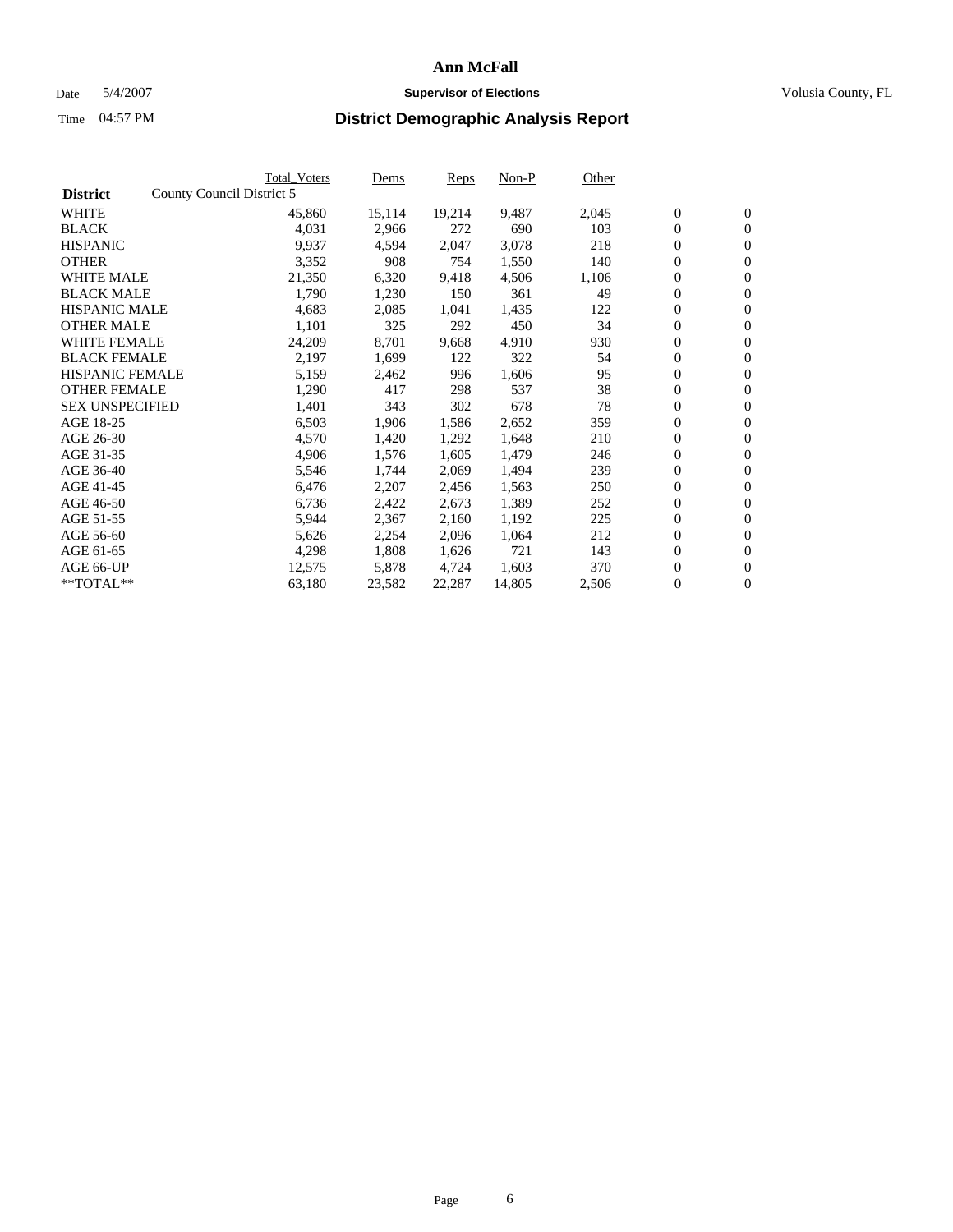# Ann McFall

Date 5/4/2007 **Supervisor of Elections** Volusia County, FL

Time 04:57 PM **District Demographic Analysis Report**

| District | County Council District 5 Total_Voters | Dems | Reps | Non-P | Other | | |
|---|---|---|---|---|---|---|---|
| WHITE | 45,860 | 15,114 | 19,214 | 9,487 | 2,045 | 0 | 0 |
| BLACK | 4,031 | 2,966 | 272 | 690 | 103 | 0 | 0 |
| HISPANIC | 9,937 | 4,594 | 2,047 | 3,078 | 218 | 0 | 0 |
| OTHER | 3,352 | 908 | 754 | 1,550 | 140 | 0 | 0 |
| WHITE MALE | 21,350 | 6,320 | 9,418 | 4,506 | 1,106 | 0 | 0 |
| BLACK MALE | 1,790 | 1,230 | 150 | 361 | 49 | 0 | 0 |
| HISPANIC MALE | 4,683 | 2,085 | 1,041 | 1,435 | 122 | 0 | 0 |
| OTHER MALE | 1,101 | 325 | 292 | 450 | 34 | 0 | 0 |
| WHITE FEMALE | 24,209 | 8,701 | 9,668 | 4,910 | 930 | 0 | 0 |
| BLACK FEMALE | 2,197 | 1,699 | 122 | 322 | 54 | 0 | 0 |
| HISPANIC FEMALE | 5,159 | 2,462 | 996 | 1,606 | 95 | 0 | 0 |
| OTHER FEMALE | 1,290 | 417 | 298 | 537 | 38 | 0 | 0 |
| SEX UNSPECIFIED | 1,401 | 343 | 302 | 678 | 78 | 0 | 0 |
| AGE 18-25 | 6,503 | 1,906 | 1,586 | 2,652 | 359 | 0 | 0 |
| AGE 26-30 | 4,570 | 1,420 | 1,292 | 1,648 | 210 | 0 | 0 |
| AGE 31-35 | 4,906 | 1,576 | 1,605 | 1,479 | 246 | 0 | 0 |
| AGE 36-40 | 5,546 | 1,744 | 2,069 | 1,494 | 239 | 0 | 0 |
| AGE 41-45 | 6,476 | 2,207 | 2,456 | 1,563 | 250 | 0 | 0 |
| AGE 46-50 | 6,736 | 2,422 | 2,673 | 1,389 | 252 | 0 | 0 |
| AGE 51-55 | 5,944 | 2,367 | 2,160 | 1,192 | 225 | 0 | 0 |
| AGE 56-60 | 5,626 | 2,254 | 2,096 | 1,064 | 212 | 0 | 0 |
| AGE 61-65 | 4,298 | 1,808 | 1,626 | 721 | 143 | 0 | 0 |
| AGE 66-UP | 12,575 | 5,878 | 4,724 | 1,603 | 370 | 0 | 0 |
| **TOTAL** | 63,180 | 23,582 | 22,287 | 14,805 | 2,506 | 0 | 0 |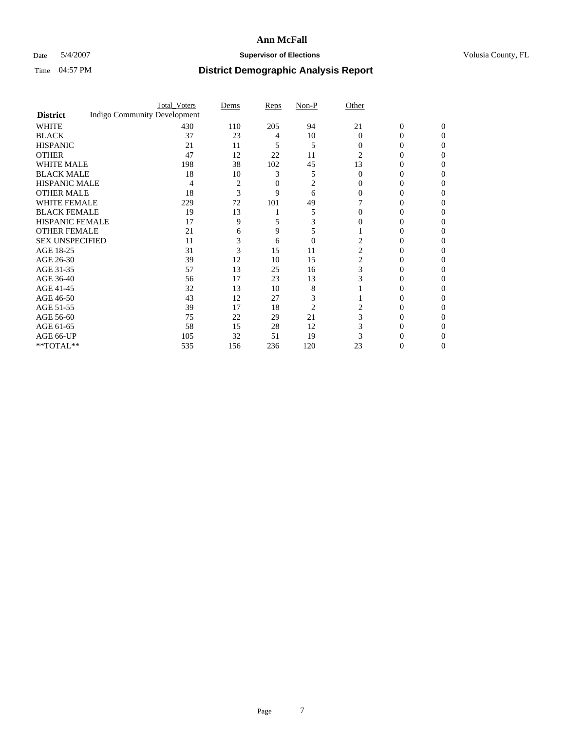# Ann McFall

Date 5/4/2007 **Supervisor of Elections** Volusia County, FL

Time 04:57 PM **District Demographic Analysis Report**

| **District** | Total_Voters | Dems | Reps | Non-P | Other | | |
|---|---|---|---|---|---|---|---|
| Indigo Community Development | | | | | | | |
| WHITE | 430 | 110 | 205 | 94 | 21 | 0 | 0 |
| BLACK | 37 | 23 | 4 | 10 | 0 | 0 | 0 |
| HISPANIC | 21 | 11 | 5 | 5 | 0 | 0 | 0 |
| OTHER | 47 | 12 | 22 | 11 | 2 | 0 | 0 |
| WHITE MALE | 198 | 38 | 102 | 45 | 13 | 0 | 0 |
| BLACK MALE | 18 | 10 | 3 | 5 | 0 | 0 | 0 |
| HISPANIC MALE | 4 | 2 | 0 | 2 | 0 | 0 | 0 |
| OTHER MALE | 18 | 3 | 9 | 6 | 0 | 0 | 0 |
| WHITE FEMALE | 229 | 72 | 101 | 49 | 7 | 0 | 0 |
| BLACK FEMALE | 19 | 13 | 1 | 5 | 0 | 0 | 0 |
| HISPANIC FEMALE | 17 | 9 | 5 | 3 | 0 | 0 | 0 |
| OTHER FEMALE | 21 | 6 | 9 | 5 | 1 | 0 | 0 |
| SEX UNSPECIFIED | 11 | 3 | 6 | 0 | 2 | 0 | 0 |
| AGE 18-25 | 31 | 3 | 15 | 11 | 2 | 0 | 0 |
| AGE 26-30 | 39 | 12 | 10 | 15 | 2 | 0 | 0 |
| AGE 31-35 | 57 | 13 | 25 | 16 | 3 | 0 | 0 |
| AGE 36-40 | 56 | 17 | 23 | 13 | 3 | 0 | 0 |
| AGE 41-45 | 32 | 13 | 10 | 8 | 1 | 0 | 0 |
| AGE 46-50 | 43 | 12 | 27 | 3 | 1 | 0 | 0 |
| AGE 51-55 | 39 | 17 | 18 | 2 | 2 | 0 | 0 |
| AGE 56-60 | 75 | 22 | 29 | 21 | 3 | 0 | 0 |
| AGE 61-65 | 58 | 15 | 28 | 12 | 3 | 0 | 0 |
| AGE 66-UP | 105 | 32 | 51 | 19 | 3 | 0 | 0 |
| **TOTAL** | 535 | 156 | 236 | 120 | 23 | 0 | 0 |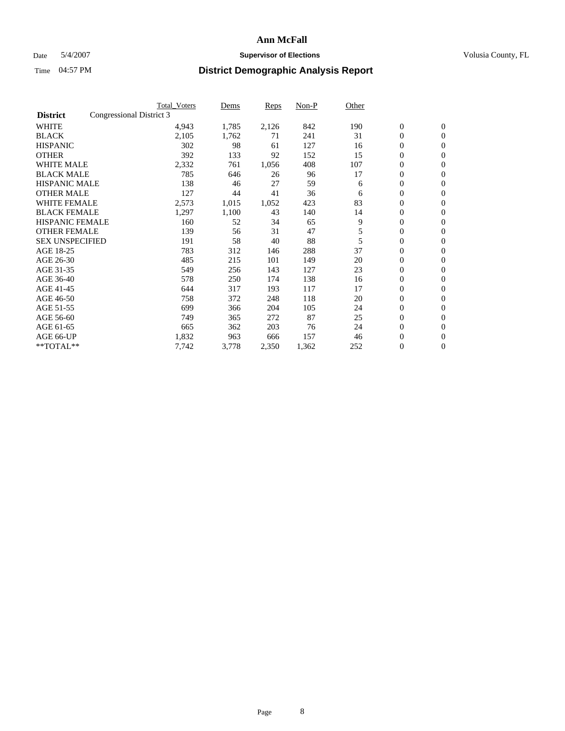# Ann McFall

Date 5/4/2007 **Supervisor of Elections** Volusia County, FL

Time 04:57 PM **District Demographic Analysis Report**

| **District** Congressional District 3 | Total_Voters | Dems | Reps | Non-P | Other | | |
|---|---|---|---|---|---|---|---|
| WHITE | 4,943 | 1,785 | 2,126 | 842 | 190 | 0 | 0 |
| BLACK | 2,105 | 1,762 | 71 | 241 | 31 | 0 | 0 |
| HISPANIC | 302 | 98 | 61 | 127 | 16 | 0 | 0 |
| OTHER | 392 | 133 | 92 | 152 | 15 | 0 | 0 |
| WHITE MALE | 2,332 | 761 | 1,056 | 408 | 107 | 0 | 0 |
| BLACK MALE | 785 | 646 | 26 | 96 | 17 | 0 | 0 |
| HISPANIC MALE | 138 | 46 | 27 | 59 | 6 | 0 | 0 |
| OTHER MALE | 127 | 44 | 41 | 36 | 6 | 0 | 0 |
| WHITE FEMALE | 2,573 | 1,015 | 1,052 | 423 | 83 | 0 | 0 |
| BLACK FEMALE | 1,297 | 1,100 | 43 | 140 | 14 | 0 | 0 |
| HISPANIC FEMALE | 160 | 52 | 34 | 65 | 9 | 0 | 0 |
| OTHER FEMALE | 139 | 56 | 31 | 47 | 5 | 0 | 0 |
| SEX UNSPECIFIED | 191 | 58 | 40 | 88 | 5 | 0 | 0 |
| AGE 18-25 | 783 | 312 | 146 | 288 | 37 | 0 | 0 |
| AGE 26-30 | 485 | 215 | 101 | 149 | 20 | 0 | 0 |
| AGE 31-35 | 549 | 256 | 143 | 127 | 23 | 0 | 0 |
| AGE 36-40 | 578 | 250 | 174 | 138 | 16 | 0 | 0 |
| AGE 41-45 | 644 | 317 | 193 | 117 | 17 | 0 | 0 |
| AGE 46-50 | 758 | 372 | 248 | 118 | 20 | 0 | 0 |
| AGE 51-55 | 699 | 366 | 204 | 105 | 24 | 0 | 0 |
| AGE 56-60 | 749 | 365 | 272 | 87 | 25 | 0 | 0 |
| AGE 61-65 | 665 | 362 | 203 | 76 | 24 | 0 | 0 |
| AGE 66-UP | 1,832 | 963 | 666 | 157 | 46 | 0 | 0 |
| **TOTAL** | 7,742 | 3,778 | 2,350 | 1,362 | 252 | 0 | 0 |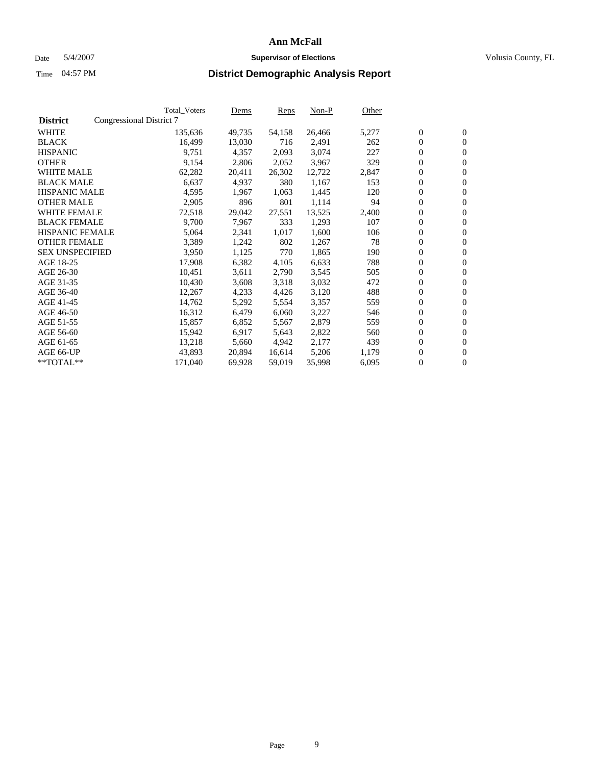# Ann McFall

Date 5/4/2007 **Supervisor of Elections** Volusia County, FL

Time 04:57 PM

## District Demographic Analysis Report

| District | Congressional District 7 | Total_Voters | Dems | Reps | Non-P | Other | | |
|---|---|---|---|---|---|---|---|---|
| WHITE | | 135,636 | 49,735 | 54,158 | 26,466 | 5,277 | 0 | 0 |
| BLACK | | 16,499 | 13,030 | 716 | 2,491 | 262 | 0 | 0 |
| HISPANIC | | 9,751 | 4,357 | 2,093 | 3,074 | 227 | 0 | 0 |
| OTHER | | 9,154 | 2,806 | 2,052 | 3,967 | 329 | 0 | 0 |
| WHITE MALE | | 62,282 | 20,411 | 26,302 | 12,722 | 2,847 | 0 | 0 |
| BLACK MALE | | 6,637 | 4,937 | 380 | 1,167 | 153 | 0 | 0 |
| HISPANIC MALE | | 4,595 | 1,967 | 1,063 | 1,445 | 120 | 0 | 0 |
| OTHER MALE | | 2,905 | 896 | 801 | 1,114 | 94 | 0 | 0 |
| WHITE FEMALE | | 72,518 | 29,042 | 27,551 | 13,525 | 2,400 | 0 | 0 |
| BLACK FEMALE | | 9,700 | 7,967 | 333 | 1,293 | 107 | 0 | 0 |
| HISPANIC FEMALE | | 5,064 | 2,341 | 1,017 | 1,600 | 106 | 0 | 0 |
| OTHER FEMALE | | 3,389 | 1,242 | 802 | 1,267 | 78 | 0 | 0 |
| SEX UNSPECIFIED | | 3,950 | 1,125 | 770 | 1,865 | 190 | 0 | 0 |
| AGE 18-25 | | 17,908 | 6,382 | 4,105 | 6,633 | 788 | 0 | 0 |
| AGE 26-30 | | 10,451 | 3,611 | 2,790 | 3,545 | 505 | 0 | 0 |
| AGE 31-35 | | 10,430 | 3,608 | 3,318 | 3,032 | 472 | 0 | 0 |
| AGE 36-40 | | 12,267 | 4,233 | 4,426 | 3,120 | 488 | 0 | 0 |
| AGE 41-45 | | 14,762 | 5,292 | 5,554 | 3,357 | 559 | 0 | 0 |
| AGE 46-50 | | 16,312 | 6,479 | 6,060 | 3,227 | 546 | 0 | 0 |
| AGE 51-55 | | 15,857 | 6,852 | 5,567 | 2,879 | 559 | 0 | 0 |
| AGE 56-60 | | 15,942 | 6,917 | 5,643 | 2,822 | 560 | 0 | 0 |
| AGE 61-65 | | 13,218 | 5,660 | 4,942 | 2,177 | 439 | 0 | 0 |
| AGE 66-UP | | 43,893 | 20,894 | 16,614 | 5,206 | 1,179 | 0 | 0 |
| **TOTAL** | | 171,040 | 69,928 | 59,019 | 35,998 | 6,095 | 0 | 0 |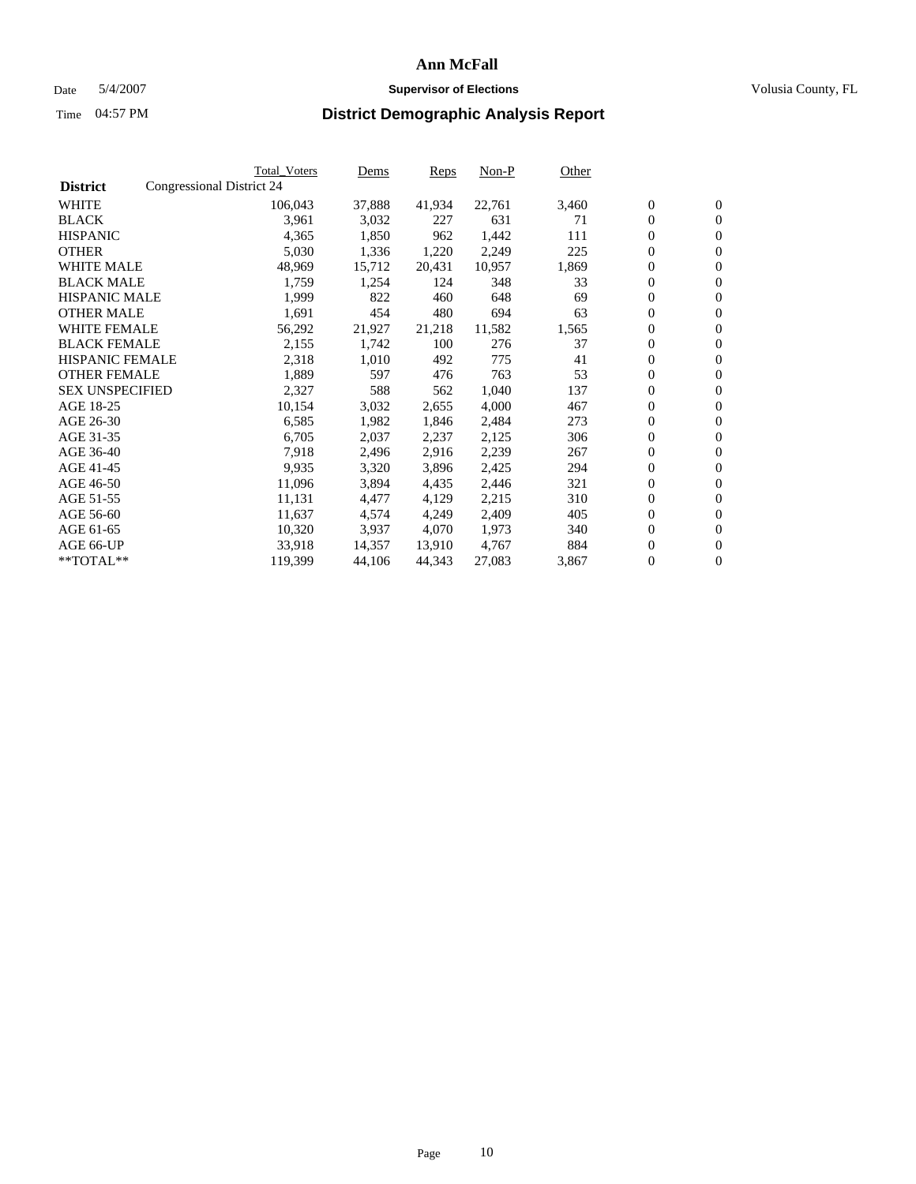# Ann McFall

Date 5/4/2007 **Supervisor of Elections** Volusia County, FL

Time 04:57 PM **District Demographic Analysis Report**

| **District** | Congressional District 24 | Total_Voters | Dems | Reps | Non-P | Other | | |
|---|---|---|---|---|---|---|---|---|
| WHITE | | 106,043 | 37,888 | 41,934 | 22,761 | 3,460 | 0 | 0 |
| BLACK | | 3,961 | 3,032 | 227 | 631 | 71 | 0 | 0 |
| HISPANIC | | 4,365 | 1,850 | 962 | 1,442 | 111 | 0 | 0 |
| OTHER | | 5,030 | 1,336 | 1,220 | 2,249 | 225 | 0 | 0 |
| WHITE MALE | | 48,969 | 15,712 | 20,431 | 10,957 | 1,869 | 0 | 0 |
| BLACK MALE | | 1,759 | 1,254 | 124 | 348 | 33 | 0 | 0 |
| HISPANIC MALE | | 1,999 | 822 | 460 | 648 | 69 | 0 | 0 |
| OTHER MALE | | 1,691 | 454 | 480 | 694 | 63 | 0 | 0 |
| WHITE FEMALE | | 56,292 | 21,927 | 21,218 | 11,582 | 1,565 | 0 | 0 |
| BLACK FEMALE | | 2,155 | 1,742 | 100 | 276 | 37 | 0 | 0 |
| HISPANIC FEMALE | | 2,318 | 1,010 | 492 | 775 | 41 | 0 | 0 |
| OTHER FEMALE | | 1,889 | 597 | 476 | 763 | 53 | 0 | 0 |
| SEX UNSPECIFIED | | 2,327 | 588 | 562 | 1,040 | 137 | 0 | 0 |
| AGE 18-25 | | 10,154 | 3,032 | 2,655 | 4,000 | 467 | 0 | 0 |
| AGE 26-30 | | 6,585 | 1,982 | 1,846 | 2,484 | 273 | 0 | 0 |
| AGE 31-35 | | 6,705 | 2,037 | 2,237 | 2,125 | 306 | 0 | 0 |
| AGE 36-40 | | 7,918 | 2,496 | 2,916 | 2,239 | 267 | 0 | 0 |
| AGE 41-45 | | 9,935 | 3,320 | 3,896 | 2,425 | 294 | 0 | 0 |
| AGE 46-50 | | 11,096 | 3,894 | 4,435 | 2,446 | 321 | 0 | 0 |
| AGE 51-55 | | 11,131 | 4,477 | 4,129 | 2,215 | 310 | 0 | 0 |
| AGE 56-60 | | 11,637 | 4,574 | 4,249 | 2,409 | 405 | 0 | 0 |
| AGE 61-65 | | 10,320 | 3,937 | 4,070 | 1,973 | 340 | 0 | 0 |
| AGE 66-UP | | 33,918 | 14,357 | 13,910 | 4,767 | 884 | 0 | 0 |
| **TOTAL** | | 119,399 | 44,106 | 44,343 | 27,083 | 3,867 | 0 | 0 |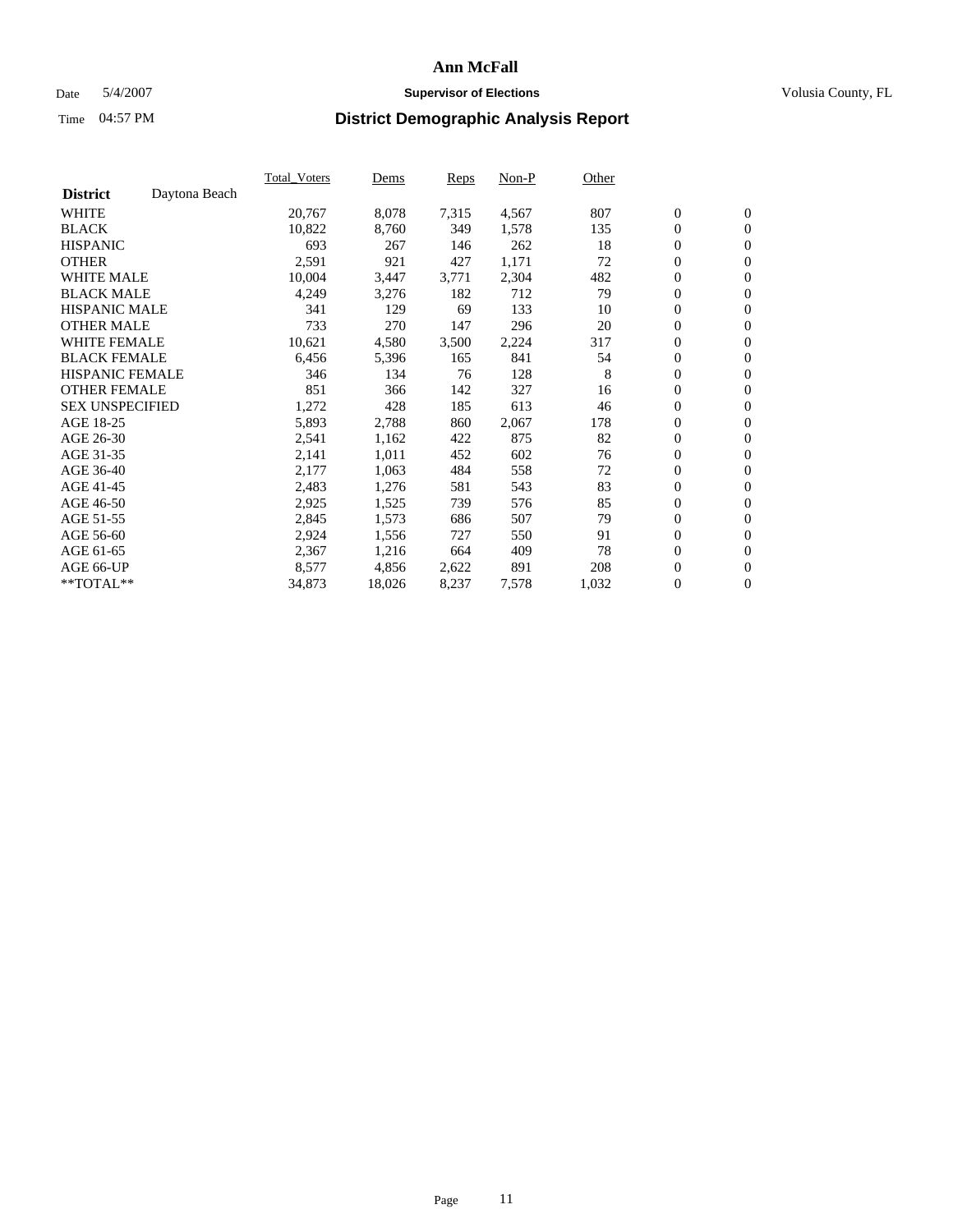# Ann McFall

Date 5/4/2007 **Supervisor of Elections** Volusia County, FL

Time 04:57 PM **District Demographic Analysis Report**

| | Total_Voters | Dems | Reps | Non-P | Other | | |
|---|---|---|---|---|---|---|---|
| **District** Daytona Beach | | | | | | | |
| WHITE | 20,767 | 8,078 | 7,315 | 4,567 | 807 | 0 | 0 |
| BLACK | 10,822 | 8,760 | 349 | 1,578 | 135 | 0 | 0 |
| HISPANIC | 693 | 267 | 146 | 262 | 18 | 0 | 0 |
| OTHER | 2,591 | 921 | 427 | 1,171 | 72 | 0 | 0 |
| WHITE MALE | 10,004 | 3,447 | 3,771 | 2,304 | 482 | 0 | 0 |
| BLACK MALE | 4,249 | 3,276 | 182 | 712 | 79 | 0 | 0 |
| HISPANIC MALE | 341 | 129 | 69 | 133 | 10 | 0 | 0 |
| OTHER MALE | 733 | 270 | 147 | 296 | 20 | 0 | 0 |
| WHITE FEMALE | 10,621 | 4,580 | 3,500 | 2,224 | 317 | 0 | 0 |
| BLACK FEMALE | 6,456 | 5,396 | 165 | 841 | 54 | 0 | 0 |
| HISPANIC FEMALE | 346 | 134 | 76 | 128 | 8 | 0 | 0 |
| OTHER FEMALE | 851 | 366 | 142 | 327 | 16 | 0 | 0 |
| SEX UNSPECIFIED | 1,272 | 428 | 185 | 613 | 46 | 0 | 0 |
| AGE 18-25 | 5,893 | 2,788 | 860 | 2,067 | 178 | 0 | 0 |
| AGE 26-30 | 2,541 | 1,162 | 422 | 875 | 82 | 0 | 0 |
| AGE 31-35 | 2,141 | 1,011 | 452 | 602 | 76 | 0 | 0 |
| AGE 36-40 | 2,177 | 1,063 | 484 | 558 | 72 | 0 | 0 |
| AGE 41-45 | 2,483 | 1,276 | 581 | 543 | 83 | 0 | 0 |
| AGE 46-50 | 2,925 | 1,525 | 739 | 576 | 85 | 0 | 0 |
| AGE 51-55 | 2,845 | 1,573 | 686 | 507 | 79 | 0 | 0 |
| AGE 56-60 | 2,924 | 1,556 | 727 | 550 | 91 | 0 | 0 |
| AGE 61-65 | 2,367 | 1,216 | 664 | 409 | 78 | 0 | 0 |
| AGE 66-UP | 8,577 | 4,856 | 2,622 | 891 | 208 | 0 | 0 |
| **TOTAL** | 34,873 | 18,026 | 8,237 | 7,578 | 1,032 | 0 | 0 |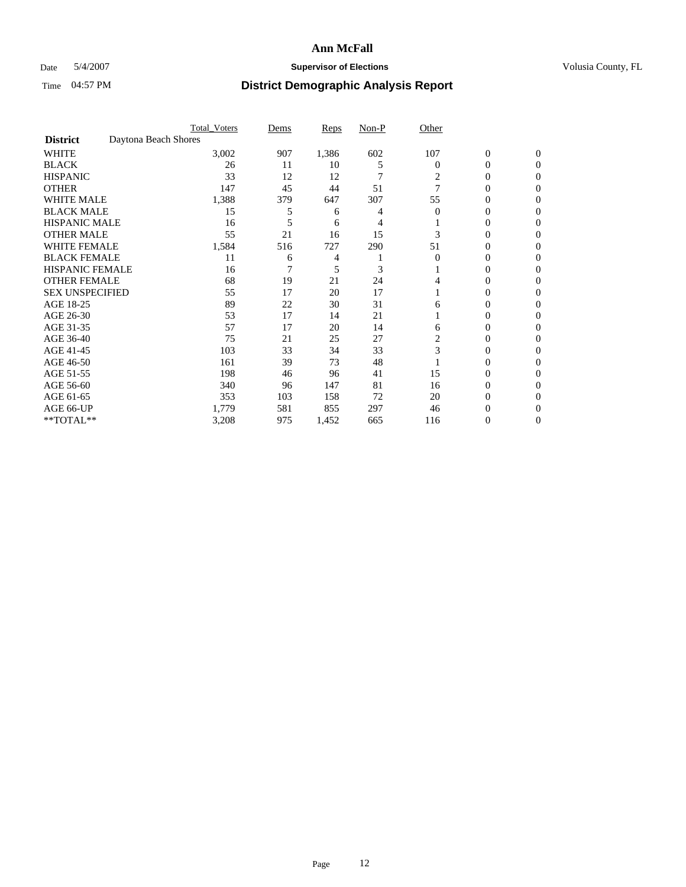# Ann McFall

Date 5/4/2007 **Supervisor of Elections** Volusia County, FL

Time 04:57 PM **District Demographic Analysis Report**

| | Total_Voters | Dems | Reps | Non-P | Other | | |
|---|---|---|---|---|---|---|---|
| **District** Daytona Beach Shores | | | | | | | |
| WHITE | 3,002 | 907 | 1,386 | 602 | 107 | 0 | 0 |
| BLACK | 26 | 11 | 10 | 5 | 0 | 0 | 0 |
| HISPANIC | 33 | 12 | 12 | 7 | 2 | 0 | 0 |
| OTHER | 147 | 45 | 44 | 51 | 7 | 0 | 0 |
| WHITE MALE | 1,388 | 379 | 647 | 307 | 55 | 0 | 0 |
| BLACK MALE | 15 | 5 | 6 | 4 | 0 | 0 | 0 |
| HISPANIC MALE | 16 | 5 | 6 | 4 | 1 | 0 | 0 |
| OTHER MALE | 55 | 21 | 16 | 15 | 3 | 0 | 0 |
| WHITE FEMALE | 1,584 | 516 | 727 | 290 | 51 | 0 | 0 |
| BLACK FEMALE | 11 | 6 | 4 | 1 | 0 | 0 | 0 |
| HISPANIC FEMALE | 16 | 7 | 5 | 3 | 1 | 0 | 0 |
| OTHER FEMALE | 68 | 19 | 21 | 24 | 4 | 0 | 0 |
| SEX UNSPECIFIED | 55 | 17 | 20 | 17 | 1 | 0 | 0 |
| AGE 18-25 | 89 | 22 | 30 | 31 | 6 | 0 | 0 |
| AGE 26-30 | 53 | 17 | 14 | 21 | 1 | 0 | 0 |
| AGE 31-35 | 57 | 17 | 20 | 14 | 6 | 0 | 0 |
| AGE 36-40 | 75 | 21 | 25 | 27 | 2 | 0 | 0 |
| AGE 41-45 | 103 | 33 | 34 | 33 | 3 | 0 | 0 |
| AGE 46-50 | 161 | 39 | 73 | 48 | 1 | 0 | 0 |
| AGE 51-55 | 198 | 46 | 96 | 41 | 15 | 0 | 0 |
| AGE 56-60 | 340 | 96 | 147 | 81 | 16 | 0 | 0 |
| AGE 61-65 | 353 | 103 | 158 | 72 | 20 | 0 | 0 |
| AGE 66-UP | 1,779 | 581 | 855 | 297 | 46 | 0 | 0 |
| **TOTAL** | 3,208 | 975 | 1,452 | 665 | 116 | 0 | 0 |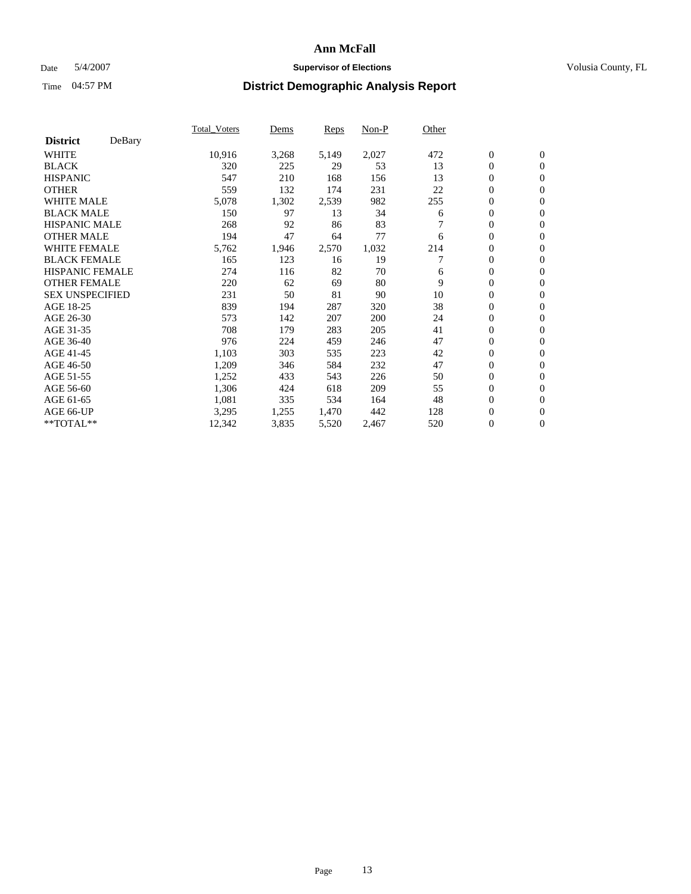# Ann McFall

Date 5/4/2007 **Supervisor of Elections** Volusia County, FL

Time 04:57 PM **District Demographic Analysis Report**

| **District** DeBary | Total_Voters | Dems | Reps | Non-P | Other | | |
|---|---|---|---|---|---|---|---|
| WHITE | 10,916 | 3,268 | 5,149 | 2,027 | 472 | 0 | 0 |
| BLACK | 320 | 225 | 29 | 53 | 13 | 0 | 0 |
| HISPANIC | 547 | 210 | 168 | 156 | 13 | 0 | 0 |
| OTHER | 559 | 132 | 174 | 231 | 22 | 0 | 0 |
| WHITE MALE | 5,078 | 1,302 | 2,539 | 982 | 255 | 0 | 0 |
| BLACK MALE | 150 | 97 | 13 | 34 | 6 | 0 | 0 |
| HISPANIC MALE | 268 | 92 | 86 | 83 | 7 | 0 | 0 |
| OTHER MALE | 194 | 47 | 64 | 77 | 6 | 0 | 0 |
| WHITE FEMALE | 5,762 | 1,946 | 2,570 | 1,032 | 214 | 0 | 0 |
| BLACK FEMALE | 165 | 123 | 16 | 19 | 7 | 0 | 0 |
| HISPANIC FEMALE | 274 | 116 | 82 | 70 | 6 | 0 | 0 |
| OTHER FEMALE | 220 | 62 | 69 | 80 | 9 | 0 | 0 |
| SEX UNSPECIFIED | 231 | 50 | 81 | 90 | 10 | 0 | 0 |
| AGE 18-25 | 839 | 194 | 287 | 320 | 38 | 0 | 0 |
| AGE 26-30 | 573 | 142 | 207 | 200 | 24 | 0 | 0 |
| AGE 31-35 | 708 | 179 | 283 | 205 | 41 | 0 | 0 |
| AGE 36-40 | 976 | 224 | 459 | 246 | 47 | 0 | 0 |
| AGE 41-45 | 1,103 | 303 | 535 | 223 | 42 | 0 | 0 |
| AGE 46-50 | 1,209 | 346 | 584 | 232 | 47 | 0 | 0 |
| AGE 51-55 | 1,252 | 433 | 543 | 226 | 50 | 0 | 0 |
| AGE 56-60 | 1,306 | 424 | 618 | 209 | 55 | 0 | 0 |
| AGE 61-65 | 1,081 | 335 | 534 | 164 | 48 | 0 | 0 |
| AGE 66-UP | 3,295 | 1,255 | 1,470 | 442 | 128 | 0 | 0 |
| **TOTAL** | 12,342 | 3,835 | 5,520 | 2,467 | 520 | 0 | 0 |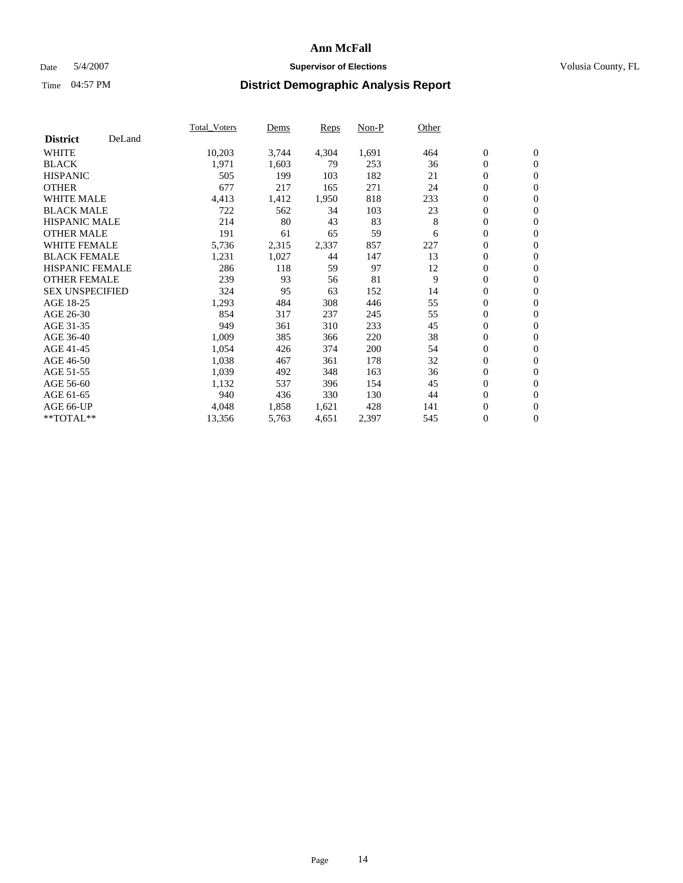# Ann McFall

Date 5/4/2007 **Supervisor of Elections** Volusia County, FL

Time 04:57 PM

## District Demographic Analysis Report

| **District** DeLand | Total_Voters | Dems | Reps | Non-P | Other | | |
|---|---|---|---|---|---|---|---|
| WHITE | 10,203 | 3,744 | 4,304 | 1,691 | 464 | 0 | 0 |
| BLACK | 1,971 | 1,603 | 79 | 253 | 36 | 0 | 0 |
| HISPANIC | 505 | 199 | 103 | 182 | 21 | 0 | 0 |
| OTHER | 677 | 217 | 165 | 271 | 24 | 0 | 0 |
| WHITE MALE | 4,413 | 1,412 | 1,950 | 818 | 233 | 0 | 0 |
| BLACK MALE | 722 | 562 | 34 | 103 | 23 | 0 | 0 |
| HISPANIC MALE | 214 | 80 | 43 | 83 | 8 | 0 | 0 |
| OTHER MALE | 191 | 61 | 65 | 59 | 6 | 0 | 0 |
| WHITE FEMALE | 5,736 | 2,315 | 2,337 | 857 | 227 | 0 | 0 |
| BLACK FEMALE | 1,231 | 1,027 | 44 | 147 | 13 | 0 | 0 |
| HISPANIC FEMALE | 286 | 118 | 59 | 97 | 12 | 0 | 0 |
| OTHER FEMALE | 239 | 93 | 56 | 81 | 9 | 0 | 0 |
| SEX UNSPECIFIED | 324 | 95 | 63 | 152 | 14 | 0 | 0 |
| AGE 18-25 | 1,293 | 484 | 308 | 446 | 55 | 0 | 0 |
| AGE 26-30 | 854 | 317 | 237 | 245 | 55 | 0 | 0 |
| AGE 31-35 | 949 | 361 | 310 | 233 | 45 | 0 | 0 |
| AGE 36-40 | 1,009 | 385 | 366 | 220 | 38 | 0 | 0 |
| AGE 41-45 | 1,054 | 426 | 374 | 200 | 54 | 0 | 0 |
| AGE 46-50 | 1,038 | 467 | 361 | 178 | 32 | 0 | 0 |
| AGE 51-55 | 1,039 | 492 | 348 | 163 | 36 | 0 | 0 |
| AGE 56-60 | 1,132 | 537 | 396 | 154 | 45 | 0 | 0 |
| AGE 61-65 | 940 | 436 | 330 | 130 | 44 | 0 | 0 |
| AGE 66-UP | 4,048 | 1,858 | 1,621 | 428 | 141 | 0 | 0 |
| **TOTAL** | 13,356 | 5,763 | 4,651 | 2,397 | 545 | 0 | 0 |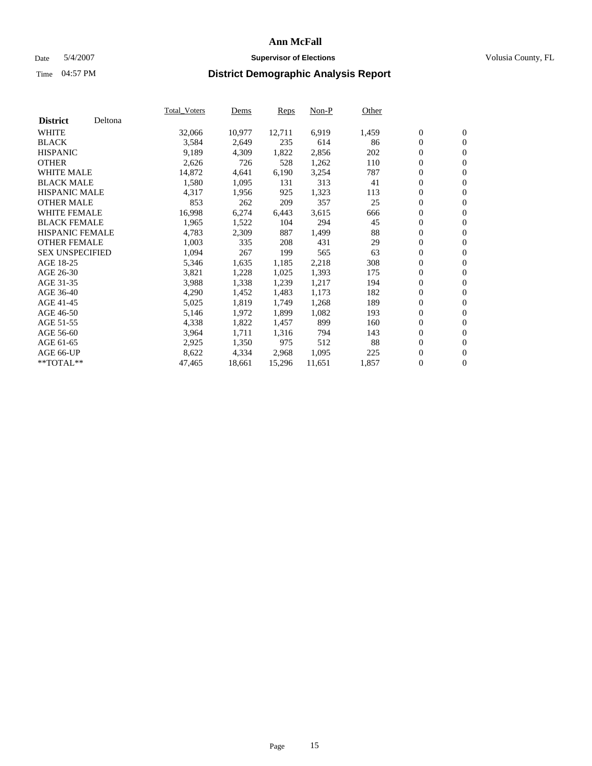# Ann McFall

Date 5/4/2007 **Supervisor of Elections** Volusia County, FL

Time 04:57 PM

## District Demographic Analysis Report

| **District** Deltona | Total_Voters | Dems | Reps | Non-P | Other | | |
|---|---|---|---|---|---|---|---|
| WHITE | 32,066 | 10,977 | 12,711 | 6,919 | 1,459 | 0 | 0 |
| BLACK | 3,584 | 2,649 | 235 | 614 | 86 | 0 | 0 |
| HISPANIC | 9,189 | 4,309 | 1,822 | 2,856 | 202 | 0 | 0 |
| OTHER | 2,626 | 726 | 528 | 1,262 | 110 | 0 | 0 |
| WHITE MALE | 14,872 | 4,641 | 6,190 | 3,254 | 787 | 0 | 0 |
| BLACK MALE | 1,580 | 1,095 | 131 | 313 | 41 | 0 | 0 |
| HISPANIC MALE | 4,317 | 1,956 | 925 | 1,323 | 113 | 0 | 0 |
| OTHER MALE | 853 | 262 | 209 | 357 | 25 | 0 | 0 |
| WHITE FEMALE | 16,998 | 6,274 | 6,443 | 3,615 | 666 | 0 | 0 |
| BLACK FEMALE | 1,965 | 1,522 | 104 | 294 | 45 | 0 | 0 |
| HISPANIC FEMALE | 4,783 | 2,309 | 887 | 1,499 | 88 | 0 | 0 |
| OTHER FEMALE | 1,003 | 335 | 208 | 431 | 29 | 0 | 0 |
| SEX UNSPECIFIED | 1,094 | 267 | 199 | 565 | 63 | 0 | 0 |
| AGE 18-25 | 5,346 | 1,635 | 1,185 | 2,218 | 308 | 0 | 0 |
| AGE 26-30 | 3,821 | 1,228 | 1,025 | 1,393 | 175 | 0 | 0 |
| AGE 31-35 | 3,988 | 1,338 | 1,239 | 1,217 | 194 | 0 | 0 |
| AGE 36-40 | 4,290 | 1,452 | 1,483 | 1,173 | 182 | 0 | 0 |
| AGE 41-45 | 5,025 | 1,819 | 1,749 | 1,268 | 189 | 0 | 0 |
| AGE 46-50 | 5,146 | 1,972 | 1,899 | 1,082 | 193 | 0 | 0 |
| AGE 51-55 | 4,338 | 1,822 | 1,457 | 899 | 160 | 0 | 0 |
| AGE 56-60 | 3,964 | 1,711 | 1,316 | 794 | 143 | 0 | 0 |
| AGE 61-65 | 2,925 | 1,350 | 975 | 512 | 88 | 0 | 0 |
| AGE 66-UP | 8,622 | 4,334 | 2,968 | 1,095 | 225 | 0 | 0 |
| **TOTAL** | 47,465 | 18,661 | 15,296 | 11,651 | 1,857 | 0 | 0 |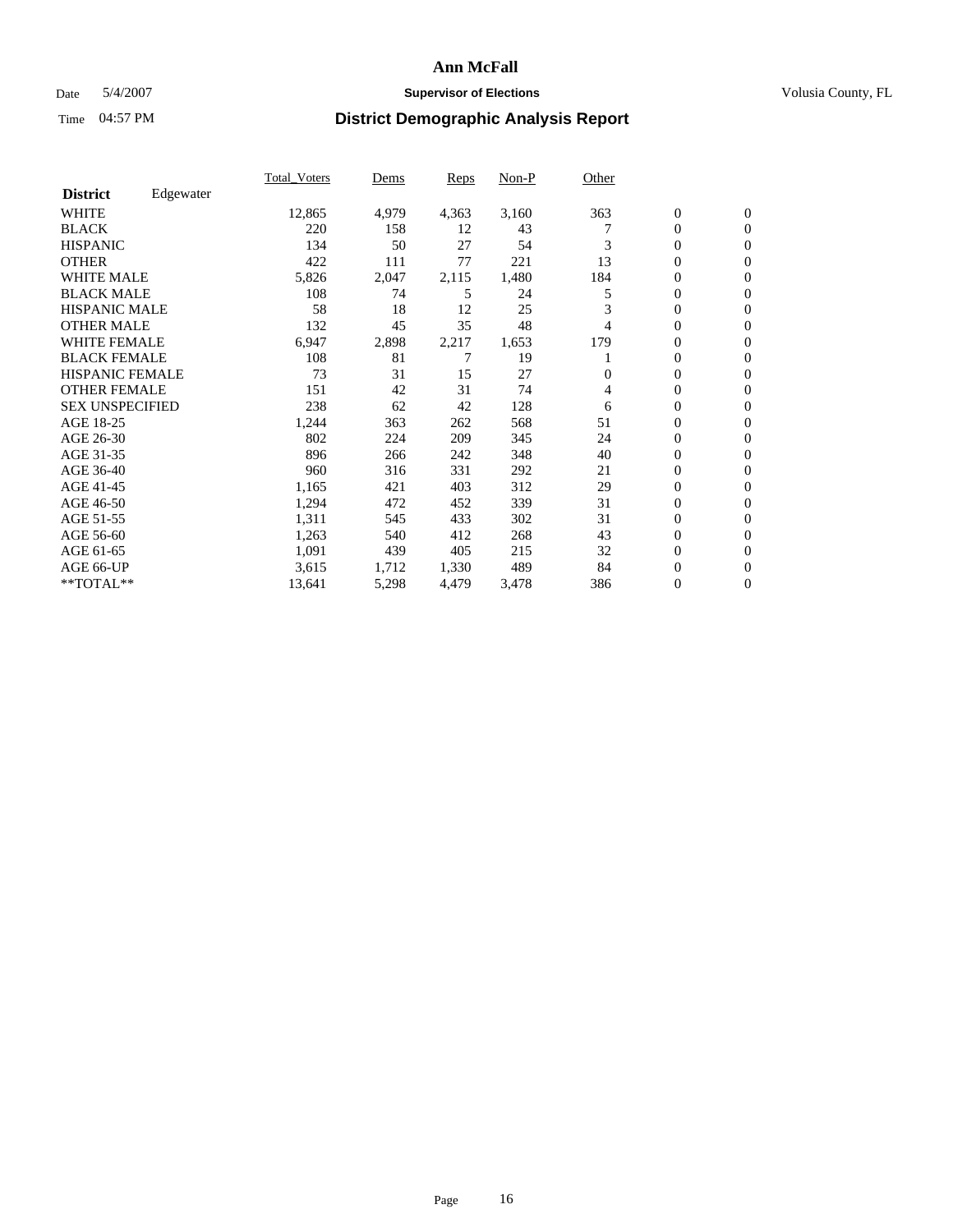# Ann McFall

Date 5/4/2007 **Supervisor of Elections** Volusia County, FL

Time 04:57 PM **District Demographic Analysis Report**

| **District** Edgewater | Total_Voters | Dems | Reps | Non-P | Other | | |
|---|---|---|---|---|---|---|---|
| WHITE | 12,865 | 4,979 | 4,363 | 3,160 | 363 | 0 | 0 |
| BLACK | 220 | 158 | 12 | 43 | 7 | 0 | 0 |
| HISPANIC | 134 | 50 | 27 | 54 | 3 | 0 | 0 |
| OTHER | 422 | 111 | 77 | 221 | 13 | 0 | 0 |
| WHITE MALE | 5,826 | 2,047 | 2,115 | 1,480 | 184 | 0 | 0 |
| BLACK MALE | 108 | 74 | 5 | 24 | 5 | 0 | 0 |
| HISPANIC MALE | 58 | 18 | 12 | 25 | 3 | 0 | 0 |
| OTHER MALE | 132 | 45 | 35 | 48 | 4 | 0 | 0 |
| WHITE FEMALE | 6,947 | 2,898 | 2,217 | 1,653 | 179 | 0 | 0 |
| BLACK FEMALE | 108 | 81 | 7 | 19 | 1 | 0 | 0 |
| HISPANIC FEMALE | 73 | 31 | 15 | 27 | 0 | 0 | 0 |
| OTHER FEMALE | 151 | 42 | 31 | 74 | 4 | 0 | 0 |
| SEX UNSPECIFIED | 238 | 62 | 42 | 128 | 6 | 0 | 0 |
| AGE 18-25 | 1,244 | 363 | 262 | 568 | 51 | 0 | 0 |
| AGE 26-30 | 802 | 224 | 209 | 345 | 24 | 0 | 0 |
| AGE 31-35 | 896 | 266 | 242 | 348 | 40 | 0 | 0 |
| AGE 36-40 | 960 | 316 | 331 | 292 | 21 | 0 | 0 |
| AGE 41-45 | 1,165 | 421 | 403 | 312 | 29 | 0 | 0 |
| AGE 46-50 | 1,294 | 472 | 452 | 339 | 31 | 0 | 0 |
| AGE 51-55 | 1,311 | 545 | 433 | 302 | 31 | 0 | 0 |
| AGE 56-60 | 1,263 | 540 | 412 | 268 | 43 | 0 | 0 |
| AGE 61-65 | 1,091 | 439 | 405 | 215 | 32 | 0 | 0 |
| AGE 66-UP | 3,615 | 1,712 | 1,330 | 489 | 84 | 0 | 0 |
| **TOTAL** | 13,641 | 5,298 | 4,479 | 3,478 | 386 | 0 | 0 |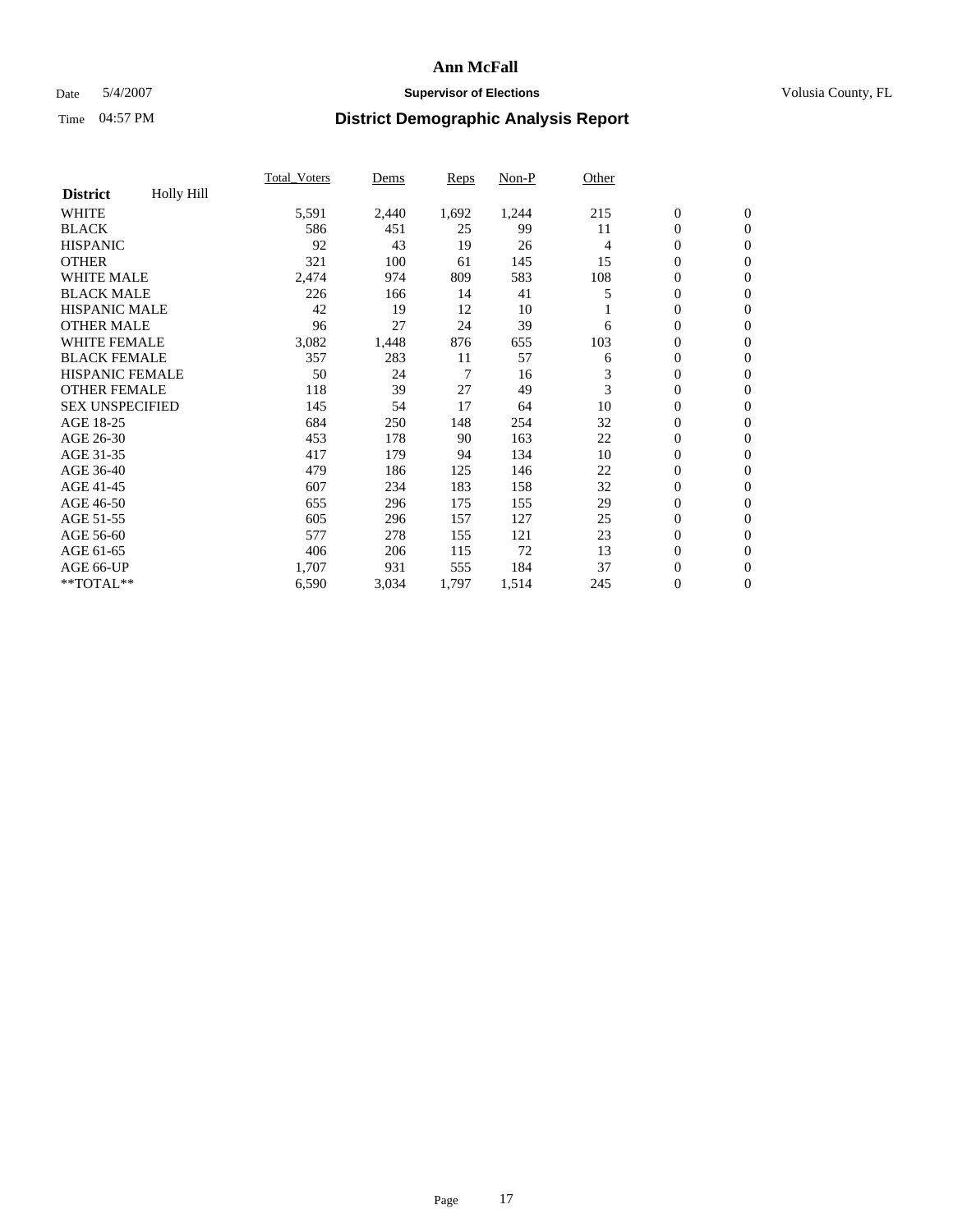**Ann McFall**

Date 5/4/2007 **Supervisor of Elections** Volusia County, FL

Time 04:57 PM **District Demographic Analysis Report**

| | Total_Voters | Dems | Reps | Non-P | Other | | |
|---|---|---|---|---|---|---|---|
| **District** Holly Hill | | | | | | | |
| WHITE | 5,591 | 2,440 | 1,692 | 1,244 | 215 | 0 | 0 |
| BLACK | 586 | 451 | 25 | 99 | 11 | 0 | 0 |
| HISPANIC | 92 | 43 | 19 | 26 | 4 | 0 | 0 |
| OTHER | 321 | 100 | 61 | 145 | 15 | 0 | 0 |
| WHITE MALE | 2,474 | 974 | 809 | 583 | 108 | 0 | 0 |
| BLACK MALE | 226 | 166 | 14 | 41 | 5 | 0 | 0 |
| HISPANIC MALE | 42 | 19 | 12 | 10 | 1 | 0 | 0 |
| OTHER MALE | 96 | 27 | 24 | 39 | 6 | 0 | 0 |
| WHITE FEMALE | 3,082 | 1,448 | 876 | 655 | 103 | 0 | 0 |
| BLACK FEMALE | 357 | 283 | 11 | 57 | 6 | 0 | 0 |
| HISPANIC FEMALE | 50 | 24 | 7 | 16 | 3 | 0 | 0 |
| OTHER FEMALE | 118 | 39 | 27 | 49 | 3 | 0 | 0 |
| SEX UNSPECIFIED | 145 | 54 | 17 | 64 | 10 | 0 | 0 |
| AGE 18-25 | 684 | 250 | 148 | 254 | 32 | 0 | 0 |
| AGE 26-30 | 453 | 178 | 90 | 163 | 22 | 0 | 0 |
| AGE 31-35 | 417 | 179 | 94 | 134 | 10 | 0 | 0 |
| AGE 36-40 | 479 | 186 | 125 | 146 | 22 | 0 | 0 |
| AGE 41-45 | 607 | 234 | 183 | 158 | 32 | 0 | 0 |
| AGE 46-50 | 655 | 296 | 175 | 155 | 29 | 0 | 0 |
| AGE 51-55 | 605 | 296 | 157 | 127 | 25 | 0 | 0 |
| AGE 56-60 | 577 | 278 | 155 | 121 | 23 | 0 | 0 |
| AGE 61-65 | 406 | 206 | 115 | 72 | 13 | 0 | 0 |
| AGE 66-UP | 1,707 | 931 | 555 | 184 | 37 | 0 | 0 |
| **TOTAL** | 6,590 | 3,034 | 1,797 | 1,514 | 245 | 0 | 0 |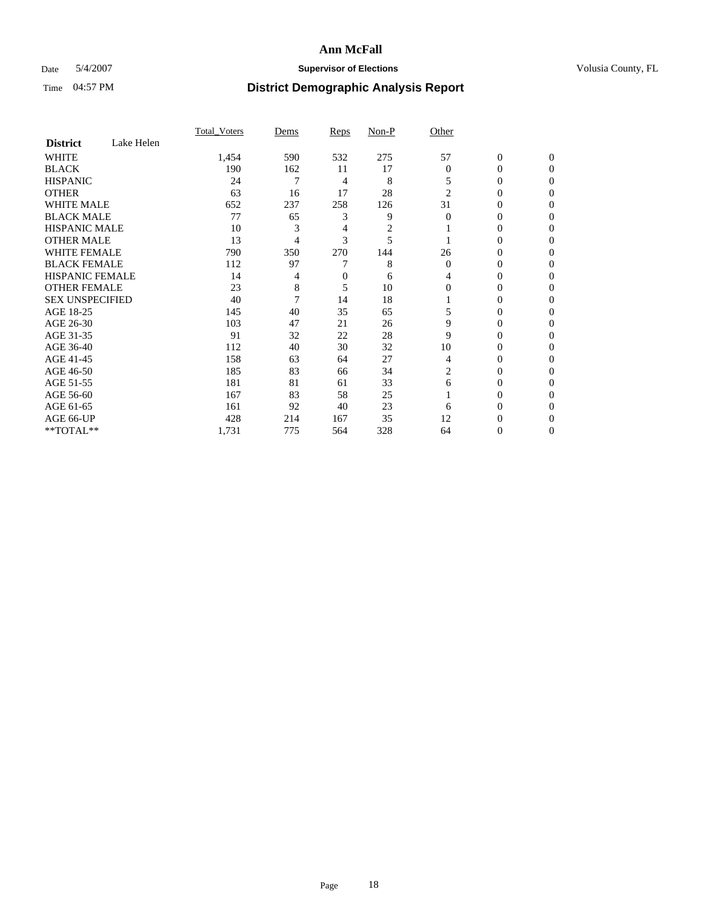**Ann McFall**

Date 5/4/2007 **Supervisor of Elections** Volusia County, FL

Time 04:57 PM **District Demographic Analysis Report**

| **District** Lake Helen | Total_Voters | Dems | Reps | Non-P | Other | | |
|---|---|---|---|---|---|---|---|
| WHITE | 1,454 | 590 | 532 | 275 | 57 | 0 | 0 |
| BLACK | 190 | 162 | 11 | 17 | 0 | 0 | 0 |
| HISPANIC | 24 | 7 | 4 | 8 | 5 | 0 | 0 |
| OTHER | 63 | 16 | 17 | 28 | 2 | 0 | 0 |
| WHITE MALE | 652 | 237 | 258 | 126 | 31 | 0 | 0 |
| BLACK MALE | 77 | 65 | 3 | 9 | 0 | 0 | 0 |
| HISPANIC MALE | 10 | 3 | 4 | 2 | 1 | 0 | 0 |
| OTHER MALE | 13 | 4 | 3 | 5 | 1 | 0 | 0 |
| WHITE FEMALE | 790 | 350 | 270 | 144 | 26 | 0 | 0 |
| BLACK FEMALE | 112 | 97 | 7 | 8 | 0 | 0 | 0 |
| HISPANIC FEMALE | 14 | 4 | 0 | 6 | 4 | 0 | 0 |
| OTHER FEMALE | 23 | 8 | 5 | 10 | 0 | 0 | 0 |
| SEX UNSPECIFIED | 40 | 7 | 14 | 18 | 1 | 0 | 0 |
| AGE 18-25 | 145 | 40 | 35 | 65 | 5 | 0 | 0 |
| AGE 26-30 | 103 | 47 | 21 | 26 | 9 | 0 | 0 |
| AGE 31-35 | 91 | 32 | 22 | 28 | 9 | 0 | 0 |
| AGE 36-40 | 112 | 40 | 30 | 32 | 10 | 0 | 0 |
| AGE 41-45 | 158 | 63 | 64 | 27 | 4 | 0 | 0 |
| AGE 46-50 | 185 | 83 | 66 | 34 | 2 | 0 | 0 |
| AGE 51-55 | 181 | 81 | 61 | 33 | 6 | 0 | 0 |
| AGE 56-60 | 167 | 83 | 58 | 25 | 1 | 0 | 0 |
| AGE 61-65 | 161 | 92 | 40 | 23 | 6 | 0 | 0 |
| AGE 66-UP | 428 | 214 | 167 | 35 | 12 | 0 | 0 |
| **TOTAL** | 1,731 | 775 | 564 | 328 | 64 | 0 | 0 |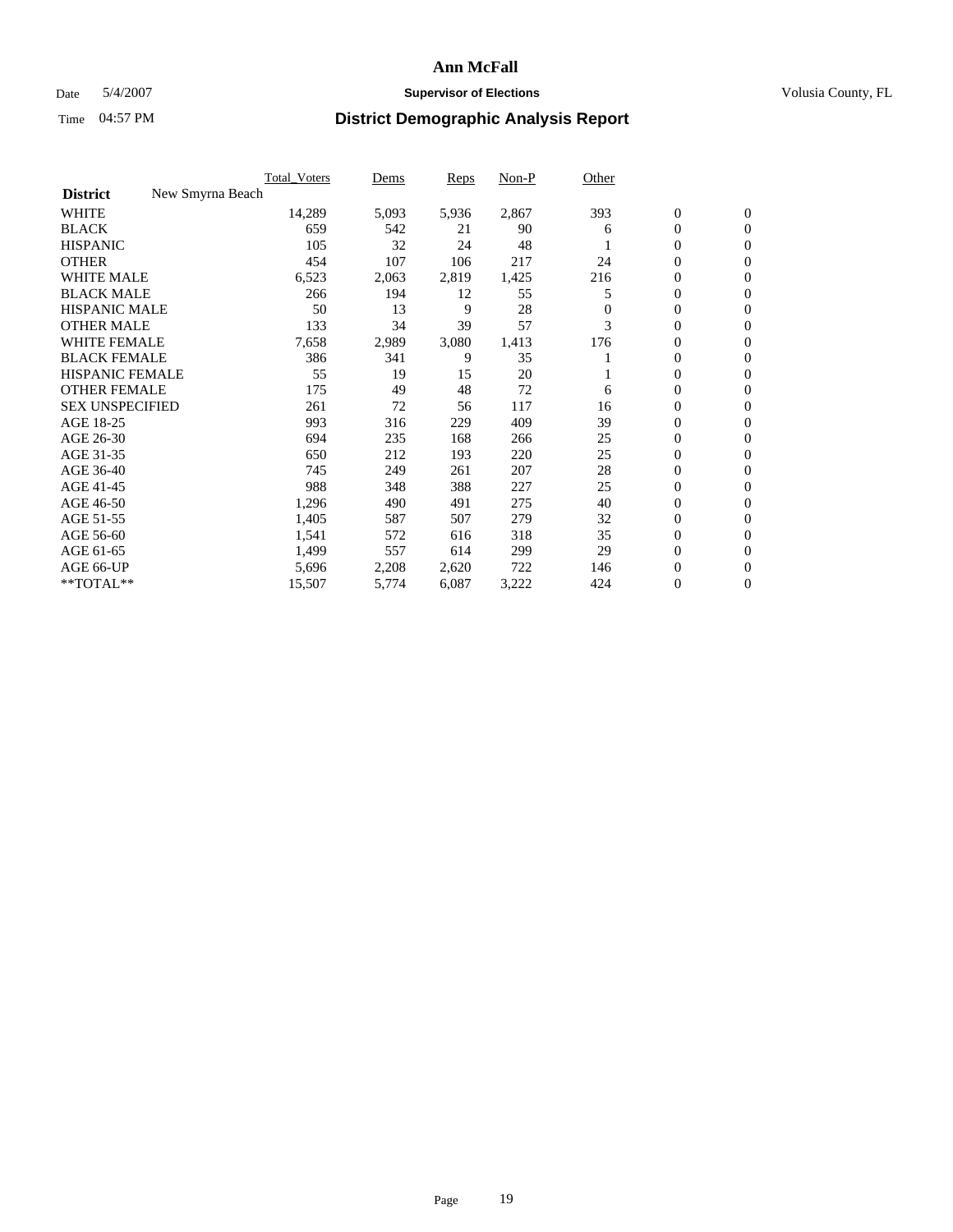# Ann McFall

Date 5/4/2007 **Supervisor of Elections** Volusia County, FL

Time 04:57 PM **District Demographic Analysis Report**

| | Total_Voters | Dems | Reps | Non-P | Other | | |
|---|---|---|---|---|---|---|---|
| **District** New Smyrna Beach | | | | | | | |
| WHITE | 14,289 | 5,093 | 5,936 | 2,867 | 393 | 0 | 0 |
| BLACK | 659 | 542 | 21 | 90 | 6 | 0 | 0 |
| HISPANIC | 105 | 32 | 24 | 48 | 1 | 0 | 0 |
| OTHER | 454 | 107 | 106 | 217 | 24 | 0 | 0 |
| WHITE MALE | 6,523 | 2,063 | 2,819 | 1,425 | 216 | 0 | 0 |
| BLACK MALE | 266 | 194 | 12 | 55 | 5 | 0 | 0 |
| HISPANIC MALE | 50 | 13 | 9 | 28 | 0 | 0 | 0 |
| OTHER MALE | 133 | 34 | 39 | 57 | 3 | 0 | 0 |
| WHITE FEMALE | 7,658 | 2,989 | 3,080 | 1,413 | 176 | 0 | 0 |
| BLACK FEMALE | 386 | 341 | 9 | 35 | 1 | 0 | 0 |
| HISPANIC FEMALE | 55 | 19 | 15 | 20 | 1 | 0 | 0 |
| OTHER FEMALE | 175 | 49 | 48 | 72 | 6 | 0 | 0 |
| SEX UNSPECIFIED | 261 | 72 | 56 | 117 | 16 | 0 | 0 |
| AGE 18-25 | 993 | 316 | 229 | 409 | 39 | 0 | 0 |
| AGE 26-30 | 694 | 235 | 168 | 266 | 25 | 0 | 0 |
| AGE 31-35 | 650 | 212 | 193 | 220 | 25 | 0 | 0 |
| AGE 36-40 | 745 | 249 | 261 | 207 | 28 | 0 | 0 |
| AGE 41-45 | 988 | 348 | 388 | 227 | 25 | 0 | 0 |
| AGE 46-50 | 1,296 | 490 | 491 | 275 | 40 | 0 | 0 |
| AGE 51-55 | 1,405 | 587 | 507 | 279 | 32 | 0 | 0 |
| AGE 56-60 | 1,541 | 572 | 616 | 318 | 35 | 0 | 0 |
| AGE 61-65 | 1,499 | 557 | 614 | 299 | 29 | 0 | 0 |
| AGE 66-UP | 5,696 | 2,208 | 2,620 | 722 | 146 | 0 | 0 |
| **TOTAL** | 15,507 | 5,774 | 6,087 | 3,222 | 424 | 0 | 0 |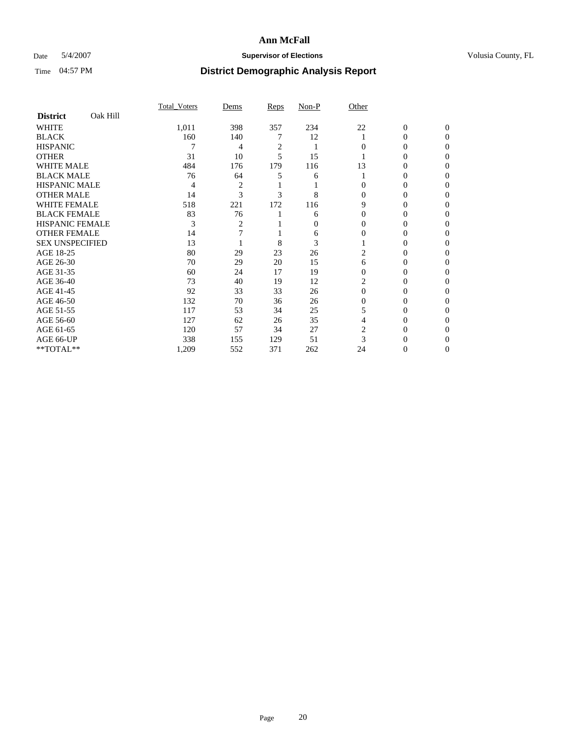# Ann McFall

Date 5/4/2007 **Supervisor of Elections** Volusia County, FL

Time 04:57 PM **District Demographic Analysis Report**

| **District** Oak Hill | Total_Voters | Dems | Reps | Non-P | Other | | |
|---|---|---|---|---|---|---|---|
| WHITE | 1,011 | 398 | 357 | 234 | 22 | 0 | 0 |
| BLACK | 160 | 140 | 7 | 12 | 1 | 0 | 0 |
| HISPANIC | 7 | 4 | 2 | 1 | 0 | 0 | 0 |
| OTHER | 31 | 10 | 5 | 15 | 1 | 0 | 0 |
| WHITE MALE | 484 | 176 | 179 | 116 | 13 | 0 | 0 |
| BLACK MALE | 76 | 64 | 5 | 6 | 1 | 0 | 0 |
| HISPANIC MALE | 4 | 2 | 1 | 1 | 0 | 0 | 0 |
| OTHER MALE | 14 | 3 | 3 | 8 | 0 | 0 | 0 |
| WHITE FEMALE | 518 | 221 | 172 | 116 | 9 | 0 | 0 |
| BLACK FEMALE | 83 | 76 | 1 | 6 | 0 | 0 | 0 |
| HISPANIC FEMALE | 3 | 2 | 1 | 0 | 0 | 0 | 0 |
| OTHER FEMALE | 14 | 7 | 1 | 6 | 0 | 0 | 0 |
| SEX UNSPECIFIED | 13 | 1 | 8 | 3 | 1 | 0 | 0 |
| AGE 18-25 | 80 | 29 | 23 | 26 | 2 | 0 | 0 |
| AGE 26-30 | 70 | 29 | 20 | 15 | 6 | 0 | 0 |
| AGE 31-35 | 60 | 24 | 17 | 19 | 0 | 0 | 0 |
| AGE 36-40 | 73 | 40 | 19 | 12 | 2 | 0 | 0 |
| AGE 41-45 | 92 | 33 | 33 | 26 | 0 | 0 | 0 |
| AGE 46-50 | 132 | 70 | 36 | 26 | 0 | 0 | 0 |
| AGE 51-55 | 117 | 53 | 34 | 25 | 5 | 0 | 0 |
| AGE 56-60 | 127 | 62 | 26 | 35 | 4 | 0 | 0 |
| AGE 61-65 | 120 | 57 | 34 | 27 | 2 | 0 | 0 |
| AGE 66-UP | 338 | 155 | 129 | 51 | 3 | 0 | 0 |
| **TOTAL** | 1,209 | 552 | 371 | 262 | 24 | 0 | 0 |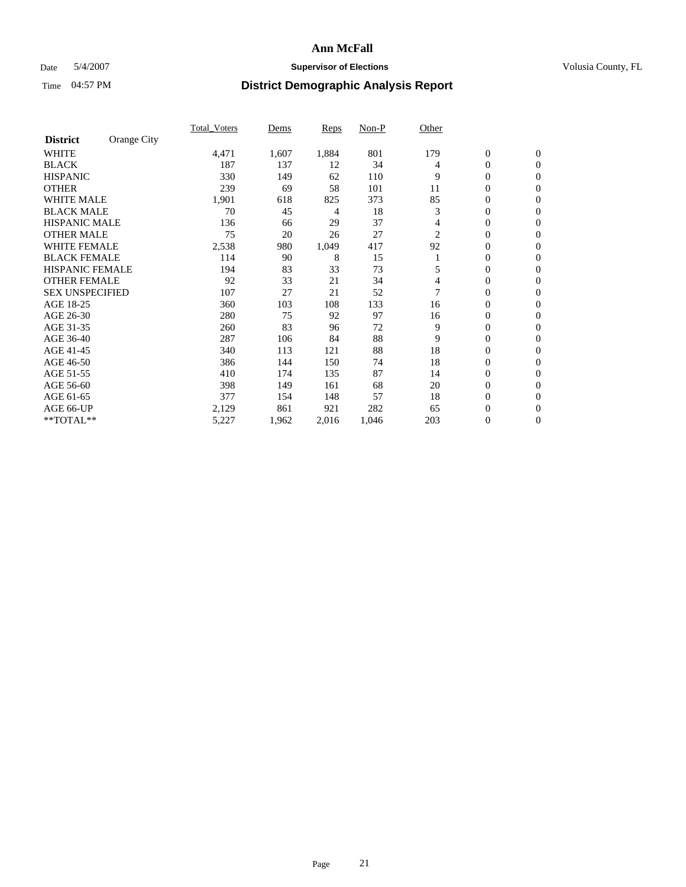# Ann McFall

Date 5/4/2007 **Supervisor of Elections** Volusia County, FL

Time 04:57 PM **District Demographic Analysis Report**

| **District** Orange City | Total_Voters | Dems | Reps | Non-P | Other | | |
|---|---|---|---|---|---|---|---|
| WHITE | 4,471 | 1,607 | 1,884 | 801 | 179 | 0 | 0 |
| BLACK | 187 | 137 | 12 | 34 | 4 | 0 | 0 |
| HISPANIC | 330 | 149 | 62 | 110 | 9 | 0 | 0 |
| OTHER | 239 | 69 | 58 | 101 | 11 | 0 | 0 |
| WHITE MALE | 1,901 | 618 | 825 | 373 | 85 | 0 | 0 |
| BLACK MALE | 70 | 45 | 4 | 18 | 3 | 0 | 0 |
| HISPANIC MALE | 136 | 66 | 29 | 37 | 4 | 0 | 0 |
| OTHER MALE | 75 | 20 | 26 | 27 | 2 | 0 | 0 |
| WHITE FEMALE | 2,538 | 980 | 1,049 | 417 | 92 | 0 | 0 |
| BLACK FEMALE | 114 | 90 | 8 | 15 | 1 | 0 | 0 |
| HISPANIC FEMALE | 194 | 83 | 33 | 73 | 5 | 0 | 0 |
| OTHER FEMALE | 92 | 33 | 21 | 34 | 4 | 0 | 0 |
| SEX UNSPECIFIED | 107 | 27 | 21 | 52 | 7 | 0 | 0 |
| AGE 18-25 | 360 | 103 | 108 | 133 | 16 | 0 | 0 |
| AGE 26-30 | 280 | 75 | 92 | 97 | 16 | 0 | 0 |
| AGE 31-35 | 260 | 83 | 96 | 72 | 9 | 0 | 0 |
| AGE 36-40 | 287 | 106 | 84 | 88 | 9 | 0 | 0 |
| AGE 41-45 | 340 | 113 | 121 | 88 | 18 | 0 | 0 |
| AGE 46-50 | 386 | 144 | 150 | 74 | 18 | 0 | 0 |
| AGE 51-55 | 410 | 174 | 135 | 87 | 14 | 0 | 0 |
| AGE 56-60 | 398 | 149 | 161 | 68 | 20 | 0 | 0 |
| AGE 61-65 | 377 | 154 | 148 | 57 | 18 | 0 | 0 |
| AGE 66-UP | 2,129 | 861 | 921 | 282 | 65 | 0 | 0 |
| **TOTAL** | 5,227 | 1,962 | 2,016 | 1,046 | 203 | 0 | 0 |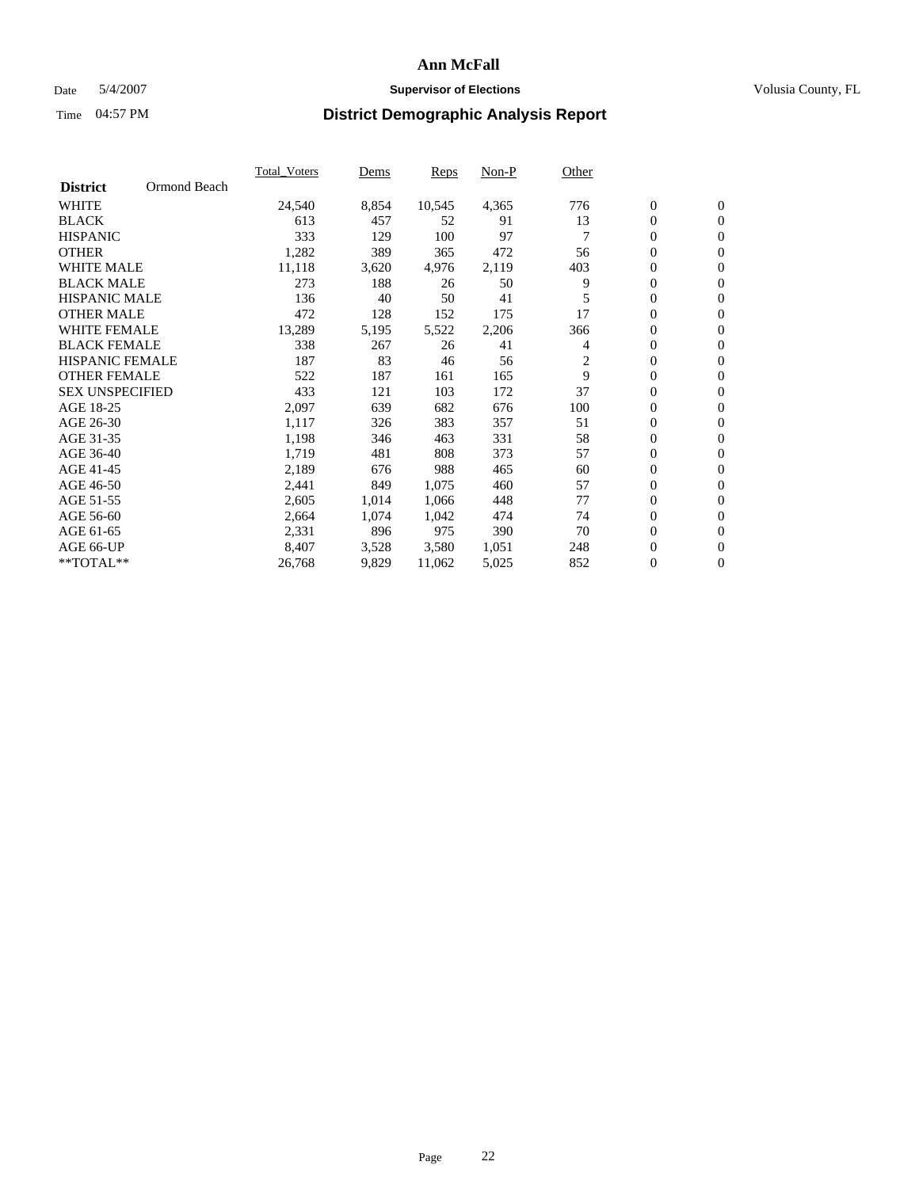# Ann McFall

Date 5/4/2007 **Supervisor of Elections** Volusia County, FL

Time 04:57 PM **District Demographic Analysis Report**

| **District** Ormond Beach | Total_Voters | Dems | Reps | Non-P | Other | | |
|---|---|---|---|---|---|---|---|
| WHITE | 24,540 | 8,854 | 10,545 | 4,365 | 776 | 0 | 0 |
| BLACK | 613 | 457 | 52 | 91 | 13 | 0 | 0 |
| HISPANIC | 333 | 129 | 100 | 97 | 7 | 0 | 0 |
| OTHER | 1,282 | 389 | 365 | 472 | 56 | 0 | 0 |
| WHITE MALE | 11,118 | 3,620 | 4,976 | 2,119 | 403 | 0 | 0 |
| BLACK MALE | 273 | 188 | 26 | 50 | 9 | 0 | 0 |
| HISPANIC MALE | 136 | 40 | 50 | 41 | 5 | 0 | 0 |
| OTHER MALE | 472 | 128 | 152 | 175 | 17 | 0 | 0 |
| WHITE FEMALE | 13,289 | 5,195 | 5,522 | 2,206 | 366 | 0 | 0 |
| BLACK FEMALE | 338 | 267 | 26 | 41 | 4 | 0 | 0 |
| HISPANIC FEMALE | 187 | 83 | 46 | 56 | 2 | 0 | 0 |
| OTHER FEMALE | 522 | 187 | 161 | 165 | 9 | 0 | 0 |
| SEX UNSPECIFIED | 433 | 121 | 103 | 172 | 37 | 0 | 0 |
| AGE 18-25 | 2,097 | 639 | 682 | 676 | 100 | 0 | 0 |
| AGE 26-30 | 1,117 | 326 | 383 | 357 | 51 | 0 | 0 |
| AGE 31-35 | 1,198 | 346 | 463 | 331 | 58 | 0 | 0 |
| AGE 36-40 | 1,719 | 481 | 808 | 373 | 57 | 0 | 0 |
| AGE 41-45 | 2,189 | 676 | 988 | 465 | 60 | 0 | 0 |
| AGE 46-50 | 2,441 | 849 | 1,075 | 460 | 57 | 0 | 0 |
| AGE 51-55 | 2,605 | 1,014 | 1,066 | 448 | 77 | 0 | 0 |
| AGE 56-60 | 2,664 | 1,074 | 1,042 | 474 | 74 | 0 | 0 |
| AGE 61-65 | 2,331 | 896 | 975 | 390 | 70 | 0 | 0 |
| AGE 66-UP | 8,407 | 3,528 | 3,580 | 1,051 | 248 | 0 | 0 |
| **TOTAL** | 26,768 | 9,829 | 11,062 | 5,025 | 852 | 0 | 0 |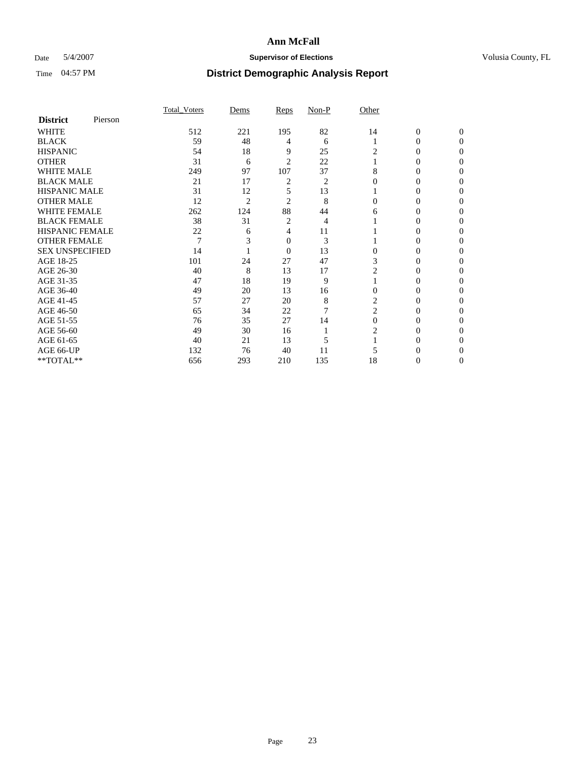# Ann McFall

Date 5/4/2007 **Supervisor of Elections** Volusia County, FL

Time 04:57 PM **District Demographic Analysis Report**

| **District** Pierson | Total_Voters | Dems | Reps | Non-P | Other | | |
|---|---|---|---|---|---|---|---|
| WHITE | 512 | 221 | 195 | 82 | 14 | 0 | 0 |
| BLACK | 59 | 48 | 4 | 6 | 1 | 0 | 0 |
| HISPANIC | 54 | 18 | 9 | 25 | 2 | 0 | 0 |
| OTHER | 31 | 6 | 2 | 22 | 1 | 0 | 0 |
| WHITE MALE | 249 | 97 | 107 | 37 | 8 | 0 | 0 |
| BLACK MALE | 21 | 17 | 2 | 2 | 0 | 0 | 0 |
| HISPANIC MALE | 31 | 12 | 5 | 13 | 1 | 0 | 0 |
| OTHER MALE | 12 | 2 | 2 | 8 | 0 | 0 | 0 |
| WHITE FEMALE | 262 | 124 | 88 | 44 | 6 | 0 | 0 |
| BLACK FEMALE | 38 | 31 | 2 | 4 | 1 | 0 | 0 |
| HISPANIC FEMALE | 22 | 6 | 4 | 11 | 1 | 0 | 0 |
| OTHER FEMALE | 7 | 3 | 0 | 3 | 1 | 0 | 0 |
| SEX UNSPECIFIED | 14 | 1 | 0 | 13 | 0 | 0 | 0 |
| AGE 18-25 | 101 | 24 | 27 | 47 | 3 | 0 | 0 |
| AGE 26-30 | 40 | 8 | 13 | 17 | 2 | 0 | 0 |
| AGE 31-35 | 47 | 18 | 19 | 9 | 1 | 0 | 0 |
| AGE 36-40 | 49 | 20 | 13 | 16 | 0 | 0 | 0 |
| AGE 41-45 | 57 | 27 | 20 | 8 | 2 | 0 | 0 |
| AGE 46-50 | 65 | 34 | 22 | 7 | 2 | 0 | 0 |
| AGE 51-55 | 76 | 35 | 27 | 14 | 0 | 0 | 0 |
| AGE 56-60 | 49 | 30 | 16 | 1 | 2 | 0 | 0 |
| AGE 61-65 | 40 | 21 | 13 | 5 | 1 | 0 | 0 |
| AGE 66-UP | 132 | 76 | 40 | 11 | 5 | 0 | 0 |
| **TOTAL** | 656 | 293 | 210 | 135 | 18 | 0 | 0 |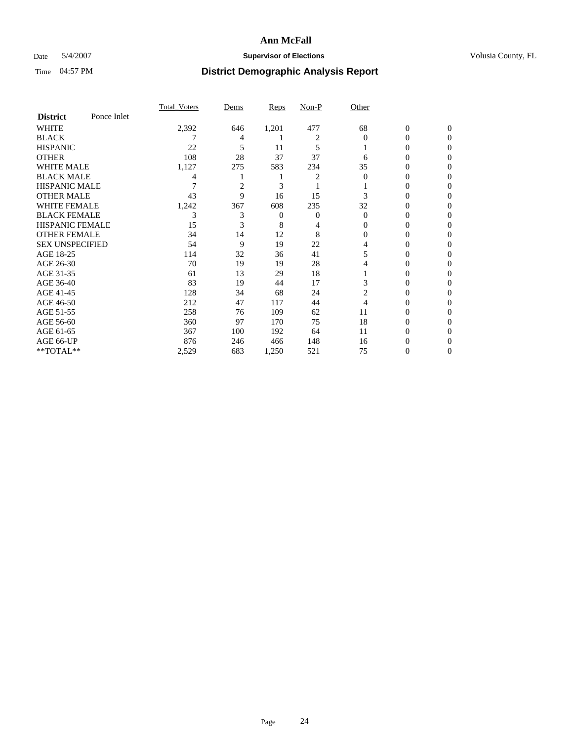# Ann McFall

Date 5/4/2007 **Supervisor of Elections** Volusia County, FL

Time 04:57 PM **District Demographic Analysis Report**

| **District** Ponce Inlet | Total_Voters | Dems | Reps | Non-P | Other | | |
|---|---|---|---|---|---|---|---|
| WHITE | 2,392 | 646 | 1,201 | 477 | 68 | 0 | 0 |
| BLACK | 7 | 4 | 1 | 2 | 0 | 0 | 0 |
| HISPANIC | 22 | 5 | 11 | 5 | 1 | 0 | 0 |
| OTHER | 108 | 28 | 37 | 37 | 6 | 0 | 0 |
| WHITE MALE | 1,127 | 275 | 583 | 234 | 35 | 0 | 0 |
| BLACK MALE | 4 | 1 | 1 | 2 | 0 | 0 | 0 |
| HISPANIC MALE | 7 | 2 | 3 | 1 | 1 | 0 | 0 |
| OTHER MALE | 43 | 9 | 16 | 15 | 3 | 0 | 0 |
| WHITE FEMALE | 1,242 | 367 | 608 | 235 | 32 | 0 | 0 |
| BLACK FEMALE | 3 | 3 | 0 | 0 | 0 | 0 | 0 |
| HISPANIC FEMALE | 15 | 3 | 8 | 4 | 0 | 0 | 0 |
| OTHER FEMALE | 34 | 14 | 12 | 8 | 0 | 0 | 0 |
| SEX UNSPECIFIED | 54 | 9 | 19 | 22 | 4 | 0 | 0 |
| AGE 18-25 | 114 | 32 | 36 | 41 | 5 | 0 | 0 |
| AGE 26-30 | 70 | 19 | 19 | 28 | 4 | 0 | 0 |
| AGE 31-35 | 61 | 13 | 29 | 18 | 1 | 0 | 0 |
| AGE 36-40 | 83 | 19 | 44 | 17 | 3 | 0 | 0 |
| AGE 41-45 | 128 | 34 | 68 | 24 | 2 | 0 | 0 |
| AGE 46-50 | 212 | 47 | 117 | 44 | 4 | 0 | 0 |
| AGE 51-55 | 258 | 76 | 109 | 62 | 11 | 0 | 0 |
| AGE 56-60 | 360 | 97 | 170 | 75 | 18 | 0 | 0 |
| AGE 61-65 | 367 | 100 | 192 | 64 | 11 | 0 | 0 |
| AGE 66-UP | 876 | 246 | 466 | 148 | 16 | 0 | 0 |
| **TOTAL** | 2,529 | 683 | 1,250 | 521 | 75 | 0 | 0 |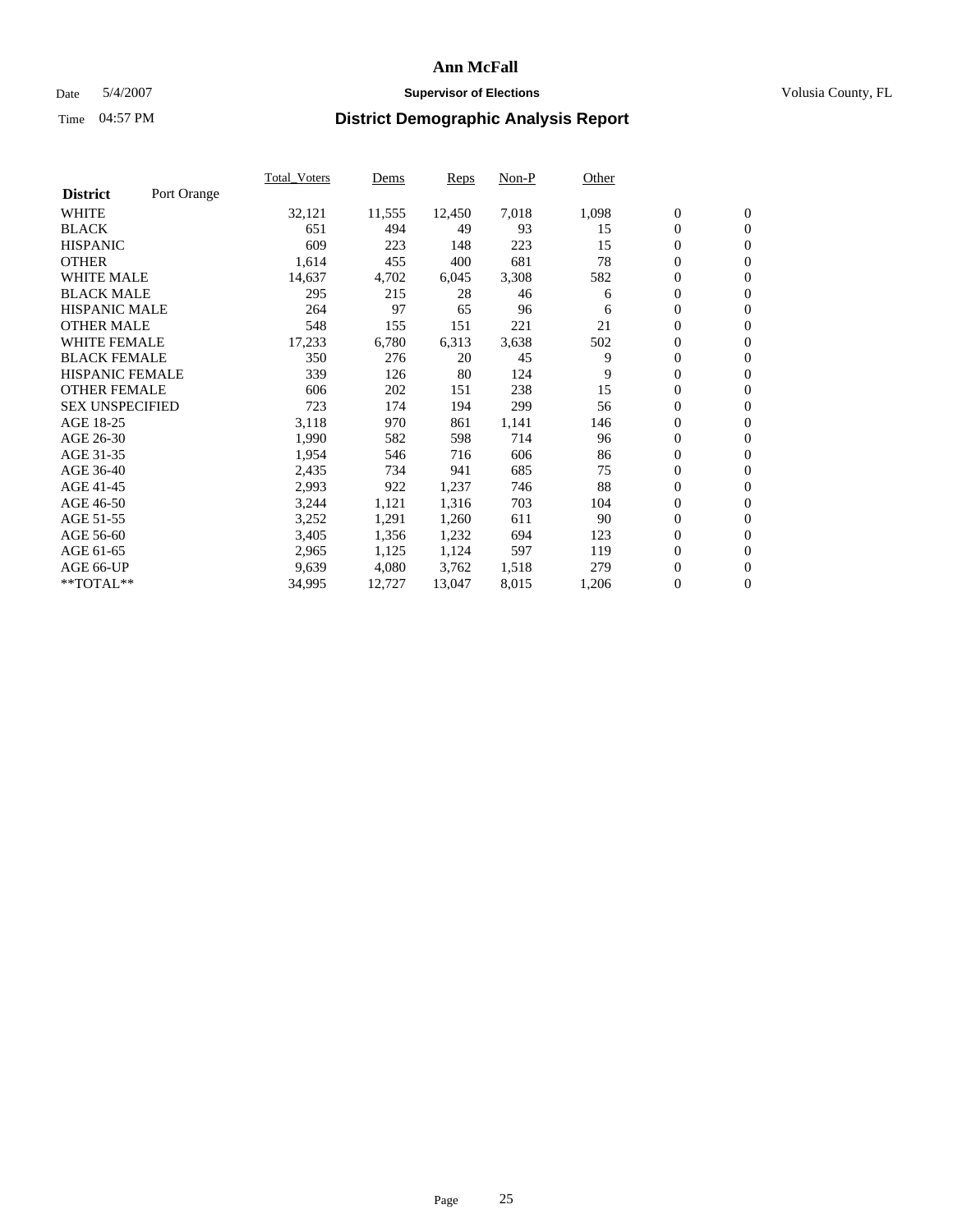# Ann McFall

Date 5/4/2007 **Supervisor of Elections** Volusia County, FL

Time 04:57 PM **District Demographic Analysis Report**

| **District** Port Orange | Total_Voters | Dems | Reps | Non-P | Other | | |
|---|---|---|---|---|---|---|---|
| WHITE | 32,121 | 11,555 | 12,450 | 7,018 | 1,098 | 0 | 0 |
| BLACK | 651 | 494 | 49 | 93 | 15 | 0 | 0 |
| HISPANIC | 609 | 223 | 148 | 223 | 15 | 0 | 0 |
| OTHER | 1,614 | 455 | 400 | 681 | 78 | 0 | 0 |
| WHITE MALE | 14,637 | 4,702 | 6,045 | 3,308 | 582 | 0 | 0 |
| BLACK MALE | 295 | 215 | 28 | 46 | 6 | 0 | 0 |
| HISPANIC MALE | 264 | 97 | 65 | 96 | 6 | 0 | 0 |
| OTHER MALE | 548 | 155 | 151 | 221 | 21 | 0 | 0 |
| WHITE FEMALE | 17,233 | 6,780 | 6,313 | 3,638 | 502 | 0 | 0 |
| BLACK FEMALE | 350 | 276 | 20 | 45 | 9 | 0 | 0 |
| HISPANIC FEMALE | 339 | 126 | 80 | 124 | 9 | 0 | 0 |
| OTHER FEMALE | 606 | 202 | 151 | 238 | 15 | 0 | 0 |
| SEX UNSPECIFIED | 723 | 174 | 194 | 299 | 56 | 0 | 0 |
| AGE 18-25 | 3,118 | 970 | 861 | 1,141 | 146 | 0 | 0 |
| AGE 26-30 | 1,990 | 582 | 598 | 714 | 96 | 0 | 0 |
| AGE 31-35 | 1,954 | 546 | 716 | 606 | 86 | 0 | 0 |
| AGE 36-40 | 2,435 | 734 | 941 | 685 | 75 | 0 | 0 |
| AGE 41-45 | 2,993 | 922 | 1,237 | 746 | 88 | 0 | 0 |
| AGE 46-50 | 3,244 | 1,121 | 1,316 | 703 | 104 | 0 | 0 |
| AGE 51-55 | 3,252 | 1,291 | 1,260 | 611 | 90 | 0 | 0 |
| AGE 56-60 | 3,405 | 1,356 | 1,232 | 694 | 123 | 0 | 0 |
| AGE 61-65 | 2,965 | 1,125 | 1,124 | 597 | 119 | 0 | 0 |
| AGE 66-UP | 9,639 | 4,080 | 3,762 | 1,518 | 279 | 0 | 0 |
| **TOTAL** | 34,995 | 12,727 | 13,047 | 8,015 | 1,206 | 0 | 0 |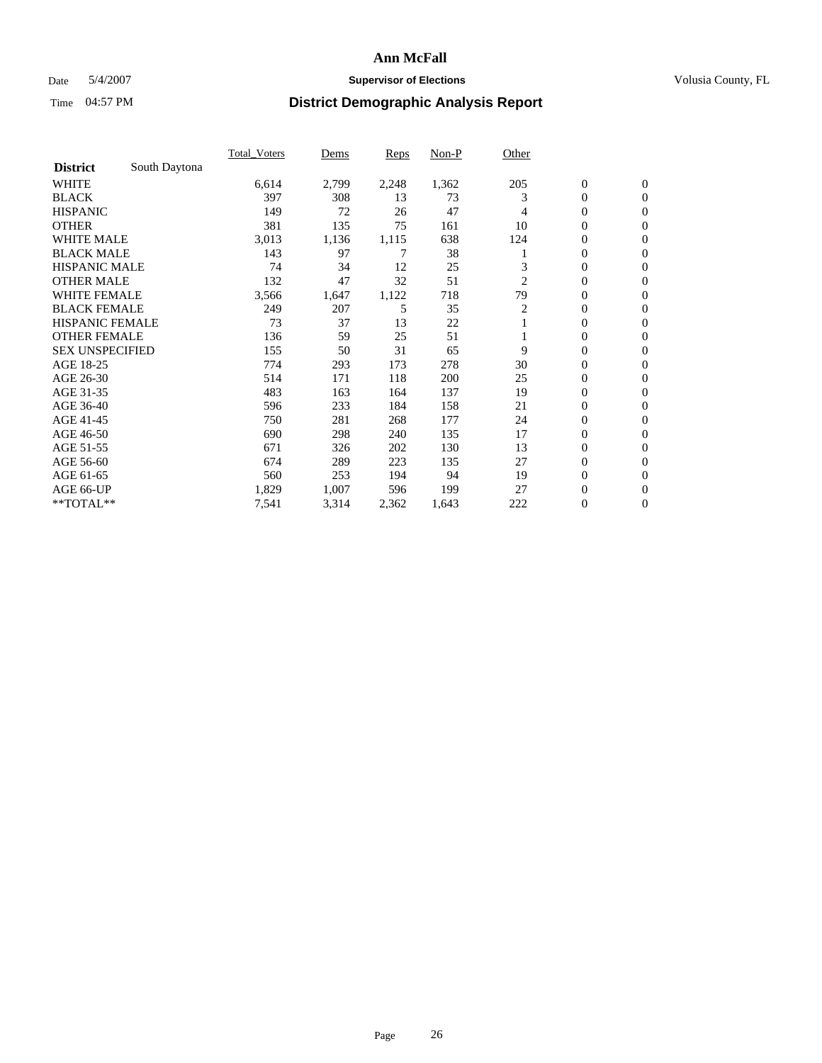# Ann McFall

Date 5/4/2007 **Supervisor of Elections** Volusia County, FL

Time 04:57 PM **District Demographic Analysis Report**

| **District** South Daytona | Total_Voters | Dems | Reps | Non-P | Other | | |
|---|---|---|---|---|---|---|---|
| WHITE | 6,614 | 2,799 | 2,248 | 1,362 | 205 | 0 | 0 |
| BLACK | 397 | 308 | 13 | 73 | 3 | 0 | 0 |
| HISPANIC | 149 | 72 | 26 | 47 | 4 | 0 | 0 |
| OTHER | 381 | 135 | 75 | 161 | 10 | 0 | 0 |
| WHITE MALE | 3,013 | 1,136 | 1,115 | 638 | 124 | 0 | 0 |
| BLACK MALE | 143 | 97 | 7 | 38 | 1 | 0 | 0 |
| HISPANIC MALE | 74 | 34 | 12 | 25 | 3 | 0 | 0 |
| OTHER MALE | 132 | 47 | 32 | 51 | 2 | 0 | 0 |
| WHITE FEMALE | 3,566 | 1,647 | 1,122 | 718 | 79 | 0 | 0 |
| BLACK FEMALE | 249 | 207 | 5 | 35 | 2 | 0 | 0 |
| HISPANIC FEMALE | 73 | 37 | 13 | 22 | 1 | 0 | 0 |
| OTHER FEMALE | 136 | 59 | 25 | 51 | 1 | 0 | 0 |
| SEX UNSPECIFIED | 155 | 50 | 31 | 65 | 9 | 0 | 0 |
| AGE 18-25 | 774 | 293 | 173 | 278 | 30 | 0 | 0 |
| AGE 26-30 | 514 | 171 | 118 | 200 | 25 | 0 | 0 |
| AGE 31-35 | 483 | 163 | 164 | 137 | 19 | 0 | 0 |
| AGE 36-40 | 596 | 233 | 184 | 158 | 21 | 0 | 0 |
| AGE 41-45 | 750 | 281 | 268 | 177 | 24 | 0 | 0 |
| AGE 46-50 | 690 | 298 | 240 | 135 | 17 | 0 | 0 |
| AGE 51-55 | 671 | 326 | 202 | 130 | 13 | 0 | 0 |
| AGE 56-60 | 674 | 289 | 223 | 135 | 27 | 0 | 0 |
| AGE 61-65 | 560 | 253 | 194 | 94 | 19 | 0 | 0 |
| AGE 66-UP | 1,829 | 1,007 | 596 | 199 | 27 | 0 | 0 |
| **TOTAL** | 7,541 | 3,314 | 2,362 | 1,643 | 222 | 0 | 0 |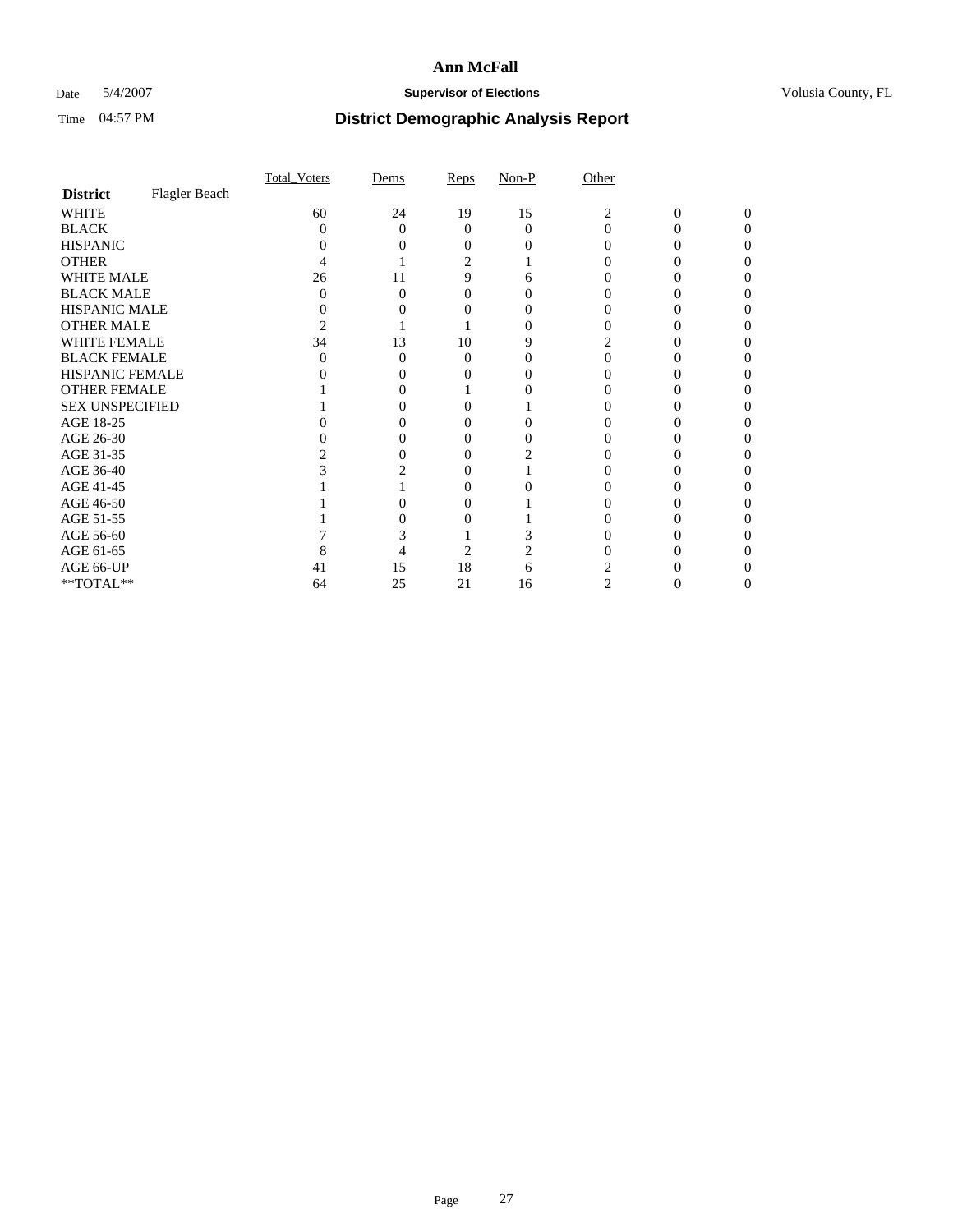# Ann McFall

Date 5/4/2007 **Supervisor of Elections** Volusia County, FL

Time 04:57 PM **District Demographic Analysis Report**

| | Total_Voters | Dems | Reps | Non-P | Other | | |
|---|---|---|---|---|---|---|---|
| **District** Flagler Beach | | | | | | | |
| WHITE | 60 | 24 | 19 | 15 | 2 | 0 | 0 |
| BLACK | 0 | 0 | 0 | 0 | 0 | 0 | 0 |
| HISPANIC | 0 | 0 | 0 | 0 | 0 | 0 | 0 |
| OTHER | 4 | 1 | 2 | 1 | 0 | 0 | 0 |
| WHITE MALE | 26 | 11 | 9 | 6 | 0 | 0 | 0 |
| BLACK MALE | 0 | 0 | 0 | 0 | 0 | 0 | 0 |
| HISPANIC MALE | 0 | 0 | 0 | 0 | 0 | 0 | 0 |
| OTHER MALE | 2 | 1 | 1 | 0 | 0 | 0 | 0 |
| WHITE FEMALE | 34 | 13 | 10 | 9 | 2 | 0 | 0 |
| BLACK FEMALE | 0 | 0 | 0 | 0 | 0 | 0 | 0 |
| HISPANIC FEMALE | 0 | 0 | 0 | 0 | 0 | 0 | 0 |
| OTHER FEMALE | 1 | 0 | 1 | 0 | 0 | 0 | 0 |
| SEX UNSPECIFIED | 1 | 0 | 0 | 1 | 0 | 0 | 0 |
| AGE 18-25 | 0 | 0 | 0 | 0 | 0 | 0 | 0 |
| AGE 26-30 | 0 | 0 | 0 | 0 | 0 | 0 | 0 |
| AGE 31-35 | 2 | 0 | 0 | 2 | 0 | 0 | 0 |
| AGE 36-40 | 3 | 2 | 0 | 1 | 0 | 0 | 0 |
| AGE 41-45 | 1 | 1 | 0 | 0 | 0 | 0 | 0 |
| AGE 46-50 | 1 | 0 | 0 | 1 | 0 | 0 | 0 |
| AGE 51-55 | 1 | 0 | 0 | 1 | 0 | 0 | 0 |
| AGE 56-60 | 7 | 3 | 1 | 3 | 0 | 0 | 0 |
| AGE 61-65 | 8 | 4 | 2 | 2 | 0 | 0 | 0 |
| AGE 66-UP | 41 | 15 | 18 | 6 | 2 | 0 | 0 |
| **TOTAL** | 64 | 25 | 21 | 16 | 2 | 0 | 0 |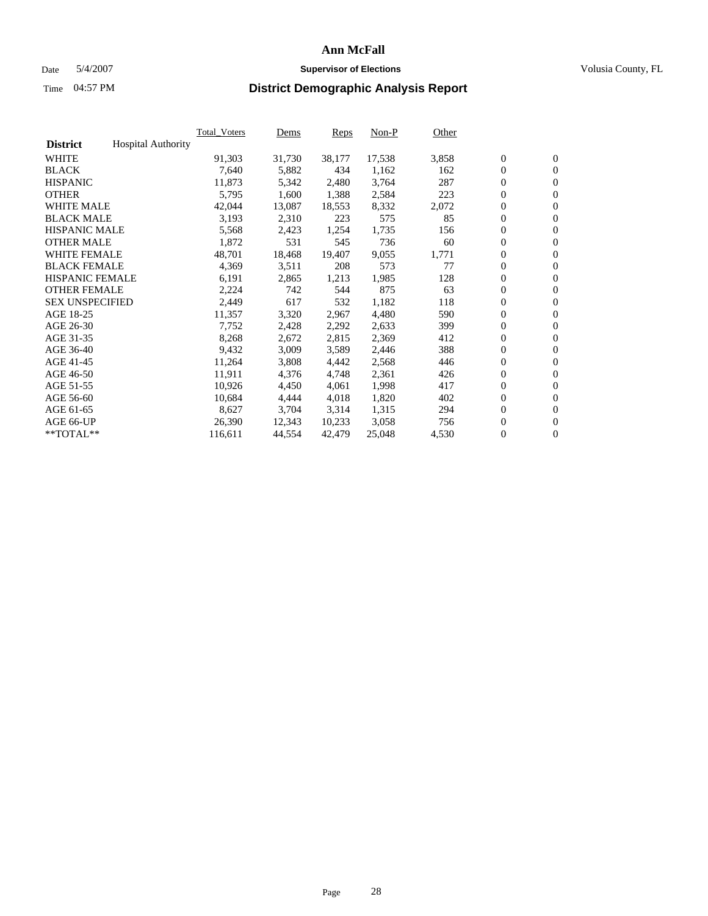Ann McFall

Date 5/4/2007 **Supervisor of Elections** Volusia County, FL

Time 04:57 PM

## District Demographic Analysis Report

| **District** Hospital Authority | Total_Voters | Dems | Reps | Non-P | Other | | |
|---|---|---|---|---|---|---|---|
| WHITE | 91,303 | 31,730 | 38,177 | 17,538 | 3,858 | 0 | 0 |
| BLACK | 7,640 | 5,882 | 434 | 1,162 | 162 | 0 | 0 |
| HISPANIC | 11,873 | 5,342 | 2,480 | 3,764 | 287 | 0 | 0 |
| OTHER | 5,795 | 1,600 | 1,388 | 2,584 | 223 | 0 | 0 |
| WHITE MALE | 42,044 | 13,087 | 18,553 | 8,332 | 2,072 | 0 | 0 |
| BLACK MALE | 3,193 | 2,310 | 223 | 575 | 85 | 0 | 0 |
| HISPANIC MALE | 5,568 | 2,423 | 1,254 | 1,735 | 156 | 0 | 0 |
| OTHER MALE | 1,872 | 531 | 545 | 736 | 60 | 0 | 0 |
| WHITE FEMALE | 48,701 | 18,468 | 19,407 | 9,055 | 1,771 | 0 | 0 |
| BLACK FEMALE | 4,369 | 3,511 | 208 | 573 | 77 | 0 | 0 |
| HISPANIC FEMALE | 6,191 | 2,865 | 1,213 | 1,985 | 128 | 0 | 0 |
| OTHER FEMALE | 2,224 | 742 | 544 | 875 | 63 | 0 | 0 |
| SEX UNSPECIFIED | 2,449 | 617 | 532 | 1,182 | 118 | 0 | 0 |
| AGE 18-25 | 11,357 | 3,320 | 2,967 | 4,480 | 590 | 0 | 0 |
| AGE 26-30 | 7,752 | 2,428 | 2,292 | 2,633 | 399 | 0 | 0 |
| AGE 31-35 | 8,268 | 2,672 | 2,815 | 2,369 | 412 | 0 | 0 |
| AGE 36-40 | 9,432 | 3,009 | 3,589 | 2,446 | 388 | 0 | 0 |
| AGE 41-45 | 11,264 | 3,808 | 4,442 | 2,568 | 446 | 0 | 0 |
| AGE 46-50 | 11,911 | 4,376 | 4,748 | 2,361 | 426 | 0 | 0 |
| AGE 51-55 | 10,926 | 4,450 | 4,061 | 1,998 | 417 | 0 | 0 |
| AGE 56-60 | 10,684 | 4,444 | 4,018 | 1,820 | 402 | 0 | 0 |
| AGE 61-65 | 8,627 | 3,704 | 3,314 | 1,315 | 294 | 0 | 0 |
| AGE 66-UP | 26,390 | 12,343 | 10,233 | 3,058 | 756 | 0 | 0 |
| **TOTAL** | 116,611 | 44,554 | 42,479 | 25,048 | 4,530 | 0 | 0 |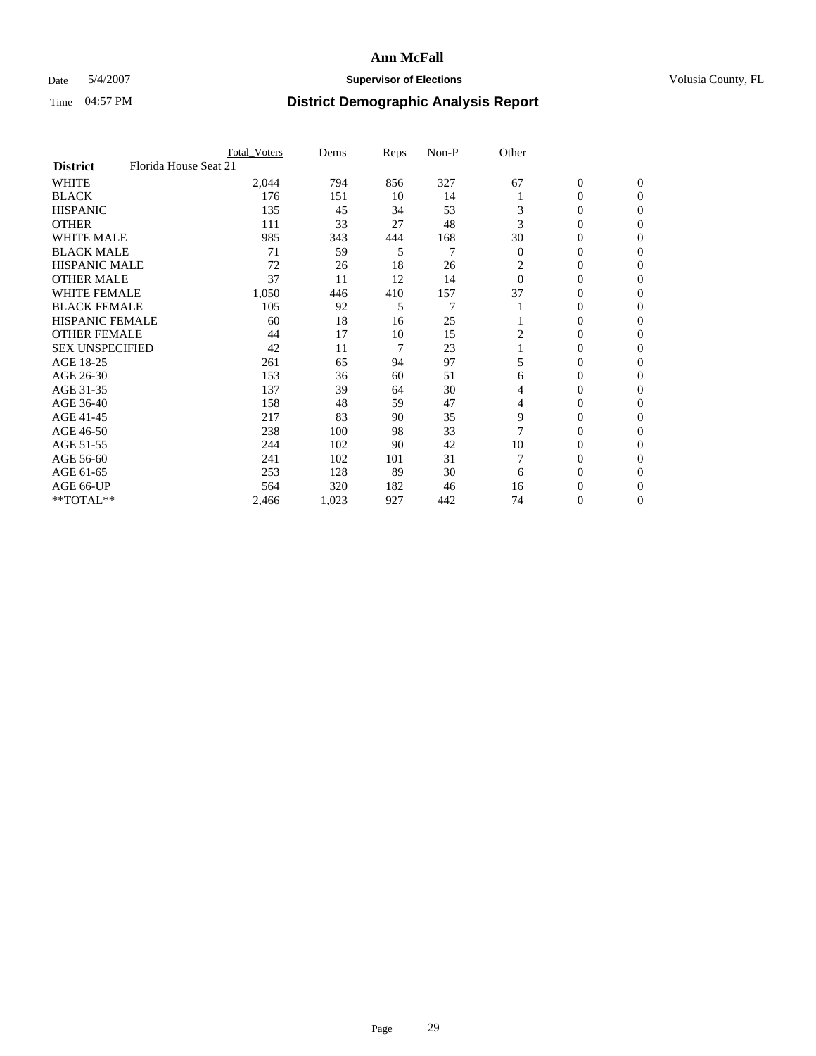# Ann McFall

Date 5/4/2007 **Supervisor of Elections** Volusia County, FL

Time 04:57 PM

## District Demographic Analysis Report

| | Total_Voters | Dems | Reps | Non-P | Other | | |
|---|---|---|---|---|---|---|---|
| **District** Florida House Seat 21 | | | | | | | |
| WHITE | 2,044 | 794 | 856 | 327 | 67 | 0 | 0 |
| BLACK | 176 | 151 | 10 | 14 | 1 | 0 | 0 |
| HISPANIC | 135 | 45 | 34 | 53 | 3 | 0 | 0 |
| OTHER | 111 | 33 | 27 | 48 | 3 | 0 | 0 |
| WHITE MALE | 985 | 343 | 444 | 168 | 30 | 0 | 0 |
| BLACK MALE | 71 | 59 | 5 | 7 | 0 | 0 | 0 |
| HISPANIC MALE | 72 | 26 | 18 | 26 | 2 | 0 | 0 |
| OTHER MALE | 37 | 11 | 12 | 14 | 0 | 0 | 0 |
| WHITE FEMALE | 1,050 | 446 | 410 | 157 | 37 | 0 | 0 |
| BLACK FEMALE | 105 | 92 | 5 | 7 | 1 | 0 | 0 |
| HISPANIC FEMALE | 60 | 18 | 16 | 25 | 1 | 0 | 0 |
| OTHER FEMALE | 44 | 17 | 10 | 15 | 2 | 0 | 0 |
| SEX UNSPECIFIED | 42 | 11 | 7 | 23 | 1 | 0 | 0 |
| AGE 18-25 | 261 | 65 | 94 | 97 | 5 | 0 | 0 |
| AGE 26-30 | 153 | 36 | 60 | 51 | 6 | 0 | 0 |
| AGE 31-35 | 137 | 39 | 64 | 30 | 4 | 0 | 0 |
| AGE 36-40 | 158 | 48 | 59 | 47 | 4 | 0 | 0 |
| AGE 41-45 | 217 | 83 | 90 | 35 | 9 | 0 | 0 |
| AGE 46-50 | 238 | 100 | 98 | 33 | 7 | 0 | 0 |
| AGE 51-55 | 244 | 102 | 90 | 42 | 10 | 0 | 0 |
| AGE 56-60 | 241 | 102 | 101 | 31 | 7 | 0 | 0 |
| AGE 61-65 | 253 | 128 | 89 | 30 | 6 | 0 | 0 |
| AGE 66-UP | 564 | 320 | 182 | 46 | 16 | 0 | 0 |
| **TOTAL** | 2,466 | 1,023 | 927 | 442 | 74 | 0 | 0 |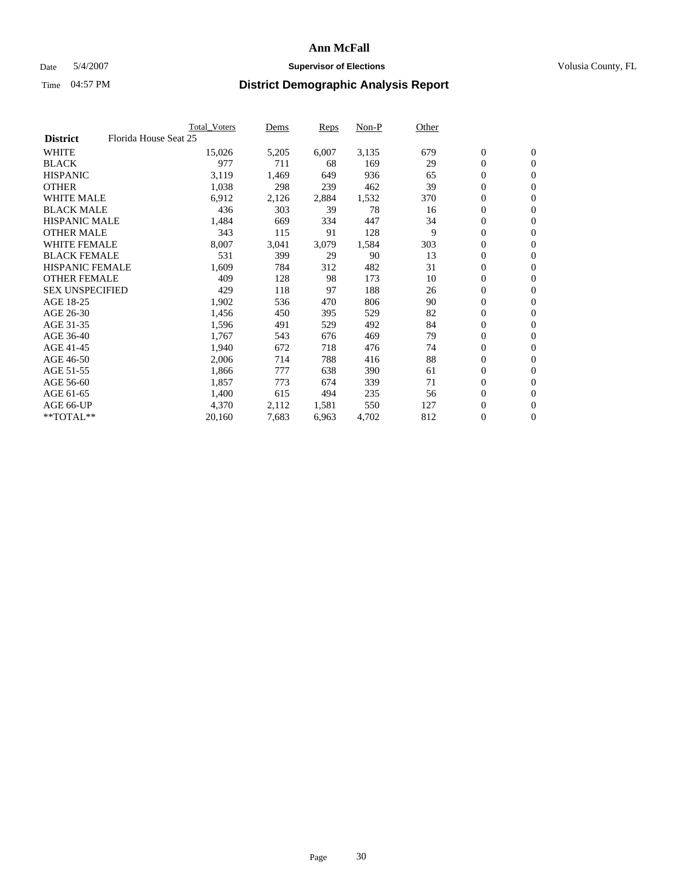# Ann McFall

Date 5/4/2007 **Supervisor of Elections** Volusia County, FL

Time 04:57 PM **District Demographic Analysis Report**

| | Total_Voters | Dems | Reps | Non-P | Other | | |
|---|---|---|---|---|---|---|---|
| **District** Florida House Seat 25 | | | | | | | |
| WHITE | 15,026 | 5,205 | 6,007 | 3,135 | 679 | 0 | 0 |
| BLACK | 977 | 711 | 68 | 169 | 29 | 0 | 0 |
| HISPANIC | 3,119 | 1,469 | 649 | 936 | 65 | 0 | 0 |
| OTHER | 1,038 | 298 | 239 | 462 | 39 | 0 | 0 |
| WHITE MALE | 6,912 | 2,126 | 2,884 | 1,532 | 370 | 0 | 0 |
| BLACK MALE | 436 | 303 | 39 | 78 | 16 | 0 | 0 |
| HISPANIC MALE | 1,484 | 669 | 334 | 447 | 34 | 0 | 0 |
| OTHER MALE | 343 | 115 | 91 | 128 | 9 | 0 | 0 |
| WHITE FEMALE | 8,007 | 3,041 | 3,079 | 1,584 | 303 | 0 | 0 |
| BLACK FEMALE | 531 | 399 | 29 | 90 | 13 | 0 | 0 |
| HISPANIC FEMALE | 1,609 | 784 | 312 | 482 | 31 | 0 | 0 |
| OTHER FEMALE | 409 | 128 | 98 | 173 | 10 | 0 | 0 |
| SEX UNSPECIFIED | 429 | 118 | 97 | 188 | 26 | 0 | 0 |
| AGE 18-25 | 1,902 | 536 | 470 | 806 | 90 | 0 | 0 |
| AGE 26-30 | 1,456 | 450 | 395 | 529 | 82 | 0 | 0 |
| AGE 31-35 | 1,596 | 491 | 529 | 492 | 84 | 0 | 0 |
| AGE 36-40 | 1,767 | 543 | 676 | 469 | 79 | 0 | 0 |
| AGE 41-45 | 1,940 | 672 | 718 | 476 | 74 | 0 | 0 |
| AGE 46-50 | 2,006 | 714 | 788 | 416 | 88 | 0 | 0 |
| AGE 51-55 | 1,866 | 777 | 638 | 390 | 61 | 0 | 0 |
| AGE 56-60 | 1,857 | 773 | 674 | 339 | 71 | 0 | 0 |
| AGE 61-65 | 1,400 | 615 | 494 | 235 | 56 | 0 | 0 |
| AGE 66-UP | 4,370 | 2,112 | 1,581 | 550 | 127 | 0 | 0 |
| **TOTAL** | 20,160 | 7,683 | 6,963 | 4,702 | 812 | 0 | 0 |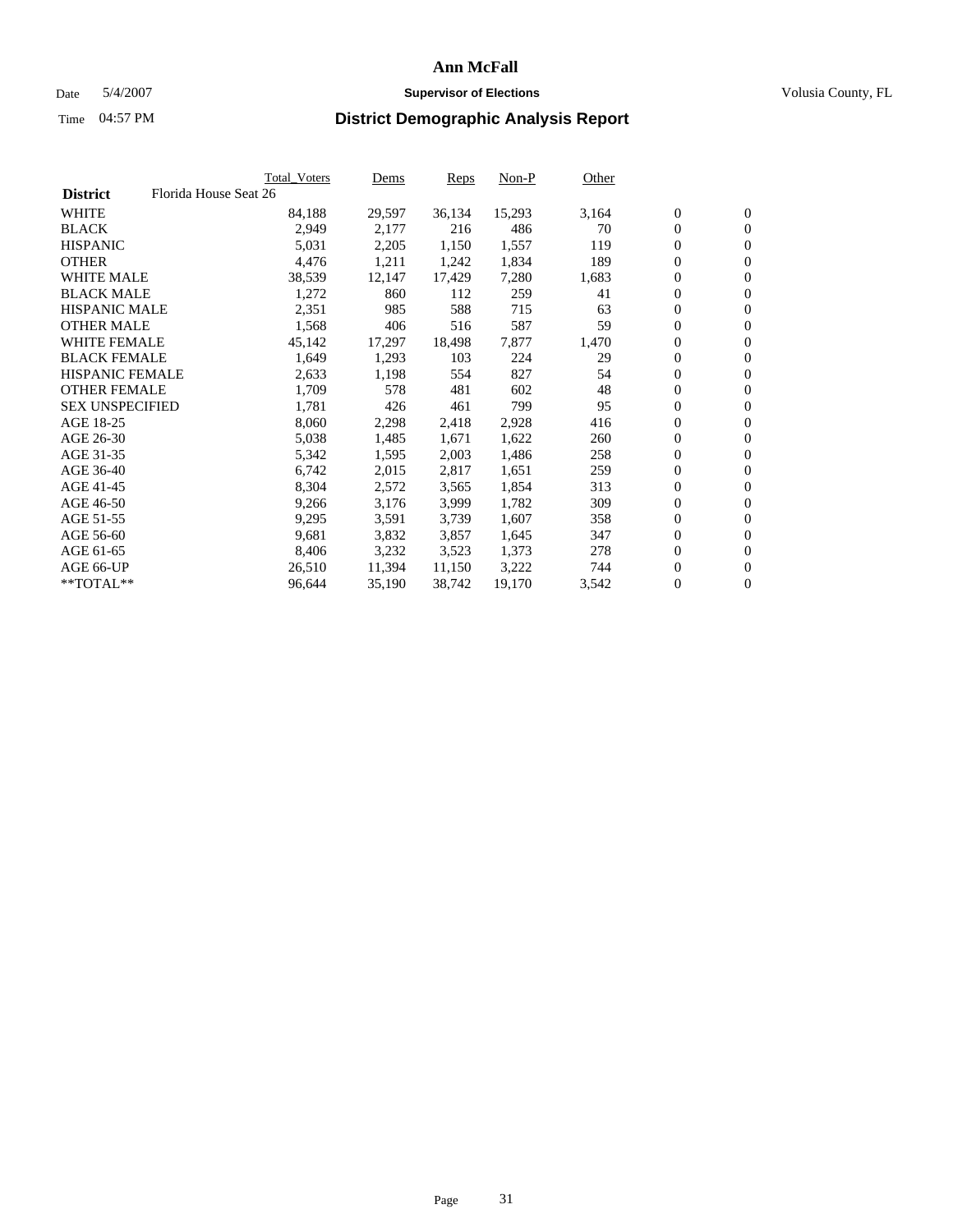# Ann McFall

Date 5/4/2007 **Supervisor of Elections** Volusia County, FL

Time 04:57 PM **District Demographic Analysis Report**

| | Total_Voters | Dems | Reps | Non-P | Other | | |
|---|---|---|---|---|---|---|---|
| **District** Florida House Seat 26 | | | | | | | |
| WHITE | 84,188 | 29,597 | 36,134 | 15,293 | 3,164 | 0 | 0 |
| BLACK | 2,949 | 2,177 | 216 | 486 | 70 | 0 | 0 |
| HISPANIC | 5,031 | 2,205 | 1,150 | 1,557 | 119 | 0 | 0 |
| OTHER | 4,476 | 1,211 | 1,242 | 1,834 | 189 | 0 | 0 |
| WHITE MALE | 38,539 | 12,147 | 17,429 | 7,280 | 1,683 | 0 | 0 |
| BLACK MALE | 1,272 | 860 | 112 | 259 | 41 | 0 | 0 |
| HISPANIC MALE | 2,351 | 985 | 588 | 715 | 63 | 0 | 0 |
| OTHER MALE | 1,568 | 406 | 516 | 587 | 59 | 0 | 0 |
| WHITE FEMALE | 45,142 | 17,297 | 18,498 | 7,877 | 1,470 | 0 | 0 |
| BLACK FEMALE | 1,649 | 1,293 | 103 | 224 | 29 | 0 | 0 |
| HISPANIC FEMALE | 2,633 | 1,198 | 554 | 827 | 54 | 0 | 0 |
| OTHER FEMALE | 1,709 | 578 | 481 | 602 | 48 | 0 | 0 |
| SEX UNSPECIFIED | 1,781 | 426 | 461 | 799 | 95 | 0 | 0 |
| AGE 18-25 | 8,060 | 2,298 | 2,418 | 2,928 | 416 | 0 | 0 |
| AGE 26-30 | 5,038 | 1,485 | 1,671 | 1,622 | 260 | 0 | 0 |
| AGE 31-35 | 5,342 | 1,595 | 2,003 | 1,486 | 258 | 0 | 0 |
| AGE 36-40 | 6,742 | 2,015 | 2,817 | 1,651 | 259 | 0 | 0 |
| AGE 41-45 | 8,304 | 2,572 | 3,565 | 1,854 | 313 | 0 | 0 |
| AGE 46-50 | 9,266 | 3,176 | 3,999 | 1,782 | 309 | 0 | 0 |
| AGE 51-55 | 9,295 | 3,591 | 3,739 | 1,607 | 358 | 0 | 0 |
| AGE 56-60 | 9,681 | 3,832 | 3,857 | 1,645 | 347 | 0 | 0 |
| AGE 61-65 | 8,406 | 3,232 | 3,523 | 1,373 | 278 | 0 | 0 |
| AGE 66-UP | 26,510 | 11,394 | 11,150 | 3,222 | 744 | 0 | 0 |
| **TOTAL** | 96,644 | 35,190 | 38,742 | 19,170 | 3,542 | 0 | 0 |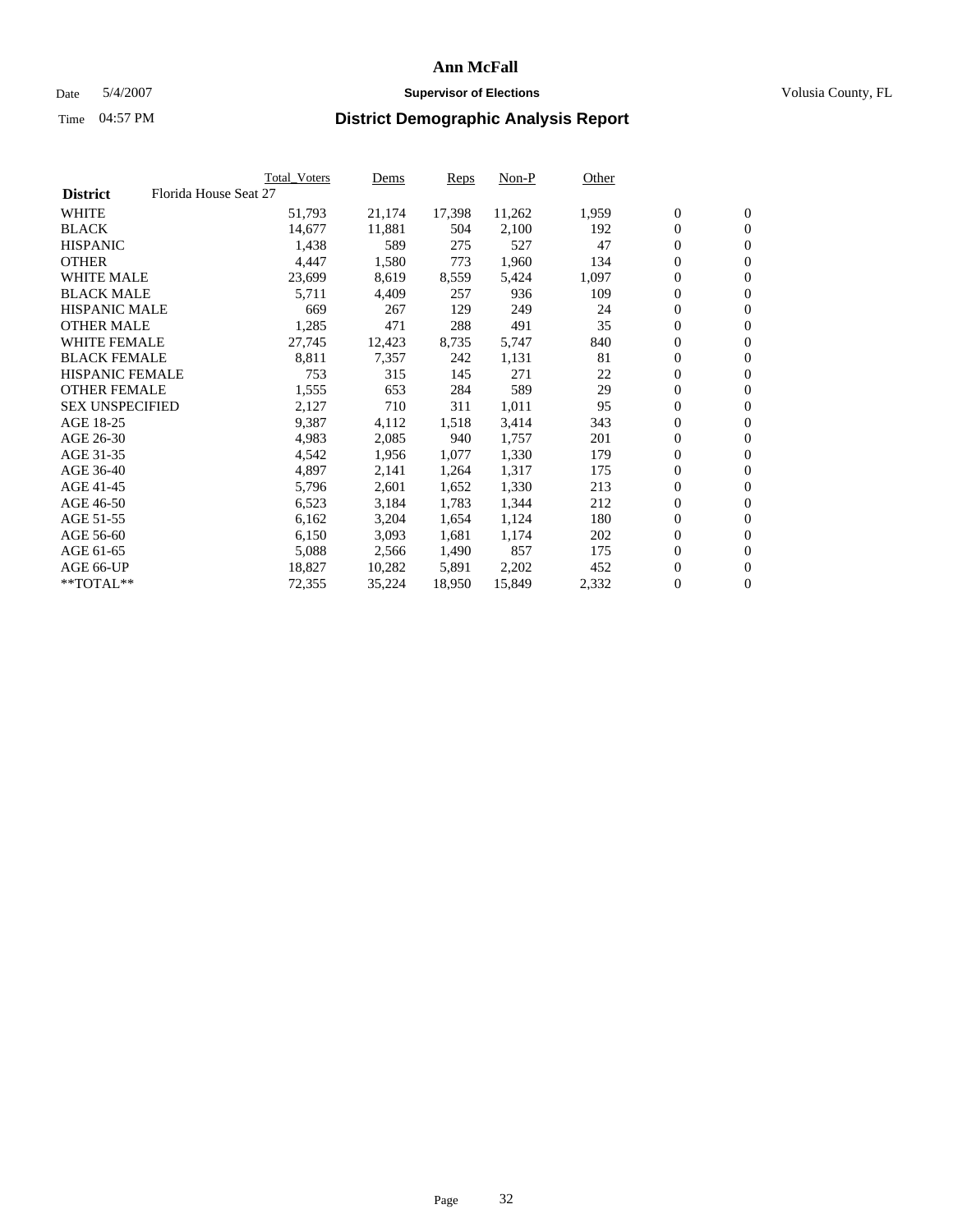# Ann McFall

Date 5/4/2007 **Supervisor of Elections** Volusia County, FL

Time 04:57 PM

## District Demographic Analysis Report

| | Total_Voters | Dems | Reps | Non-P | Other | | |
|---|---|---|---|---|---|---|---|
| **District** Florida House Seat 27 | | | | | | | |
| WHITE | 51,793 | 21,174 | 17,398 | 11,262 | 1,959 | 0 | 0 |
| BLACK | 14,677 | 11,881 | 504 | 2,100 | 192 | 0 | 0 |
| HISPANIC | 1,438 | 589 | 275 | 527 | 47 | 0 | 0 |
| OTHER | 4,447 | 1,580 | 773 | 1,960 | 134 | 0 | 0 |
| WHITE MALE | 23,699 | 8,619 | 8,559 | 5,424 | 1,097 | 0 | 0 |
| BLACK MALE | 5,711 | 4,409 | 257 | 936 | 109 | 0 | 0 |
| HISPANIC MALE | 669 | 267 | 129 | 249 | 24 | 0 | 0 |
| OTHER MALE | 1,285 | 471 | 288 | 491 | 35 | 0 | 0 |
| WHITE FEMALE | 27,745 | 12,423 | 8,735 | 5,747 | 840 | 0 | 0 |
| BLACK FEMALE | 8,811 | 7,357 | 242 | 1,131 | 81 | 0 | 0 |
| HISPANIC FEMALE | 753 | 315 | 145 | 271 | 22 | 0 | 0 |
| OTHER FEMALE | 1,555 | 653 | 284 | 589 | 29 | 0 | 0 |
| SEX UNSPECIFIED | 2,127 | 710 | 311 | 1,011 | 95 | 0 | 0 |
| AGE 18-25 | 9,387 | 4,112 | 1,518 | 3,414 | 343 | 0 | 0 |
| AGE 26-30 | 4,983 | 2,085 | 940 | 1,757 | 201 | 0 | 0 |
| AGE 31-35 | 4,542 | 1,956 | 1,077 | 1,330 | 179 | 0 | 0 |
| AGE 36-40 | 4,897 | 2,141 | 1,264 | 1,317 | 175 | 0 | 0 |
| AGE 41-45 | 5,796 | 2,601 | 1,652 | 1,330 | 213 | 0 | 0 |
| AGE 46-50 | 6,523 | 3,184 | 1,783 | 1,344 | 212 | 0 | 0 |
| AGE 51-55 | 6,162 | 3,204 | 1,654 | 1,124 | 180 | 0 | 0 |
| AGE 56-60 | 6,150 | 3,093 | 1,681 | 1,174 | 202 | 0 | 0 |
| AGE 61-65 | 5,088 | 2,566 | 1,490 | 857 | 175 | 0 | 0 |
| AGE 66-UP | 18,827 | 10,282 | 5,891 | 2,202 | 452 | 0 | 0 |
| **TOTAL** | 72,355 | 35,224 | 18,950 | 15,849 | 2,332 | 0 | 0 |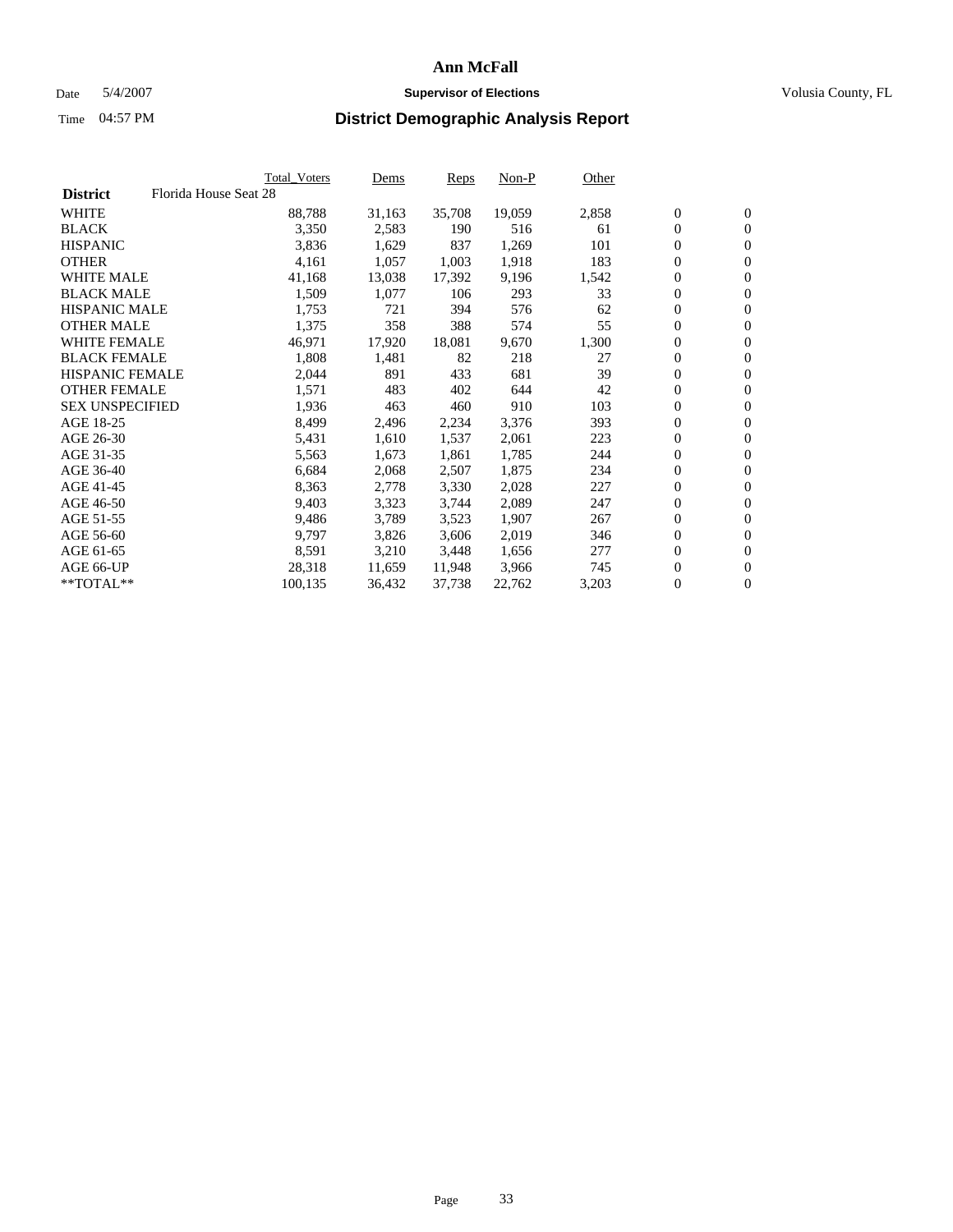# Ann McFall

Date 5/4/2007 **Supervisor of Elections** Volusia County, FL

Time 04:57 PM **District Demographic Analysis Report**

| | Total_Voters | Dems | Reps | Non-P | Other | | |
|---|---|---|---|---|---|---|---|
| **District** Florida House Seat 28 | | | | | | | |
| WHITE | 88,788 | 31,163 | 35,708 | 19,059 | 2,858 | 0 | 0 |
| BLACK | 3,350 | 2,583 | 190 | 516 | 61 | 0 | 0 |
| HISPANIC | 3,836 | 1,629 | 837 | 1,269 | 101 | 0 | 0 |
| OTHER | 4,161 | 1,057 | 1,003 | 1,918 | 183 | 0 | 0 |
| WHITE MALE | 41,168 | 13,038 | 17,392 | 9,196 | 1,542 | 0 | 0 |
| BLACK MALE | 1,509 | 1,077 | 106 | 293 | 33 | 0 | 0 |
| HISPANIC MALE | 1,753 | 721 | 394 | 576 | 62 | 0 | 0 |
| OTHER MALE | 1,375 | 358 | 388 | 574 | 55 | 0 | 0 |
| WHITE FEMALE | 46,971 | 17,920 | 18,081 | 9,670 | 1,300 | 0 | 0 |
| BLACK FEMALE | 1,808 | 1,481 | 82 | 218 | 27 | 0 | 0 |
| HISPANIC FEMALE | 2,044 | 891 | 433 | 681 | 39 | 0 | 0 |
| OTHER FEMALE | 1,571 | 483 | 402 | 644 | 42 | 0 | 0 |
| SEX UNSPECIFIED | 1,936 | 463 | 460 | 910 | 103 | 0 | 0 |
| AGE 18-25 | 8,499 | 2,496 | 2,234 | 3,376 | 393 | 0 | 0 |
| AGE 26-30 | 5,431 | 1,610 | 1,537 | 2,061 | 223 | 0 | 0 |
| AGE 31-35 | 5,563 | 1,673 | 1,861 | 1,785 | 244 | 0 | 0 |
| AGE 36-40 | 6,684 | 2,068 | 2,507 | 1,875 | 234 | 0 | 0 |
| AGE 41-45 | 8,363 | 2,778 | 3,330 | 2,028 | 227 | 0 | 0 |
| AGE 46-50 | 9,403 | 3,323 | 3,744 | 2,089 | 247 | 0 | 0 |
| AGE 51-55 | 9,486 | 3,789 | 3,523 | 1,907 | 267 | 0 | 0 |
| AGE 56-60 | 9,797 | 3,826 | 3,606 | 2,019 | 346 | 0 | 0 |
| AGE 61-65 | 8,591 | 3,210 | 3,448 | 1,656 | 277 | 0 | 0 |
| AGE 66-UP | 28,318 | 11,659 | 11,948 | 3,966 | 745 | 0 | 0 |
| **TOTAL** | 100,135 | 36,432 | 37,738 | 22,762 | 3,203 | 0 | 0 |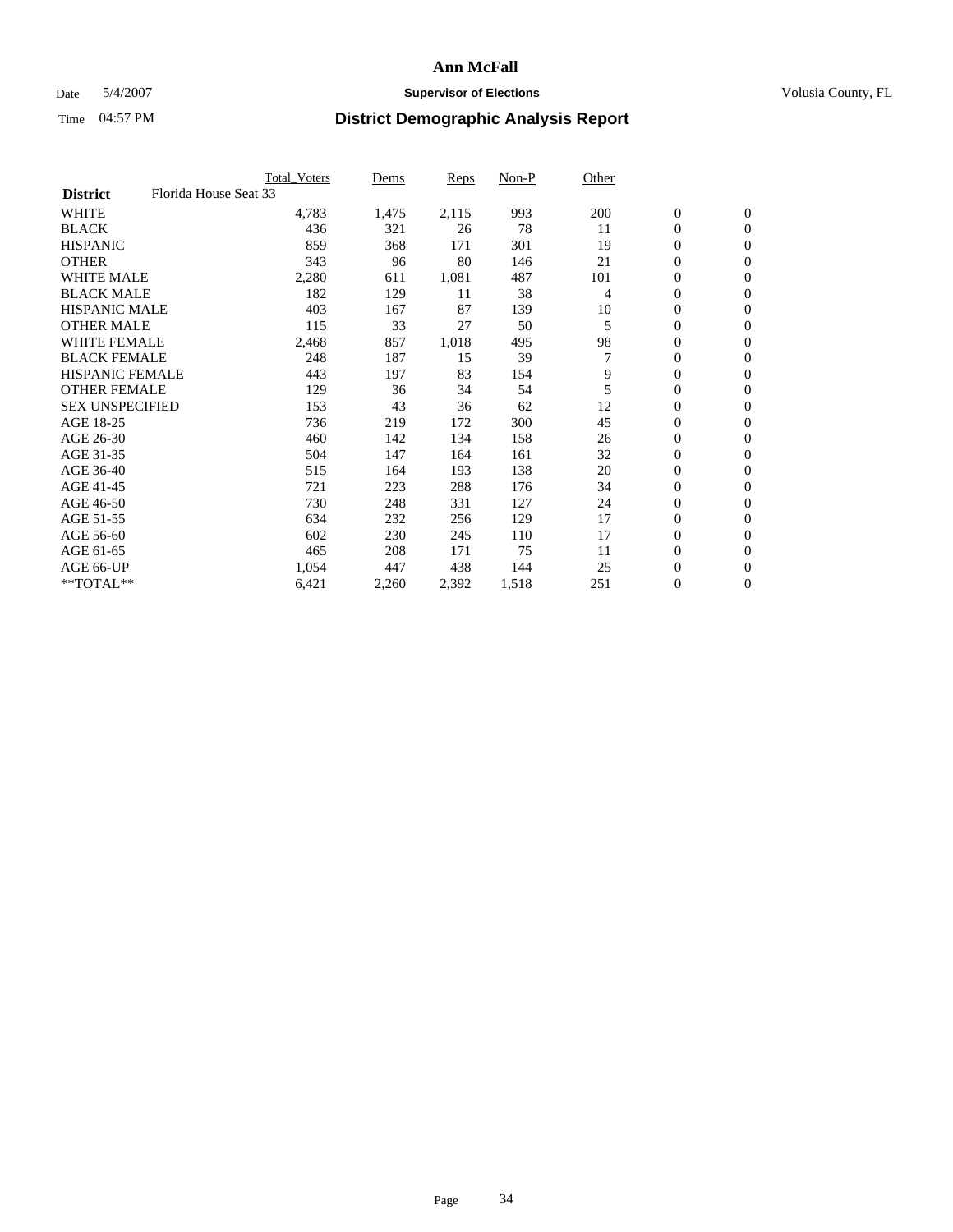# Ann McFall

Date 5/4/2007 **Supervisor of Elections** Volusia County, FL

Time 04:57 PM **District Demographic Analysis Report**

| | Total_Voters | Dems | Reps | Non-P | Other | | |
|---|---|---|---|---|---|---|---|
| **District** Florida House Seat 33 | | | | | | | |
| WHITE | 4,783 | 1,475 | 2,115 | 993 | 200 | 0 | 0 |
| BLACK | 436 | 321 | 26 | 78 | 11 | 0 | 0 |
| HISPANIC | 859 | 368 | 171 | 301 | 19 | 0 | 0 |
| OTHER | 343 | 96 | 80 | 146 | 21 | 0 | 0 |
| WHITE MALE | 2,280 | 611 | 1,081 | 487 | 101 | 0 | 0 |
| BLACK MALE | 182 | 129 | 11 | 38 | 4 | 0 | 0 |
| HISPANIC MALE | 403 | 167 | 87 | 139 | 10 | 0 | 0 |
| OTHER MALE | 115 | 33 | 27 | 50 | 5 | 0 | 0 |
| WHITE FEMALE | 2,468 | 857 | 1,018 | 495 | 98 | 0 | 0 |
| BLACK FEMALE | 248 | 187 | 15 | 39 | 7 | 0 | 0 |
| HISPANIC FEMALE | 443 | 197 | 83 | 154 | 9 | 0 | 0 |
| OTHER FEMALE | 129 | 36 | 34 | 54 | 5 | 0 | 0 |
| SEX UNSPECIFIED | 153 | 43 | 36 | 62 | 12 | 0 | 0 |
| AGE 18-25 | 736 | 219 | 172 | 300 | 45 | 0 | 0 |
| AGE 26-30 | 460 | 142 | 134 | 158 | 26 | 0 | 0 |
| AGE 31-35 | 504 | 147 | 164 | 161 | 32 | 0 | 0 |
| AGE 36-40 | 515 | 164 | 193 | 138 | 20 | 0 | 0 |
| AGE 41-45 | 721 | 223 | 288 | 176 | 34 | 0 | 0 |
| AGE 46-50 | 730 | 248 | 331 | 127 | 24 | 0 | 0 |
| AGE 51-55 | 634 | 232 | 256 | 129 | 17 | 0 | 0 |
| AGE 56-60 | 602 | 230 | 245 | 110 | 17 | 0 | 0 |
| AGE 61-65 | 465 | 208 | 171 | 75 | 11 | 0 | 0 |
| AGE 66-UP | 1,054 | 447 | 438 | 144 | 25 | 0 | 0 |
| **TOTAL** | 6,421 | 2,260 | 2,392 | 1,518 | 251 | 0 | 0 |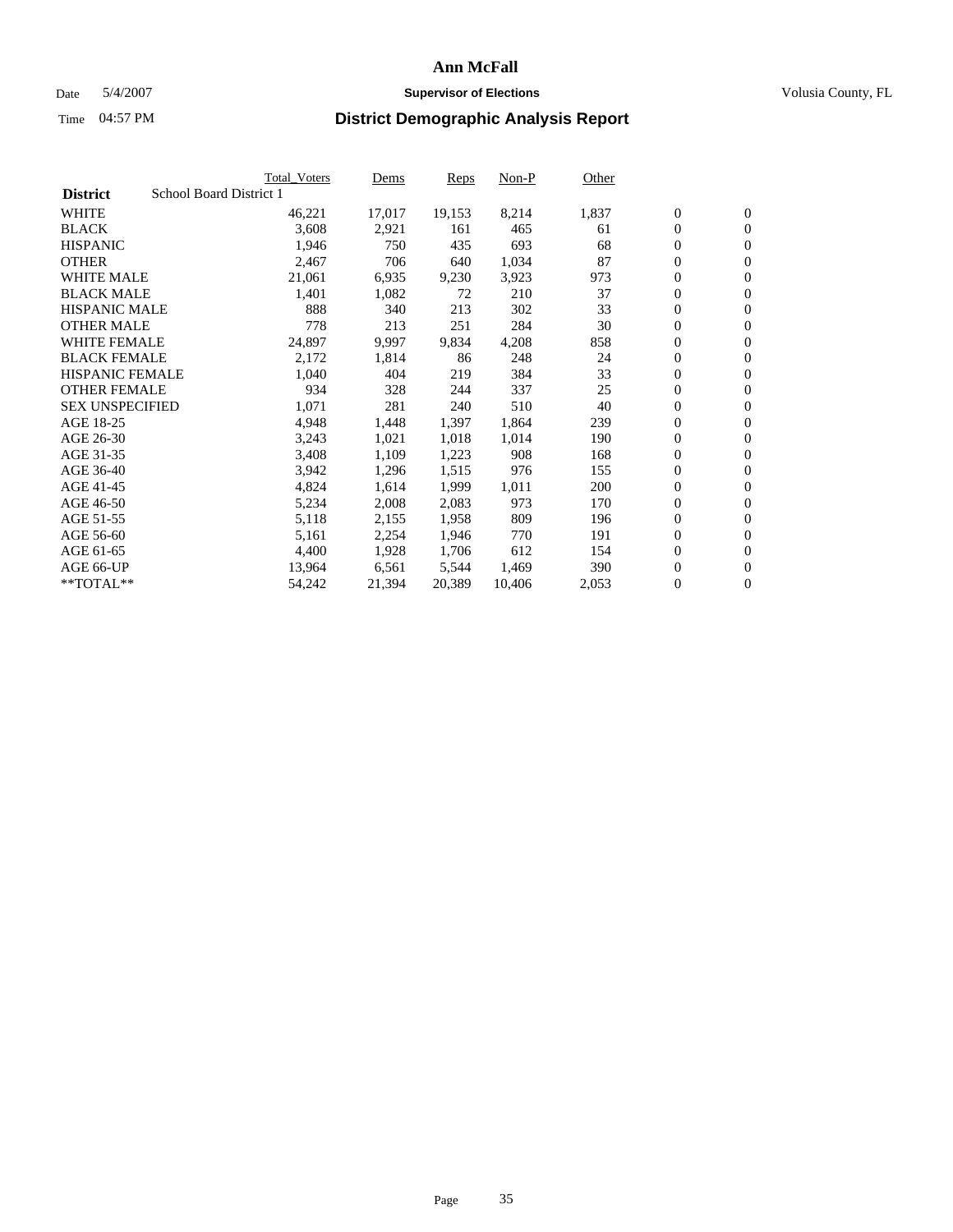# Ann McFall

Date 5/4/2007 **Supervisor of Elections** Volusia County, FL

Time 04:57 PM **District Demographic Analysis Report**

| | Total_Voters | Dems | Reps | Non-P | Other | | |
|---|---|---|---|---|---|---|---|
| **District** School Board District 1 | | | | | | | |
| WHITE | 46,221 | 17,017 | 19,153 | 8,214 | 1,837 | 0 | 0 |
| BLACK | 3,608 | 2,921 | 161 | 465 | 61 | 0 | 0 |
| HISPANIC | 1,946 | 750 | 435 | 693 | 68 | 0 | 0 |
| OTHER | 2,467 | 706 | 640 | 1,034 | 87 | 0 | 0 |
| WHITE MALE | 21,061 | 6,935 | 9,230 | 3,923 | 973 | 0 | 0 |
| BLACK MALE | 1,401 | 1,082 | 72 | 210 | 37 | 0 | 0 |
| HISPANIC MALE | 888 | 340 | 213 | 302 | 33 | 0 | 0 |
| OTHER MALE | 778 | 213 | 251 | 284 | 30 | 0 | 0 |
| WHITE FEMALE | 24,897 | 9,997 | 9,834 | 4,208 | 858 | 0 | 0 |
| BLACK FEMALE | 2,172 | 1,814 | 86 | 248 | 24 | 0 | 0 |
| HISPANIC FEMALE | 1,040 | 404 | 219 | 384 | 33 | 0 | 0 |
| OTHER FEMALE | 934 | 328 | 244 | 337 | 25 | 0 | 0 |
| SEX UNSPECIFIED | 1,071 | 281 | 240 | 510 | 40 | 0 | 0 |
| AGE 18-25 | 4,948 | 1,448 | 1,397 | 1,864 | 239 | 0 | 0 |
| AGE 26-30 | 3,243 | 1,021 | 1,018 | 1,014 | 190 | 0 | 0 |
| AGE 31-35 | 3,408 | 1,109 | 1,223 | 908 | 168 | 0 | 0 |
| AGE 36-40 | 3,942 | 1,296 | 1,515 | 976 | 155 | 0 | 0 |
| AGE 41-45 | 4,824 | 1,614 | 1,999 | 1,011 | 200 | 0 | 0 |
| AGE 46-50 | 5,234 | 2,008 | 2,083 | 973 | 170 | 0 | 0 |
| AGE 51-55 | 5,118 | 2,155 | 1,958 | 809 | 196 | 0 | 0 |
| AGE 56-60 | 5,161 | 2,254 | 1,946 | 770 | 191 | 0 | 0 |
| AGE 61-65 | 4,400 | 1,928 | 1,706 | 612 | 154 | 0 | 0 |
| AGE 66-UP | 13,964 | 6,561 | 5,544 | 1,469 | 390 | 0 | 0 |
| **TOTAL** | 54,242 | 21,394 | 20,389 | 10,406 | 2,053 | 0 | 0 |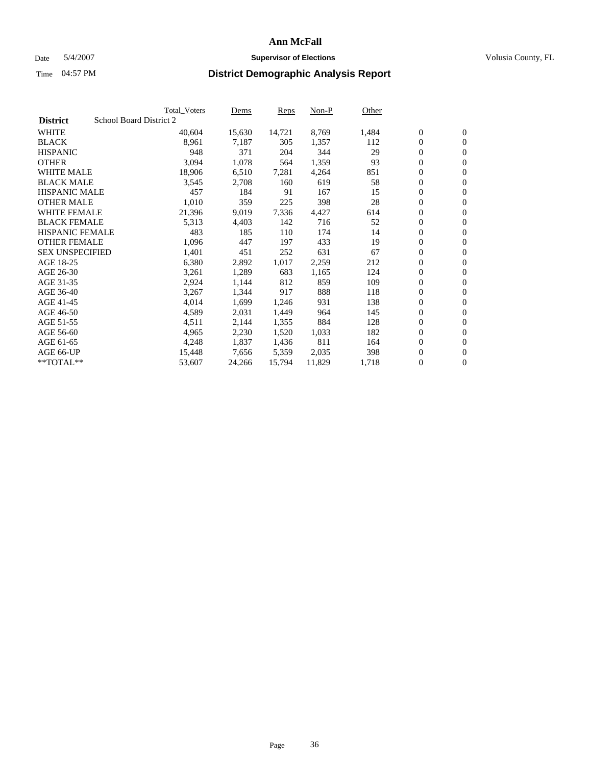# Ann McFall

Date 5/4/2007 **Supervisor of Elections** Volusia County, FL

Time 04:57 PM

## District Demographic Analysis Report

| District | School Board District 2 | Total_Voters | Dems | Reps | Non-P | Other | | |
|---|---|---|---|---|---|---|---|---|
| WHITE | | 40,604 | 15,630 | 14,721 | 8,769 | 1,484 | 0 | 0 |
| BLACK | | 8,961 | 7,187 | 305 | 1,357 | 112 | 0 | 0 |
| HISPANIC | | 948 | 371 | 204 | 344 | 29 | 0 | 0 |
| OTHER | | 3,094 | 1,078 | 564 | 1,359 | 93 | 0 | 0 |
| WHITE MALE | | 18,906 | 6,510 | 7,281 | 4,264 | 851 | 0 | 0 |
| BLACK MALE | | 3,545 | 2,708 | 160 | 619 | 58 | 0 | 0 |
| HISPANIC MALE | | 457 | 184 | 91 | 167 | 15 | 0 | 0 |
| OTHER MALE | | 1,010 | 359 | 225 | 398 | 28 | 0 | 0 |
| WHITE FEMALE | | 21,396 | 9,019 | 7,336 | 4,427 | 614 | 0 | 0 |
| BLACK FEMALE | | 5,313 | 4,403 | 142 | 716 | 52 | 0 | 0 |
| HISPANIC FEMALE | | 483 | 185 | 110 | 174 | 14 | 0 | 0 |
| OTHER FEMALE | | 1,096 | 447 | 197 | 433 | 19 | 0 | 0 |
| SEX UNSPECIFIED | | 1,401 | 451 | 252 | 631 | 67 | 0 | 0 |
| AGE 18-25 | | 6,380 | 2,892 | 1,017 | 2,259 | 212 | 0 | 0 |
| AGE 26-30 | | 3,261 | 1,289 | 683 | 1,165 | 124 | 0 | 0 |
| AGE 31-35 | | 2,924 | 1,144 | 812 | 859 | 109 | 0 | 0 |
| AGE 36-40 | | 3,267 | 1,344 | 917 | 888 | 118 | 0 | 0 |
| AGE 41-45 | | 4,014 | 1,699 | 1,246 | 931 | 138 | 0 | 0 |
| AGE 46-50 | | 4,589 | 2,031 | 1,449 | 964 | 145 | 0 | 0 |
| AGE 51-55 | | 4,511 | 2,144 | 1,355 | 884 | 128 | 0 | 0 |
| AGE 56-60 | | 4,965 | 2,230 | 1,520 | 1,033 | 182 | 0 | 0 |
| AGE 61-65 | | 4,248 | 1,837 | 1,436 | 811 | 164 | 0 | 0 |
| AGE 66-UP | | 15,448 | 7,656 | 5,359 | 2,035 | 398 | 0 | 0 |
| **TOTAL** | | 53,607 | 24,266 | 15,794 | 11,829 | 1,718 | 0 | 0 |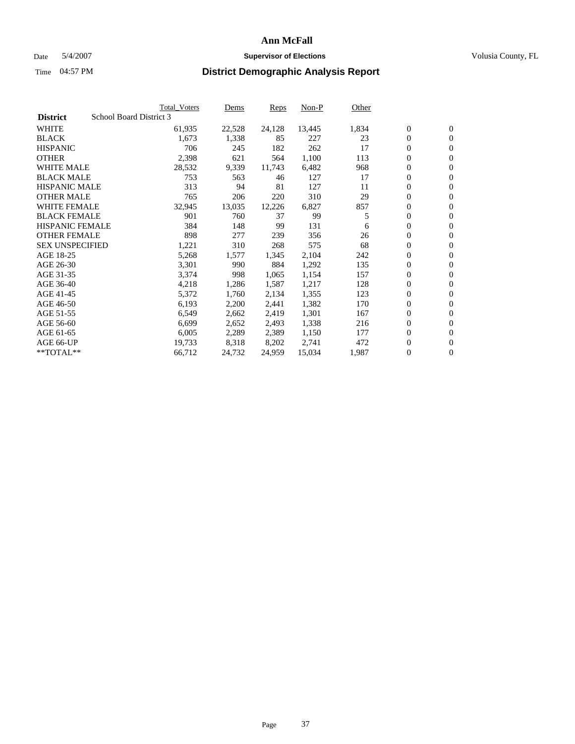# Ann McFall

Date 5/4/2007 **Supervisor of Elections** Volusia County, FL

Time 04:57 PM **District Demographic Analysis Report**

| | Total_Voters | Dems | Reps | Non-P | Other | | |
|---|---|---|---|---|---|---|---|
| **District** School Board District 3 | | | | | | | |
| WHITE | 61,935 | 22,528 | 24,128 | 13,445 | 1,834 | 0 | 0 |
| BLACK | 1,673 | 1,338 | 85 | 227 | 23 | 0 | 0 |
| HISPANIC | 706 | 245 | 182 | 262 | 17 | 0 | 0 |
| OTHER | 2,398 | 621 | 564 | 1,100 | 113 | 0 | 0 |
| WHITE MALE | 28,532 | 9,339 | 11,743 | 6,482 | 968 | 0 | 0 |
| BLACK MALE | 753 | 563 | 46 | 127 | 17 | 0 | 0 |
| HISPANIC MALE | 313 | 94 | 81 | 127 | 11 | 0 | 0 |
| OTHER MALE | 765 | 206 | 220 | 310 | 29 | 0 | 0 |
| WHITE FEMALE | 32,945 | 13,035 | 12,226 | 6,827 | 857 | 0 | 0 |
| BLACK FEMALE | 901 | 760 | 37 | 99 | 5 | 0 | 0 |
| HISPANIC FEMALE | 384 | 148 | 99 | 131 | 6 | 0 | 0 |
| OTHER FEMALE | 898 | 277 | 239 | 356 | 26 | 0 | 0 |
| SEX UNSPECIFIED | 1,221 | 310 | 268 | 575 | 68 | 0 | 0 |
| AGE 18-25 | 5,268 | 1,577 | 1,345 | 2,104 | 242 | 0 | 0 |
| AGE 26-30 | 3,301 | 990 | 884 | 1,292 | 135 | 0 | 0 |
| AGE 31-35 | 3,374 | 998 | 1,065 | 1,154 | 157 | 0 | 0 |
| AGE 36-40 | 4,218 | 1,286 | 1,587 | 1,217 | 128 | 0 | 0 |
| AGE 41-45 | 5,372 | 1,760 | 2,134 | 1,355 | 123 | 0 | 0 |
| AGE 46-50 | 6,193 | 2,200 | 2,441 | 1,382 | 170 | 0 | 0 |
| AGE 51-55 | 6,549 | 2,662 | 2,419 | 1,301 | 167 | 0 | 0 |
| AGE 56-60 | 6,699 | 2,652 | 2,493 | 1,338 | 216 | 0 | 0 |
| AGE 61-65 | 6,005 | 2,289 | 2,389 | 1,150 | 177 | 0 | 0 |
| AGE 66-UP | 19,733 | 8,318 | 8,202 | 2,741 | 472 | 0 | 0 |
| **TOTAL** | 66,712 | 24,732 | 24,959 | 15,034 | 1,987 | 0 | 0 |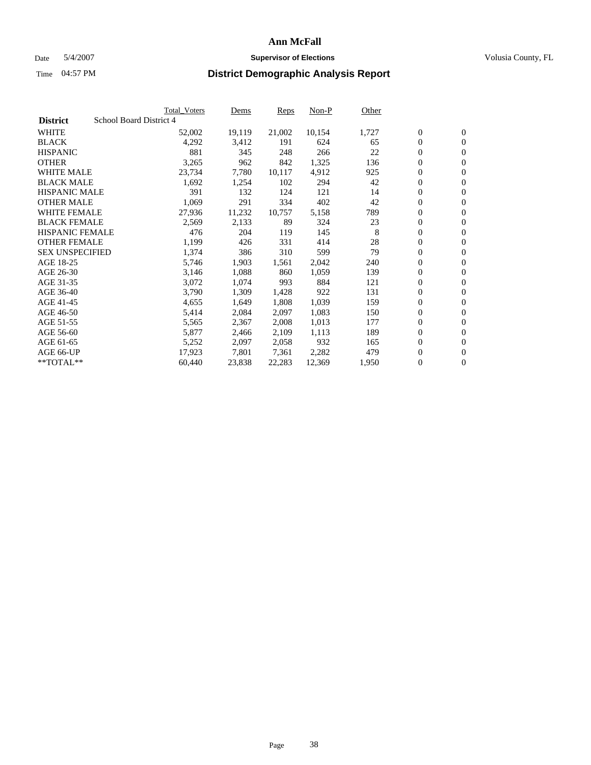# Ann McFall

Date 5/4/2007 **Supervisor of Elections** Volusia County, FL

Time 04:57 PM **District Demographic Analysis Report**

| | Total_Voters | Dems | Reps | Non-P | Other | | |
|---|---|---|---|---|---|---|---|
| **District** School Board District 4 | | | | | | | |
| WHITE | 52,002 | 19,119 | 21,002 | 10,154 | 1,727 | 0 | 0 |
| BLACK | 4,292 | 3,412 | 191 | 624 | 65 | 0 | 0 |
| HISPANIC | 881 | 345 | 248 | 266 | 22 | 0 | 0 |
| OTHER | 3,265 | 962 | 842 | 1,325 | 136 | 0 | 0 |
| WHITE MALE | 23,734 | 7,780 | 10,117 | 4,912 | 925 | 0 | 0 |
| BLACK MALE | 1,692 | 1,254 | 102 | 294 | 42 | 0 | 0 |
| HISPANIC MALE | 391 | 132 | 124 | 121 | 14 | 0 | 0 |
| OTHER MALE | 1,069 | 291 | 334 | 402 | 42 | 0 | 0 |
| WHITE FEMALE | 27,936 | 11,232 | 10,757 | 5,158 | 789 | 0 | 0 |
| BLACK FEMALE | 2,569 | 2,133 | 89 | 324 | 23 | 0 | 0 |
| HISPANIC FEMALE | 476 | 204 | 119 | 145 | 8 | 0 | 0 |
| OTHER FEMALE | 1,199 | 426 | 331 | 414 | 28 | 0 | 0 |
| SEX UNSPECIFIED | 1,374 | 386 | 310 | 599 | 79 | 0 | 0 |
| AGE 18-25 | 5,746 | 1,903 | 1,561 | 2,042 | 240 | 0 | 0 |
| AGE 26-30 | 3,146 | 1,088 | 860 | 1,059 | 139 | 0 | 0 |
| AGE 31-35 | 3,072 | 1,074 | 993 | 884 | 121 | 0 | 0 |
| AGE 36-40 | 3,790 | 1,309 | 1,428 | 922 | 131 | 0 | 0 |
| AGE 41-45 | 4,655 | 1,649 | 1,808 | 1,039 | 159 | 0 | 0 |
| AGE 46-50 | 5,414 | 2,084 | 2,097 | 1,083 | 150 | 0 | 0 |
| AGE 51-55 | 5,565 | 2,367 | 2,008 | 1,013 | 177 | 0 | 0 |
| AGE 56-60 | 5,877 | 2,466 | 2,109 | 1,113 | 189 | 0 | 0 |
| AGE 61-65 | 5,252 | 2,097 | 2,058 | 932 | 165 | 0 | 0 |
| AGE 66-UP | 17,923 | 7,801 | 7,361 | 2,282 | 479 | 0 | 0 |
| **TOTAL** | 60,440 | 23,838 | 22,283 | 12,369 | 1,950 | 0 | 0 |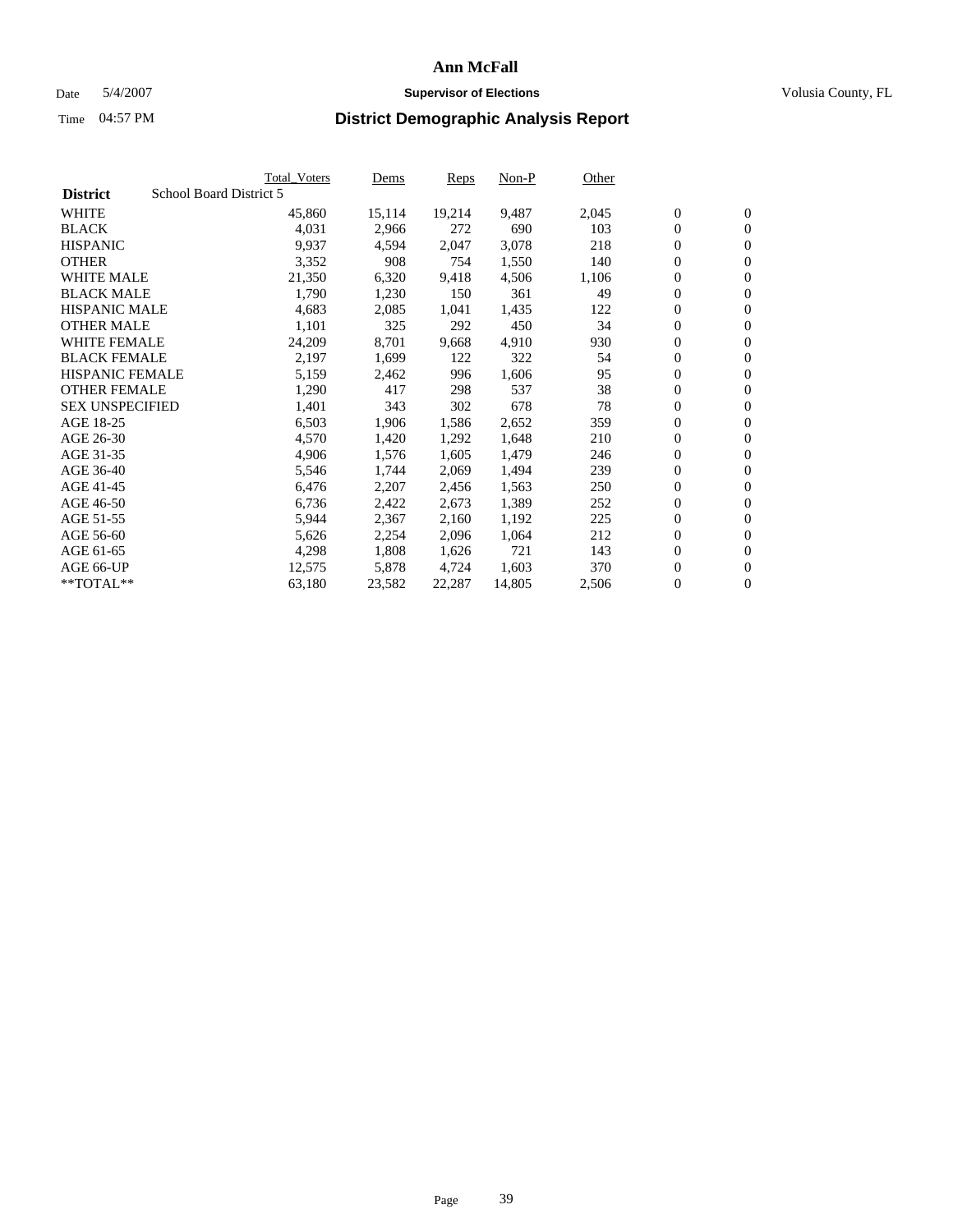# Ann McFall

Date 5/4/2007 **Supervisor of Elections** Volusia County, FL

Time 04:57 PM **District Demographic Analysis Report**

| **District** School Board District 5 | Total_Voters | Dems | Reps | Non-P | Other | | |
|---|---|---|---|---|---|---|---|
| WHITE | 45,860 | 15,114 | 19,214 | 9,487 | 2,045 | 0 | 0 |
| BLACK | 4,031 | 2,966 | 272 | 690 | 103 | 0 | 0 |
| HISPANIC | 9,937 | 4,594 | 2,047 | 3,078 | 218 | 0 | 0 |
| OTHER | 3,352 | 908 | 754 | 1,550 | 140 | 0 | 0 |
| WHITE MALE | 21,350 | 6,320 | 9,418 | 4,506 | 1,106 | 0 | 0 |
| BLACK MALE | 1,790 | 1,230 | 150 | 361 | 49 | 0 | 0 |
| HISPANIC MALE | 4,683 | 2,085 | 1,041 | 1,435 | 122 | 0 | 0 |
| OTHER MALE | 1,101 | 325 | 292 | 450 | 34 | 0 | 0 |
| WHITE FEMALE | 24,209 | 8,701 | 9,668 | 4,910 | 930 | 0 | 0 |
| BLACK FEMALE | 2,197 | 1,699 | 122 | 322 | 54 | 0 | 0 |
| HISPANIC FEMALE | 5,159 | 2,462 | 996 | 1,606 | 95 | 0 | 0 |
| OTHER FEMALE | 1,290 | 417 | 298 | 537 | 38 | 0 | 0 |
| SEX UNSPECIFIED | 1,401 | 343 | 302 | 678 | 78 | 0 | 0 |
| AGE 18-25 | 6,503 | 1,906 | 1,586 | 2,652 | 359 | 0 | 0 |
| AGE 26-30 | 4,570 | 1,420 | 1,292 | 1,648 | 210 | 0 | 0 |
| AGE 31-35 | 4,906 | 1,576 | 1,605 | 1,479 | 246 | 0 | 0 |
| AGE 36-40 | 5,546 | 1,744 | 2,069 | 1,494 | 239 | 0 | 0 |
| AGE 41-45 | 6,476 | 2,207 | 2,456 | 1,563 | 250 | 0 | 0 |
| AGE 46-50 | 6,736 | 2,422 | 2,673 | 1,389 | 252 | 0 | 0 |
| AGE 51-55 | 5,944 | 2,367 | 2,160 | 1,192 | 225 | 0 | 0 |
| AGE 56-60 | 5,626 | 2,254 | 2,096 | 1,064 | 212 | 0 | 0 |
| AGE 61-65 | 4,298 | 1,808 | 1,626 | 721 | 143 | 0 | 0 |
| AGE 66-UP | 12,575 | 5,878 | 4,724 | 1,603 | 370 | 0 | 0 |
| **TOTAL** | 63,180 | 23,582 | 22,287 | 14,805 | 2,506 | 0 | 0 |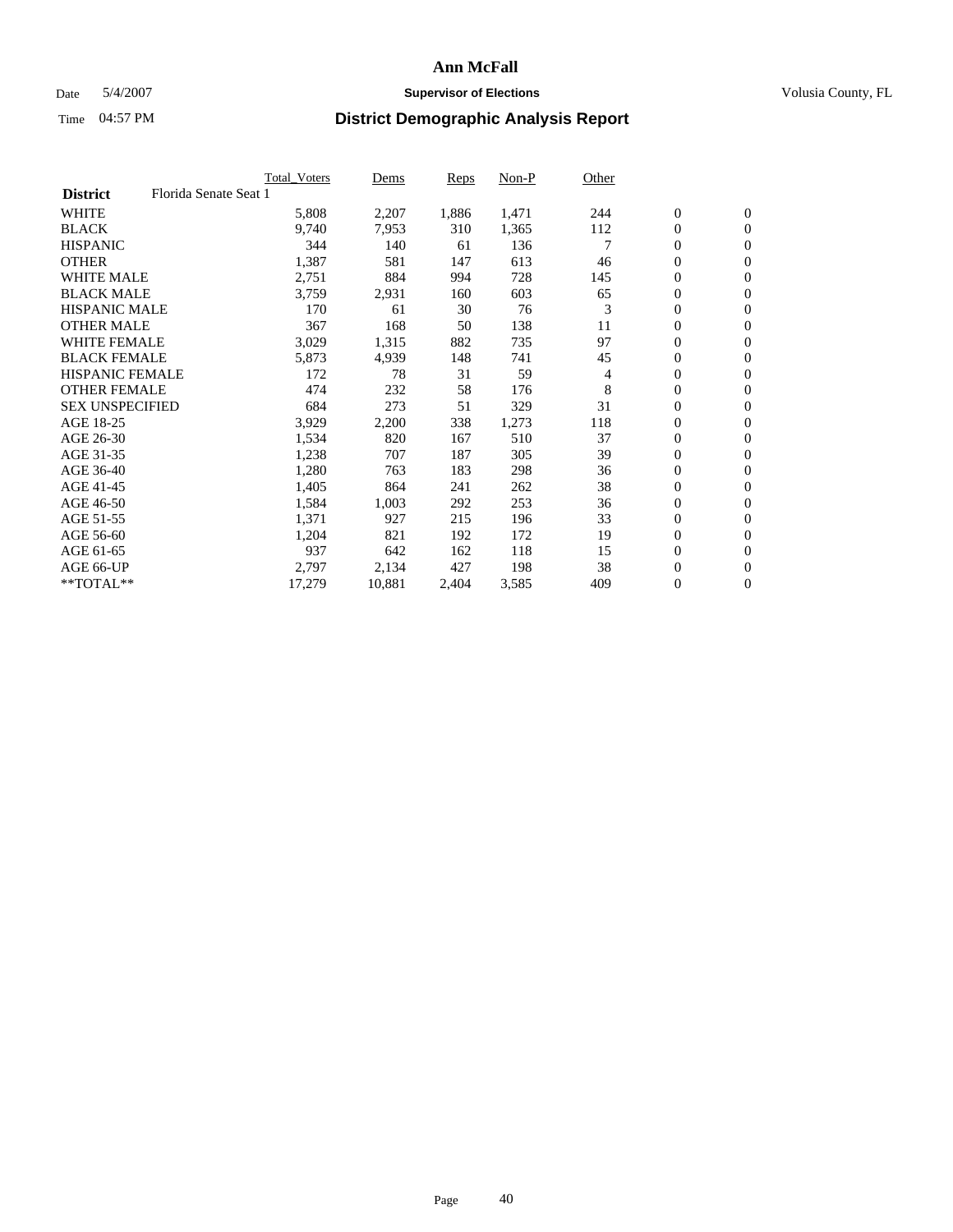# Ann McFall

Date 5/4/2007 **Supervisor of Elections** Volusia County, FL

Time 04:57 PM **District Demographic Analysis Report**

| | Total_Voters | Dems | Reps | Non-P | Other | | |
|---|---|---|---|---|---|---|---|
| **District** Florida Senate Seat 1 | | | | | | | |
| WHITE | 5,808 | 2,207 | 1,886 | 1,471 | 244 | 0 | 0 |
| BLACK | 9,740 | 7,953 | 310 | 1,365 | 112 | 0 | 0 |
| HISPANIC | 344 | 140 | 61 | 136 | 7 | 0 | 0 |
| OTHER | 1,387 | 581 | 147 | 613 | 46 | 0 | 0 |
| WHITE MALE | 2,751 | 884 | 994 | 728 | 145 | 0 | 0 |
| BLACK MALE | 3,759 | 2,931 | 160 | 603 | 65 | 0 | 0 |
| HISPANIC MALE | 170 | 61 | 30 | 76 | 3 | 0 | 0 |
| OTHER MALE | 367 | 168 | 50 | 138 | 11 | 0 | 0 |
| WHITE FEMALE | 3,029 | 1,315 | 882 | 735 | 97 | 0 | 0 |
| BLACK FEMALE | 5,873 | 4,939 | 148 | 741 | 45 | 0 | 0 |
| HISPANIC FEMALE | 172 | 78 | 31 | 59 | 4 | 0 | 0 |
| OTHER FEMALE | 474 | 232 | 58 | 176 | 8 | 0 | 0 |
| SEX UNSPECIFIED | 684 | 273 | 51 | 329 | 31 | 0 | 0 |
| AGE 18-25 | 3,929 | 2,200 | 338 | 1,273 | 118 | 0 | 0 |
| AGE 26-30 | 1,534 | 820 | 167 | 510 | 37 | 0 | 0 |
| AGE 31-35 | 1,238 | 707 | 187 | 305 | 39 | 0 | 0 |
| AGE 36-40 | 1,280 | 763 | 183 | 298 | 36 | 0 | 0 |
| AGE 41-45 | 1,405 | 864 | 241 | 262 | 38 | 0 | 0 |
| AGE 46-50 | 1,584 | 1,003 | 292 | 253 | 36 | 0 | 0 |
| AGE 51-55 | 1,371 | 927 | 215 | 196 | 33 | 0 | 0 |
| AGE 56-60 | 1,204 | 821 | 192 | 172 | 19 | 0 | 0 |
| AGE 61-65 | 937 | 642 | 162 | 118 | 15 | 0 | 0 |
| AGE 66-UP | 2,797 | 2,134 | 427 | 198 | 38 | 0 | 0 |
| **TOTAL** | 17,279 | 10,881 | 2,404 | 3,585 | 409 | 0 | 0 |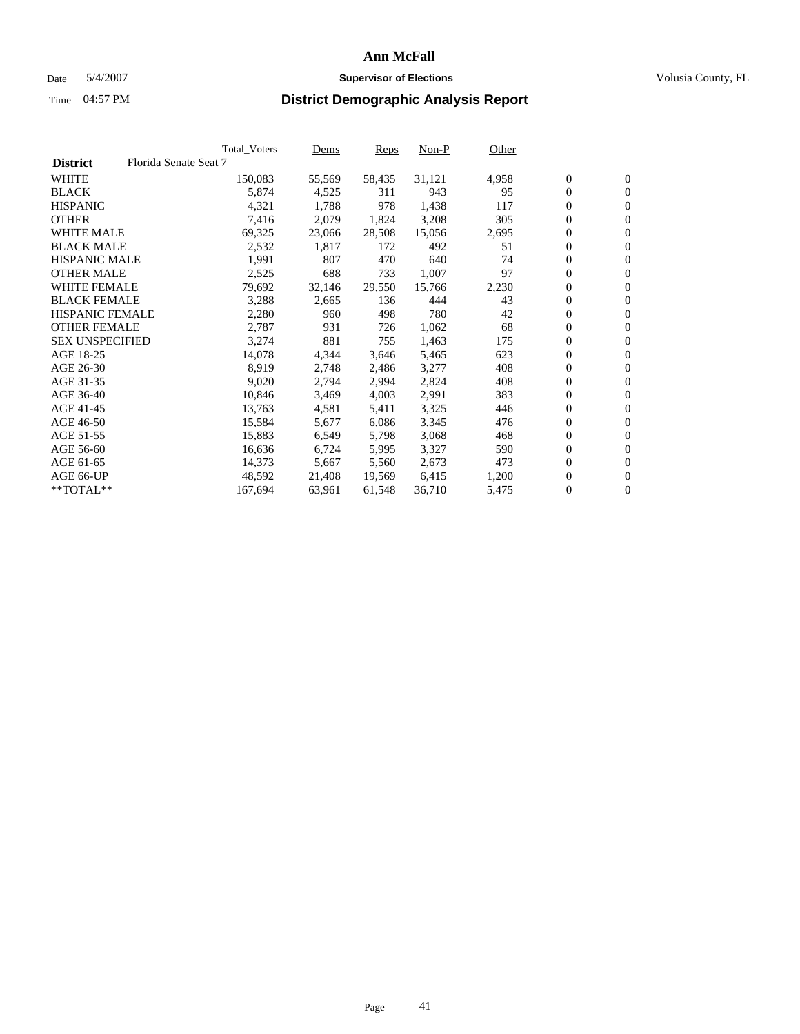# Ann McFall

Date 5/4/2007 **Supervisor of Elections** Volusia County, FL

Time 04:57 PM **District Demographic Analysis Report**

| | Total_Voters | Dems | Reps | Non-P | Other | | |
|---|---|---|---|---|---|---|---|
| **District** Florida Senate Seat 7 | | | | | | | |
| WHITE | 150,083 | 55,569 | 58,435 | 31,121 | 4,958 | 0 | 0 |
| BLACK | 5,874 | 4,525 | 311 | 943 | 95 | 0 | 0 |
| HISPANIC | 4,321 | 1,788 | 978 | 1,438 | 117 | 0 | 0 |
| OTHER | 7,416 | 2,079 | 1,824 | 3,208 | 305 | 0 | 0 |
| WHITE MALE | 69,325 | 23,066 | 28,508 | 15,056 | 2,695 | 0 | 0 |
| BLACK MALE | 2,532 | 1,817 | 172 | 492 | 51 | 0 | 0 |
| HISPANIC MALE | 1,991 | 807 | 470 | 640 | 74 | 0 | 0 |
| OTHER MALE | 2,525 | 688 | 733 | 1,007 | 97 | 0 | 0 |
| WHITE FEMALE | 79,692 | 32,146 | 29,550 | 15,766 | 2,230 | 0 | 0 |
| BLACK FEMALE | 3,288 | 2,665 | 136 | 444 | 43 | 0 | 0 |
| HISPANIC FEMALE | 2,280 | 960 | 498 | 780 | 42 | 0 | 0 |
| OTHER FEMALE | 2,787 | 931 | 726 | 1,062 | 68 | 0 | 0 |
| SEX UNSPECIFIED | 3,274 | 881 | 755 | 1,463 | 175 | 0 | 0 |
| AGE 18-25 | 14,078 | 4,344 | 3,646 | 5,465 | 623 | 0 | 0 |
| AGE 26-30 | 8,919 | 2,748 | 2,486 | 3,277 | 408 | 0 | 0 |
| AGE 31-35 | 9,020 | 2,794 | 2,994 | 2,824 | 408 | 0 | 0 |
| AGE 36-40 | 10,846 | 3,469 | 4,003 | 2,991 | 383 | 0 | 0 |
| AGE 41-45 | 13,763 | 4,581 | 5,411 | 3,325 | 446 | 0 | 0 |
| AGE 46-50 | 15,584 | 5,677 | 6,086 | 3,345 | 476 | 0 | 0 |
| AGE 51-55 | 15,883 | 6,549 | 5,798 | 3,068 | 468 | 0 | 0 |
| AGE 56-60 | 16,636 | 6,724 | 5,995 | 3,327 | 590 | 0 | 0 |
| AGE 61-65 | 14,373 | 5,667 | 5,560 | 2,673 | 473 | 0 | 0 |
| AGE 66-UP | 48,592 | 21,408 | 19,569 | 6,415 | 1,200 | 0 | 0 |
| **TOTAL** | 167,694 | 63,961 | 61,548 | 36,710 | 5,475 | 0 | 0 |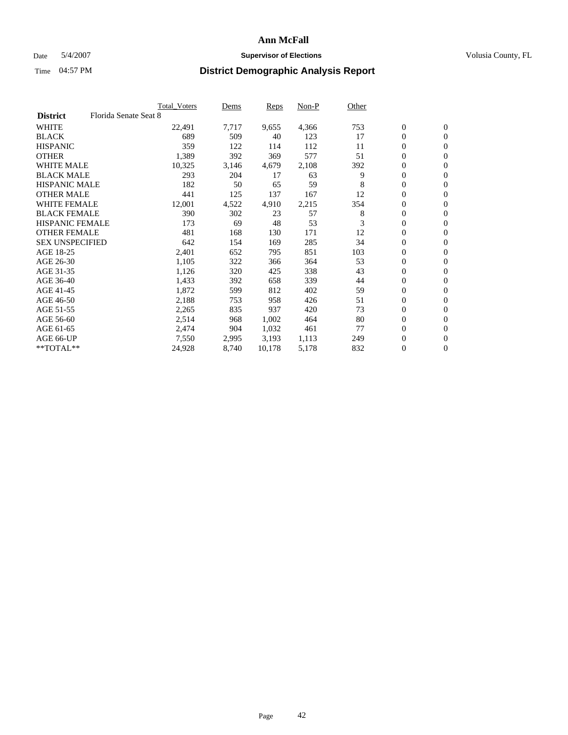# Ann McFall

Date 5/4/2007 **Supervisor of Elections** Volusia County, FL

Time 04:57 PM **District Demographic Analysis Report**

| | Total_Voters | Dems | Reps | Non-P | Other | | |
|---|---|---|---|---|---|---|---|
| **District** Florida Senate Seat 8 | | | | | | | |
| WHITE | 22,491 | 7,717 | 9,655 | 4,366 | 753 | 0 | 0 |
| BLACK | 689 | 509 | 40 | 123 | 17 | 0 | 0 |
| HISPANIC | 359 | 122 | 114 | 112 | 11 | 0 | 0 |
| OTHER | 1,389 | 392 | 369 | 577 | 51 | 0 | 0 |
| WHITE MALE | 10,325 | 3,146 | 4,679 | 2,108 | 392 | 0 | 0 |
| BLACK MALE | 293 | 204 | 17 | 63 | 9 | 0 | 0 |
| HISPANIC MALE | 182 | 50 | 65 | 59 | 8 | 0 | 0 |
| OTHER MALE | 441 | 125 | 137 | 167 | 12 | 0 | 0 |
| WHITE FEMALE | 12,001 | 4,522 | 4,910 | 2,215 | 354 | 0 | 0 |
| BLACK FEMALE | 390 | 302 | 23 | 57 | 8 | 0 | 0 |
| HISPANIC FEMALE | 173 | 69 | 48 | 53 | 3 | 0 | 0 |
| OTHER FEMALE | 481 | 168 | 130 | 171 | 12 | 0 | 0 |
| SEX UNSPECIFIED | 642 | 154 | 169 | 285 | 34 | 0 | 0 |
| AGE 18-25 | 2,401 | 652 | 795 | 851 | 103 | 0 | 0 |
| AGE 26-30 | 1,105 | 322 | 366 | 364 | 53 | 0 | 0 |
| AGE 31-35 | 1,126 | 320 | 425 | 338 | 43 | 0 | 0 |
| AGE 36-40 | 1,433 | 392 | 658 | 339 | 44 | 0 | 0 |
| AGE 41-45 | 1,872 | 599 | 812 | 402 | 59 | 0 | 0 |
| AGE 46-50 | 2,188 | 753 | 958 | 426 | 51 | 0 | 0 |
| AGE 51-55 | 2,265 | 835 | 937 | 420 | 73 | 0 | 0 |
| AGE 56-60 | 2,514 | 968 | 1,002 | 464 | 80 | 0 | 0 |
| AGE 61-65 | 2,474 | 904 | 1,032 | 461 | 77 | 0 | 0 |
| AGE 66-UP | 7,550 | 2,995 | 3,193 | 1,113 | 249 | 0 | 0 |
| **TOTAL** | 24,928 | 8,740 | 10,178 | 5,178 | 832 | 0 | 0 |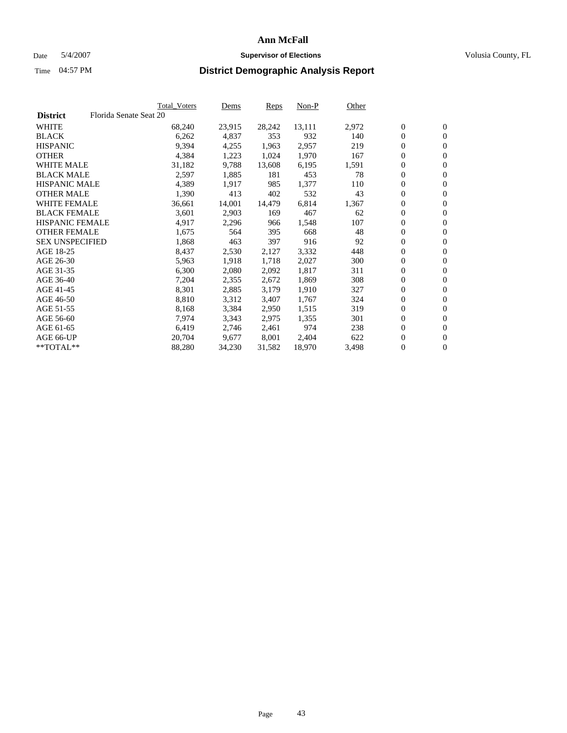# Ann McFall

Date 5/4/2007 **Supervisor of Elections** Volusia County, FL

Time 04:57 PM **District Demographic Analysis Report**

| **District** Florida Senate Seat 20 | Total_Voters | Dems | Reps | Non-P | Other | | |
|---|---|---|---|---|---|---|---|
| WHITE | 68,240 | 23,915 | 28,242 | 13,111 | 2,972 | 0 | 0 |
| BLACK | 6,262 | 4,837 | 353 | 932 | 140 | 0 | 0 |
| HISPANIC | 9,394 | 4,255 | 1,963 | 2,957 | 219 | 0 | 0 |
| OTHER | 4,384 | 1,223 | 1,024 | 1,970 | 167 | 0 | 0 |
| WHITE MALE | 31,182 | 9,788 | 13,608 | 6,195 | 1,591 | 0 | 0 |
| BLACK MALE | 2,597 | 1,885 | 181 | 453 | 78 | 0 | 0 |
| HISPANIC MALE | 4,389 | 1,917 | 985 | 1,377 | 110 | 0 | 0 |
| OTHER MALE | 1,390 | 413 | 402 | 532 | 43 | 0 | 0 |
| WHITE FEMALE | 36,661 | 14,001 | 14,479 | 6,814 | 1,367 | 0 | 0 |
| BLACK FEMALE | 3,601 | 2,903 | 169 | 467 | 62 | 0 | 0 |
| HISPANIC FEMALE | 4,917 | 2,296 | 966 | 1,548 | 107 | 0 | 0 |
| OTHER FEMALE | 1,675 | 564 | 395 | 668 | 48 | 0 | 0 |
| SEX UNSPECIFIED | 1,868 | 463 | 397 | 916 | 92 | 0 | 0 |
| AGE 18-25 | 8,437 | 2,530 | 2,127 | 3,332 | 448 | 0 | 0 |
| AGE 26-30 | 5,963 | 1,918 | 1,718 | 2,027 | 300 | 0 | 0 |
| AGE 31-35 | 6,300 | 2,080 | 2,092 | 1,817 | 311 | 0 | 0 |
| AGE 36-40 | 7,204 | 2,355 | 2,672 | 1,869 | 308 | 0 | 0 |
| AGE 41-45 | 8,301 | 2,885 | 3,179 | 1,910 | 327 | 0 | 0 |
| AGE 46-50 | 8,810 | 3,312 | 3,407 | 1,767 | 324 | 0 | 0 |
| AGE 51-55 | 8,168 | 3,384 | 2,950 | 1,515 | 319 | 0 | 0 |
| AGE 56-60 | 7,974 | 3,343 | 2,975 | 1,355 | 301 | 0 | 0 |
| AGE 61-65 | 6,419 | 2,746 | 2,461 | 974 | 238 | 0 | 0 |
| AGE 66-UP | 20,704 | 9,677 | 8,001 | 2,404 | 622 | 0 | 0 |
| **TOTAL** | 88,280 | 34,230 | 31,582 | 18,970 | 3,498 | 0 | 0 |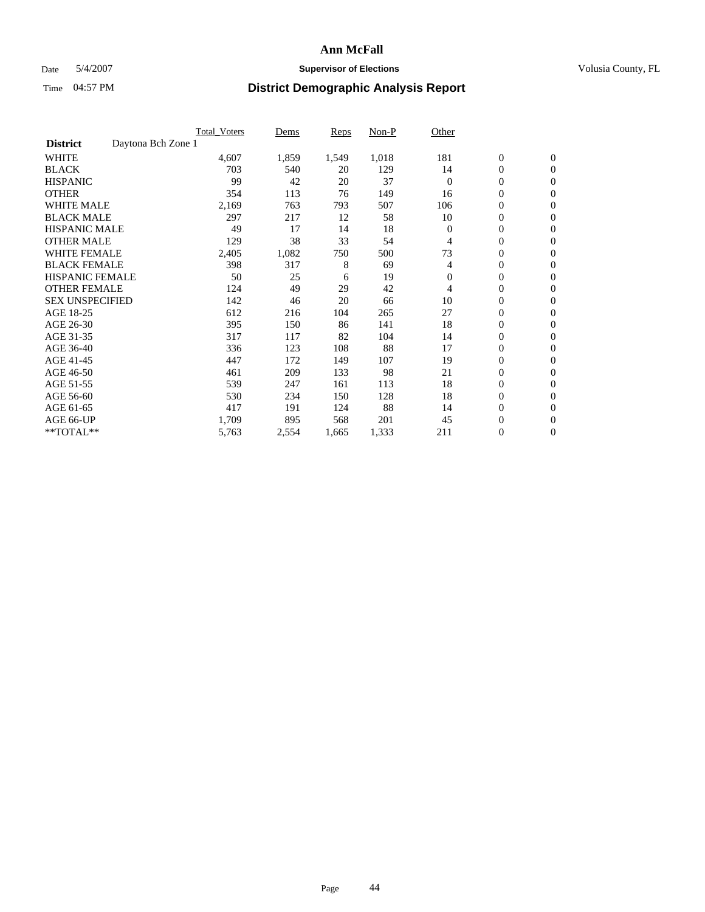Ann McFall

Date 5/4/2007 **Supervisor of Elections** Volusia County, FL

Time 04:57 PM **District Demographic Analysis Report**

| | Total_Voters | Dems | Reps | Non-P | Other | | |
|---|---|---|---|---|---|---|---|
| **District** Daytona Bch Zone 1 | | | | | | | |
| WHITE | 4,607 | 1,859 | 1,549 | 1,018 | 181 | 0 | 0 |
| BLACK | 703 | 540 | 20 | 129 | 14 | 0 | 0 |
| HISPANIC | 99 | 42 | 20 | 37 | 0 | 0 | 0 |
| OTHER | 354 | 113 | 76 | 149 | 16 | 0 | 0 |
| WHITE MALE | 2,169 | 763 | 793 | 507 | 106 | 0 | 0 |
| BLACK MALE | 297 | 217 | 12 | 58 | 10 | 0 | 0 |
| HISPANIC MALE | 49 | 17 | 14 | 18 | 0 | 0 | 0 |
| OTHER MALE | 129 | 38 | 33 | 54 | 4 | 0 | 0 |
| WHITE FEMALE | 2,405 | 1,082 | 750 | 500 | 73 | 0 | 0 |
| BLACK FEMALE | 398 | 317 | 8 | 69 | 4 | 0 | 0 |
| HISPANIC FEMALE | 50 | 25 | 6 | 19 | 0 | 0 | 0 |
| OTHER FEMALE | 124 | 49 | 29 | 42 | 4 | 0 | 0 |
| SEX UNSPECIFIED | 142 | 46 | 20 | 66 | 10 | 0 | 0 |
| AGE 18-25 | 612 | 216 | 104 | 265 | 27 | 0 | 0 |
| AGE 26-30 | 395 | 150 | 86 | 141 | 18 | 0 | 0 |
| AGE 31-35 | 317 | 117 | 82 | 104 | 14 | 0 | 0 |
| AGE 36-40 | 336 | 123 | 108 | 88 | 17 | 0 | 0 |
| AGE 41-45 | 447 | 172 | 149 | 107 | 19 | 0 | 0 |
| AGE 46-50 | 461 | 209 | 133 | 98 | 21 | 0 | 0 |
| AGE 51-55 | 539 | 247 | 161 | 113 | 18 | 0 | 0 |
| AGE 56-60 | 530 | 234 | 150 | 128 | 18 | 0 | 0 |
| AGE 61-65 | 417 | 191 | 124 | 88 | 14 | 0 | 0 |
| AGE 66-UP | 1,709 | 895 | 568 | 201 | 45 | 0 | 0 |
| **TOTAL** | 5,763 | 2,554 | 1,665 | 1,333 | 211 | 0 | 0 |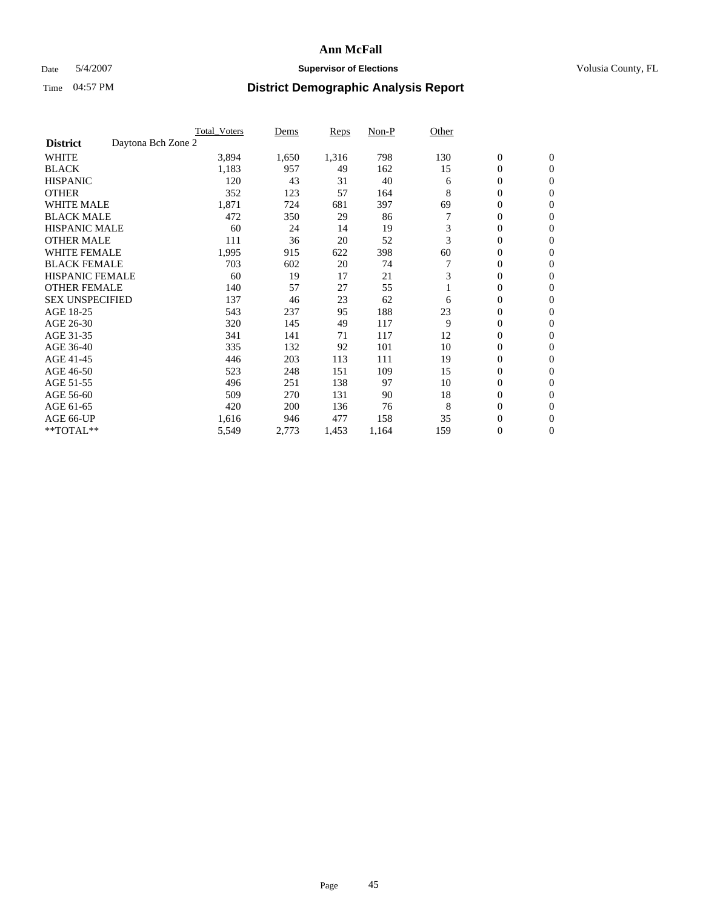# Ann McFall

Date 5/4/2007 **Supervisor of Elections** Volusia County, FL

Time 04:57 PM **District Demographic Analysis Report**

| | Total_Voters | Dems | Reps | Non-P | Other | | |
|---|---|---|---|---|---|---|---|
| **District** Daytona Bch Zone 2 | | | | | | | |
| WHITE | 3,894 | 1,650 | 1,316 | 798 | 130 | 0 | 0 |
| BLACK | 1,183 | 957 | 49 | 162 | 15 | 0 | 0 |
| HISPANIC | 120 | 43 | 31 | 40 | 6 | 0 | 0 |
| OTHER | 352 | 123 | 57 | 164 | 8 | 0 | 0 |
| WHITE MALE | 1,871 | 724 | 681 | 397 | 69 | 0 | 0 |
| BLACK MALE | 472 | 350 | 29 | 86 | 7 | 0 | 0 |
| HISPANIC MALE | 60 | 24 | 14 | 19 | 3 | 0 | 0 |
| OTHER MALE | 111 | 36 | 20 | 52 | 3 | 0 | 0 |
| WHITE FEMALE | 1,995 | 915 | 622 | 398 | 60 | 0 | 0 |
| BLACK FEMALE | 703 | 602 | 20 | 74 | 7 | 0 | 0 |
| HISPANIC FEMALE | 60 | 19 | 17 | 21 | 3 | 0 | 0 |
| OTHER FEMALE | 140 | 57 | 27 | 55 | 1 | 0 | 0 |
| SEX UNSPECIFIED | 137 | 46 | 23 | 62 | 6 | 0 | 0 |
| AGE 18-25 | 543 | 237 | 95 | 188 | 23 | 0 | 0 |
| AGE 26-30 | 320 | 145 | 49 | 117 | 9 | 0 | 0 |
| AGE 31-35 | 341 | 141 | 71 | 117 | 12 | 0 | 0 |
| AGE 36-40 | 335 | 132 | 92 | 101 | 10 | 0 | 0 |
| AGE 41-45 | 446 | 203 | 113 | 111 | 19 | 0 | 0 |
| AGE 46-50 | 523 | 248 | 151 | 109 | 15 | 0 | 0 |
| AGE 51-55 | 496 | 251 | 138 | 97 | 10 | 0 | 0 |
| AGE 56-60 | 509 | 270 | 131 | 90 | 18 | 0 | 0 |
| AGE 61-65 | 420 | 200 | 136 | 76 | 8 | 0 | 0 |
| AGE 66-UP | 1,616 | 946 | 477 | 158 | 35 | 0 | 0 |
| **TOTAL** | 5,549 | 2,773 | 1,453 | 1,164 | 159 | 0 | 0 |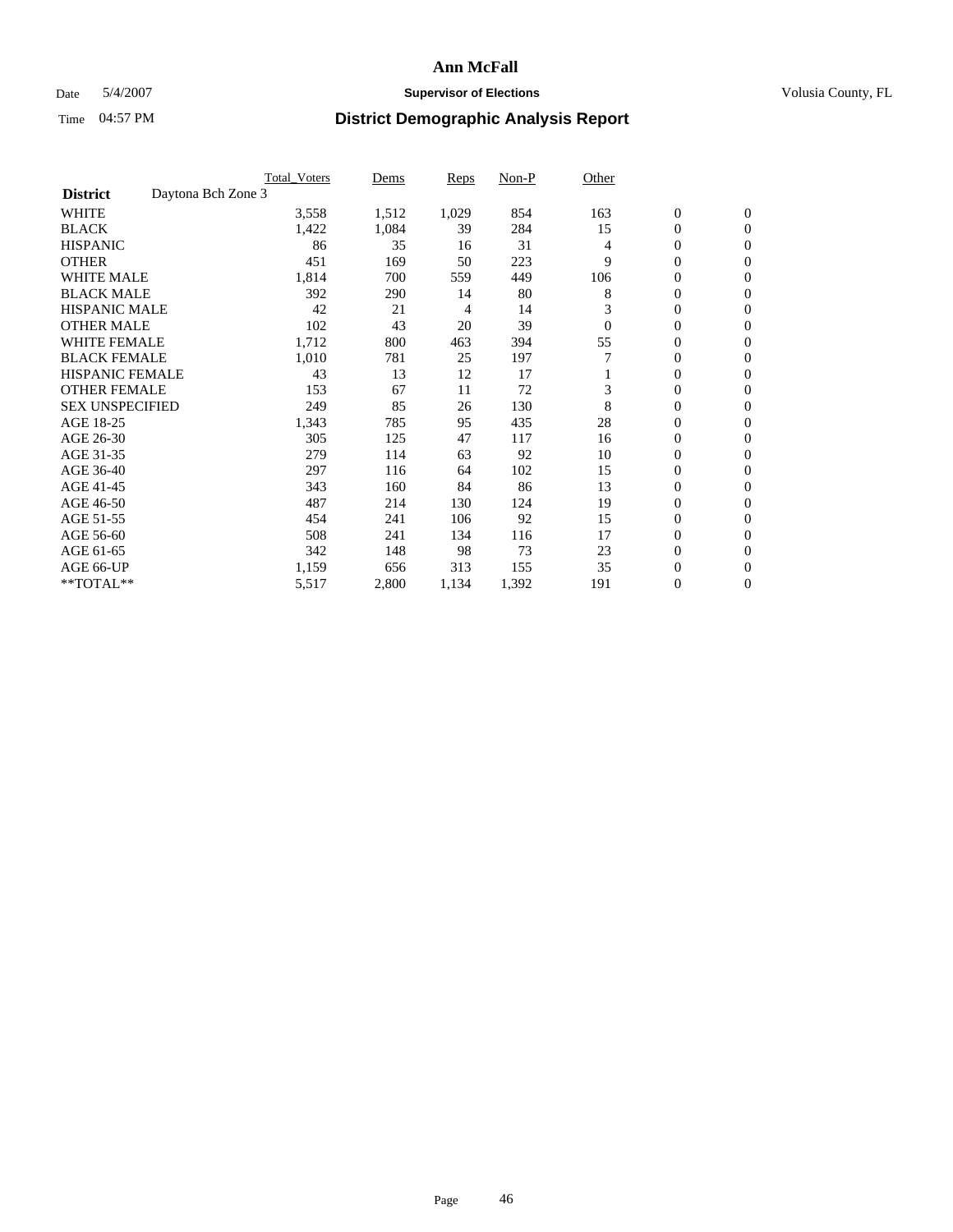# Ann McFall

Date 5/4/2007 **Supervisor of Elections** Volusia County, FL

Time 04:57 PM **District Demographic Analysis Report**

| | Total_Voters | Dems | Reps | Non-P | Other | | |
|---|---|---|---|---|---|---|---|
| **District** Daytona Bch Zone 3 | | | | | | | |
| WHITE | 3,558 | 1,512 | 1,029 | 854 | 163 | 0 | 0 |
| BLACK | 1,422 | 1,084 | 39 | 284 | 15 | 0 | 0 |
| HISPANIC | 86 | 35 | 16 | 31 | 4 | 0 | 0 |
| OTHER | 451 | 169 | 50 | 223 | 9 | 0 | 0 |
| WHITE MALE | 1,814 | 700 | 559 | 449 | 106 | 0 | 0 |
| BLACK MALE | 392 | 290 | 14 | 80 | 8 | 0 | 0 |
| HISPANIC MALE | 42 | 21 | 4 | 14 | 3 | 0 | 0 |
| OTHER MALE | 102 | 43 | 20 | 39 | 0 | 0 | 0 |
| WHITE FEMALE | 1,712 | 800 | 463 | 394 | 55 | 0 | 0 |
| BLACK FEMALE | 1,010 | 781 | 25 | 197 | 7 | 0 | 0 |
| HISPANIC FEMALE | 43 | 13 | 12 | 17 | 1 | 0 | 0 |
| OTHER FEMALE | 153 | 67 | 11 | 72 | 3 | 0 | 0 |
| SEX UNSPECIFIED | 249 | 85 | 26 | 130 | 8 | 0 | 0 |
| AGE 18-25 | 1,343 | 785 | 95 | 435 | 28 | 0 | 0 |
| AGE 26-30 | 305 | 125 | 47 | 117 | 16 | 0 | 0 |
| AGE 31-35 | 279 | 114 | 63 | 92 | 10 | 0 | 0 |
| AGE 36-40 | 297 | 116 | 64 | 102 | 15 | 0 | 0 |
| AGE 41-45 | 343 | 160 | 84 | 86 | 13 | 0 | 0 |
| AGE 46-50 | 487 | 214 | 130 | 124 | 19 | 0 | 0 |
| AGE 51-55 | 454 | 241 | 106 | 92 | 15 | 0 | 0 |
| AGE 56-60 | 508 | 241 | 134 | 116 | 17 | 0 | 0 |
| AGE 61-65 | 342 | 148 | 98 | 73 | 23 | 0 | 0 |
| AGE 66-UP | 1,159 | 656 | 313 | 155 | 35 | 0 | 0 |
| **TOTAL** | 5,517 | 2,800 | 1,134 | 1,392 | 191 | 0 | 0 |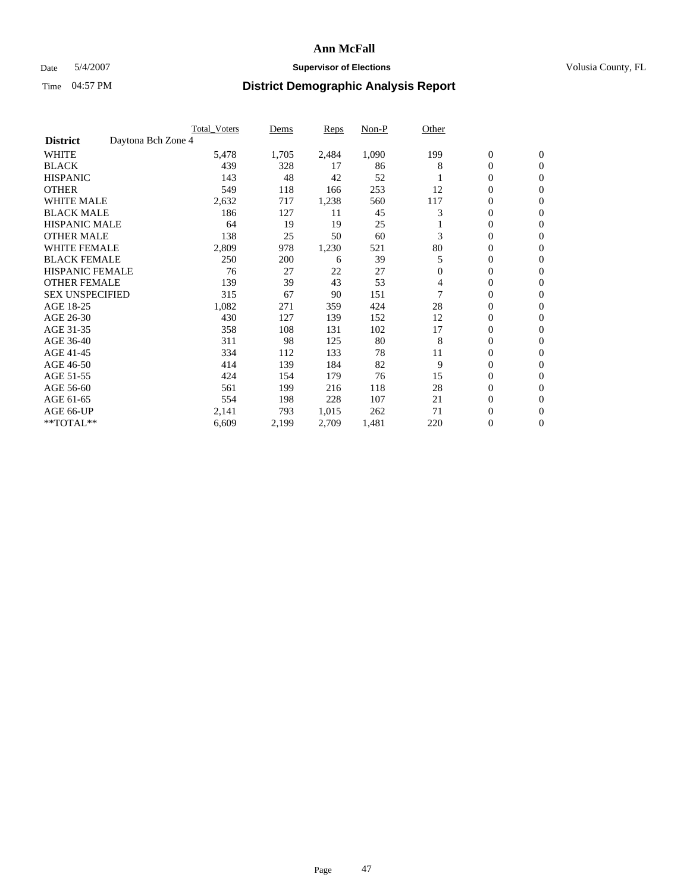# Ann McFall

Date 5/4/2007 **Supervisor of Elections** Volusia County, FL

Time 04:57 PM

## District Demographic Analysis Report

| | Total_Voters | Dems | Reps | Non-P | Other | | |
|---|---|---|---|---|---|---|---|
| **District** Daytona Bch Zone 4 | | | | | | | |
| WHITE | 5,478 | 1,705 | 2,484 | 1,090 | 199 | 0 | 0 |
| BLACK | 439 | 328 | 17 | 86 | 8 | 0 | 0 |
| HISPANIC | 143 | 48 | 42 | 52 | 1 | 0 | 0 |
| OTHER | 549 | 118 | 166 | 253 | 12 | 0 | 0 |
| WHITE MALE | 2,632 | 717 | 1,238 | 560 | 117 | 0 | 0 |
| BLACK MALE | 186 | 127 | 11 | 45 | 3 | 0 | 0 |
| HISPANIC MALE | 64 | 19 | 19 | 25 | 1 | 0 | 0 |
| OTHER MALE | 138 | 25 | 50 | 60 | 3 | 0 | 0 |
| WHITE FEMALE | 2,809 | 978 | 1,230 | 521 | 80 | 0 | 0 |
| BLACK FEMALE | 250 | 200 | 6 | 39 | 5 | 0 | 0 |
| HISPANIC FEMALE | 76 | 27 | 22 | 27 | 0 | 0 | 0 |
| OTHER FEMALE | 139 | 39 | 43 | 53 | 4 | 0 | 0 |
| SEX UNSPECIFIED | 315 | 67 | 90 | 151 | 7 | 0 | 0 |
| AGE 18-25 | 1,082 | 271 | 359 | 424 | 28 | 0 | 0 |
| AGE 26-30 | 430 | 127 | 139 | 152 | 12 | 0 | 0 |
| AGE 31-35 | 358 | 108 | 131 | 102 | 17 | 0 | 0 |
| AGE 36-40 | 311 | 98 | 125 | 80 | 8 | 0 | 0 |
| AGE 41-45 | 334 | 112 | 133 | 78 | 11 | 0 | 0 |
| AGE 46-50 | 414 | 139 | 184 | 82 | 9 | 0 | 0 |
| AGE 51-55 | 424 | 154 | 179 | 76 | 15 | 0 | 0 |
| AGE 56-60 | 561 | 199 | 216 | 118 | 28 | 0 | 0 |
| AGE 61-65 | 554 | 198 | 228 | 107 | 21 | 0 | 0 |
| AGE 66-UP | 2,141 | 793 | 1,015 | 262 | 71 | 0 | 0 |
| **TOTAL** | 6,609 | 2,199 | 2,709 | 1,481 | 220 | 0 | 0 |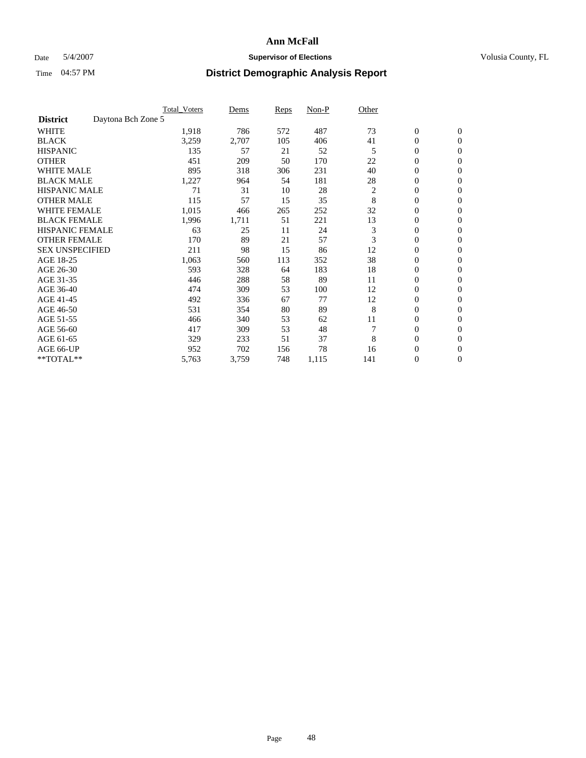# Ann McFall

Date 5/4/2007 **Supervisor of Elections** Volusia County, FL

Time 04:57 PM **District Demographic Analysis Report**

| | Total_Voters | Dems | Reps | Non-P | Other | | |
|---|---|---|---|---|---|---|---|
| **District** Daytona Bch Zone 5 | | | | | | | |
| WHITE | 1,918 | 786 | 572 | 487 | 73 | 0 | 0 |
| BLACK | 3,259 | 2,707 | 105 | 406 | 41 | 0 | 0 |
| HISPANIC | 135 | 57 | 21 | 52 | 5 | 0 | 0 |
| OTHER | 451 | 209 | 50 | 170 | 22 | 0 | 0 |
| WHITE MALE | 895 | 318 | 306 | 231 | 40 | 0 | 0 |
| BLACK MALE | 1,227 | 964 | 54 | 181 | 28 | 0 | 0 |
| HISPANIC MALE | 71 | 31 | 10 | 28 | 2 | 0 | 0 |
| OTHER MALE | 115 | 57 | 15 | 35 | 8 | 0 | 0 |
| WHITE FEMALE | 1,015 | 466 | 265 | 252 | 32 | 0 | 0 |
| BLACK FEMALE | 1,996 | 1,711 | 51 | 221 | 13 | 0 | 0 |
| HISPANIC FEMALE | 63 | 25 | 11 | 24 | 3 | 0 | 0 |
| OTHER FEMALE | 170 | 89 | 21 | 57 | 3 | 0 | 0 |
| SEX UNSPECIFIED | 211 | 98 | 15 | 86 | 12 | 0 | 0 |
| AGE 18-25 | 1,063 | 560 | 113 | 352 | 38 | 0 | 0 |
| AGE 26-30 | 593 | 328 | 64 | 183 | 18 | 0 | 0 |
| AGE 31-35 | 446 | 288 | 58 | 89 | 11 | 0 | 0 |
| AGE 36-40 | 474 | 309 | 53 | 100 | 12 | 0 | 0 |
| AGE 41-45 | 492 | 336 | 67 | 77 | 12 | 0 | 0 |
| AGE 46-50 | 531 | 354 | 80 | 89 | 8 | 0 | 0 |
| AGE 51-55 | 466 | 340 | 53 | 62 | 11 | 0 | 0 |
| AGE 56-60 | 417 | 309 | 53 | 48 | 7 | 0 | 0 |
| AGE 61-65 | 329 | 233 | 51 | 37 | 8 | 0 | 0 |
| AGE 66-UP | 952 | 702 | 156 | 78 | 16 | 0 | 0 |
| **TOTAL** | 5,763 | 3,759 | 748 | 1,115 | 141 | 0 | 0 |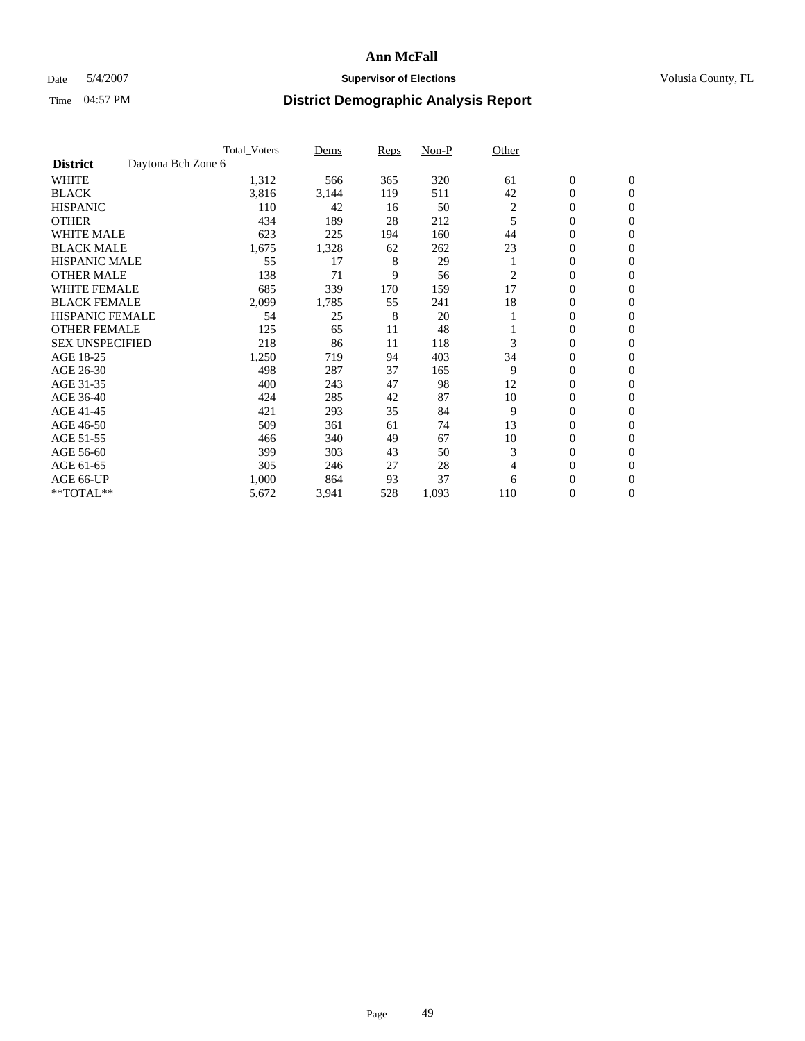# Ann McFall

Date 5/4/2007 **Supervisor of Elections** Volusia County, FL

Time 04:57 PM **District Demographic Analysis Report**

| | Total_Voters | Dems | Reps | Non-P | Other | | |
|---|---|---|---|---|---|---|---|
| **District** Daytona Bch Zone 6 | | | | | | | |
| WHITE | 1,312 | 566 | 365 | 320 | 61 | 0 | 0 |
| BLACK | 3,816 | 3,144 | 119 | 511 | 42 | 0 | 0 |
| HISPANIC | 110 | 42 | 16 | 50 | 2 | 0 | 0 |
| OTHER | 434 | 189 | 28 | 212 | 5 | 0 | 0 |
| WHITE MALE | 623 | 225 | 194 | 160 | 44 | 0 | 0 |
| BLACK MALE | 1,675 | 1,328 | 62 | 262 | 23 | 0 | 0 |
| HISPANIC MALE | 55 | 17 | 8 | 29 | 1 | 0 | 0 |
| OTHER MALE | 138 | 71 | 9 | 56 | 2 | 0 | 0 |
| WHITE FEMALE | 685 | 339 | 170 | 159 | 17 | 0 | 0 |
| BLACK FEMALE | 2,099 | 1,785 | 55 | 241 | 18 | 0 | 0 |
| HISPANIC FEMALE | 54 | 25 | 8 | 20 | 1 | 0 | 0 |
| OTHER FEMALE | 125 | 65 | 11 | 48 | 1 | 0 | 0 |
| SEX UNSPECIFIED | 218 | 86 | 11 | 118 | 3 | 0 | 0 |
| AGE 18-25 | 1,250 | 719 | 94 | 403 | 34 | 0 | 0 |
| AGE 26-30 | 498 | 287 | 37 | 165 | 9 | 0 | 0 |
| AGE 31-35 | 400 | 243 | 47 | 98 | 12 | 0 | 0 |
| AGE 36-40 | 424 | 285 | 42 | 87 | 10 | 0 | 0 |
| AGE 41-45 | 421 | 293 | 35 | 84 | 9 | 0 | 0 |
| AGE 46-50 | 509 | 361 | 61 | 74 | 13 | 0 | 0 |
| AGE 51-55 | 466 | 340 | 49 | 67 | 10 | 0 | 0 |
| AGE 56-60 | 399 | 303 | 43 | 50 | 3 | 0 | 0 |
| AGE 61-65 | 305 | 246 | 27 | 28 | 4 | 0 | 0 |
| AGE 66-UP | 1,000 | 864 | 93 | 37 | 6 | 0 | 0 |
| **TOTAL** | 5,672 | 3,941 | 528 | 1,093 | 110 | 0 | 0 |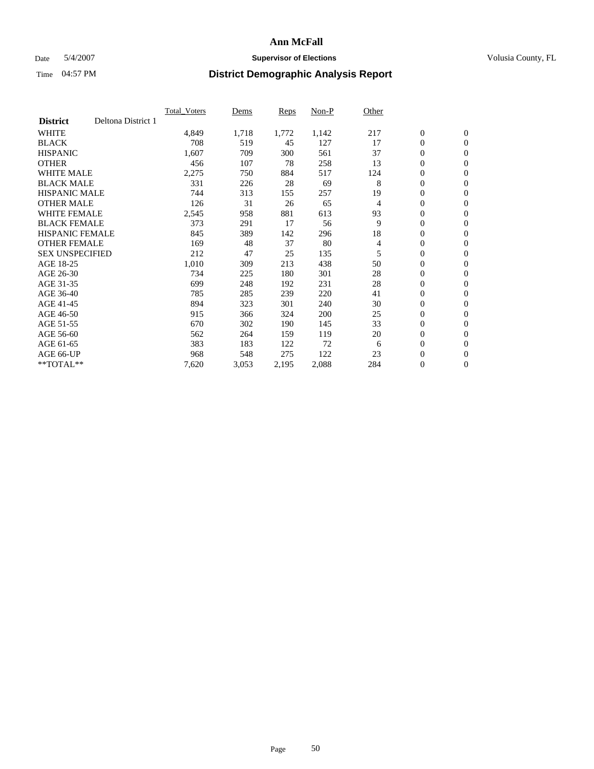# Ann McFall

Date 5/4/2007 **Supervisor of Elections** Volusia County, FL

Time 04:57 PM **District Demographic Analysis Report**

| | Total_Voters | Dems | Reps | Non-P | Other | | |
|---|---|---|---|---|---|---|---|
| **District** Deltona District 1 | | | | | | | |
| WHITE | 4,849 | 1,718 | 1,772 | 1,142 | 217 | 0 | 0 |
| BLACK | 708 | 519 | 45 | 127 | 17 | 0 | 0 |
| HISPANIC | 1,607 | 709 | 300 | 561 | 37 | 0 | 0 |
| OTHER | 456 | 107 | 78 | 258 | 13 | 0 | 0 |
| WHITE MALE | 2,275 | 750 | 884 | 517 | 124 | 0 | 0 |
| BLACK MALE | 331 | 226 | 28 | 69 | 8 | 0 | 0 |
| HISPANIC MALE | 744 | 313 | 155 | 257 | 19 | 0 | 0 |
| OTHER MALE | 126 | 31 | 26 | 65 | 4 | 0 | 0 |
| WHITE FEMALE | 2,545 | 958 | 881 | 613 | 93 | 0 | 0 |
| BLACK FEMALE | 373 | 291 | 17 | 56 | 9 | 0 | 0 |
| HISPANIC FEMALE | 845 | 389 | 142 | 296 | 18 | 0 | 0 |
| OTHER FEMALE | 169 | 48 | 37 | 80 | 4 | 0 | 0 |
| SEX UNSPECIFIED | 212 | 47 | 25 | 135 | 5 | 0 | 0 |
| AGE 18-25 | 1,010 | 309 | 213 | 438 | 50 | 0 | 0 |
| AGE 26-30 | 734 | 225 | 180 | 301 | 28 | 0 | 0 |
| AGE 31-35 | 699 | 248 | 192 | 231 | 28 | 0 | 0 |
| AGE 36-40 | 785 | 285 | 239 | 220 | 41 | 0 | 0 |
| AGE 41-45 | 894 | 323 | 301 | 240 | 30 | 0 | 0 |
| AGE 46-50 | 915 | 366 | 324 | 200 | 25 | 0 | 0 |
| AGE 51-55 | 670 | 302 | 190 | 145 | 33 | 0 | 0 |
| AGE 56-60 | 562 | 264 | 159 | 119 | 20 | 0 | 0 |
| AGE 61-65 | 383 | 183 | 122 | 72 | 6 | 0 | 0 |
| AGE 66-UP | 968 | 548 | 275 | 122 | 23 | 0 | 0 |
| **TOTAL** | 7,620 | 3,053 | 2,195 | 2,088 | 284 | 0 | 0 |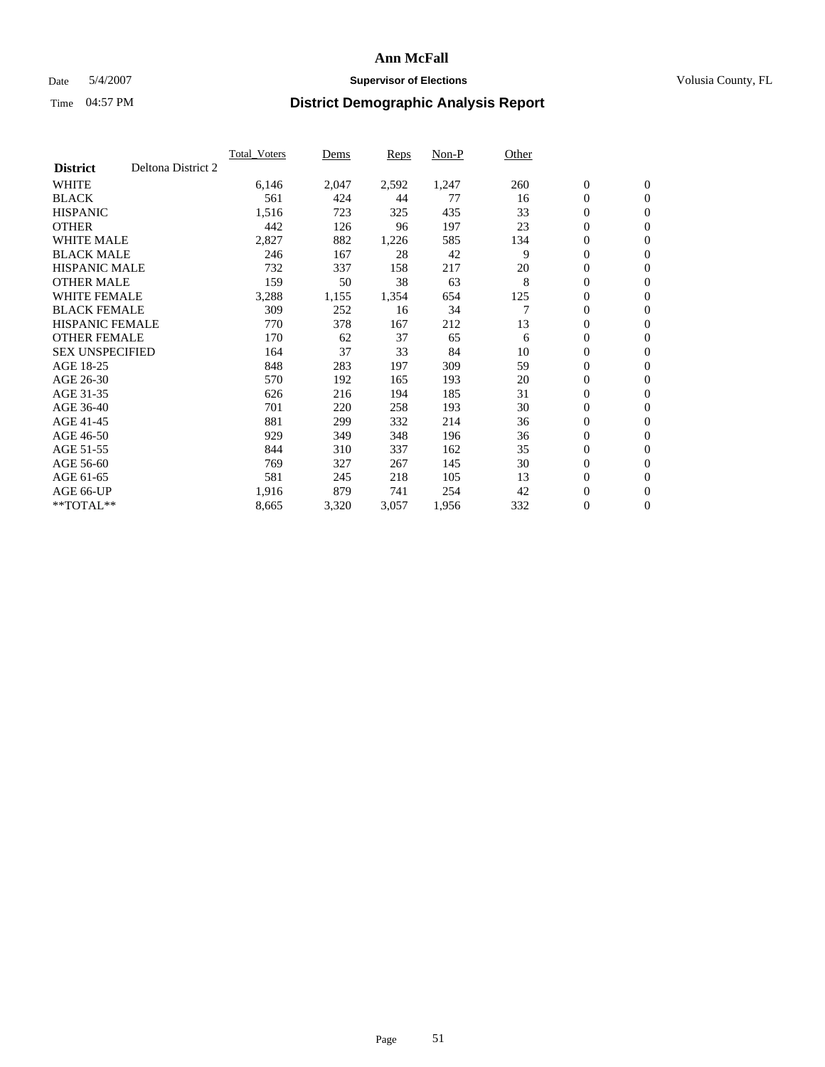# Ann McFall

Date 5/4/2007 **Supervisor of Elections** Volusia County, FL

Time 04:57 PM **District Demographic Analysis Report**

| | Total_Voters | Dems | Reps | Non-P | Other | | |
|---|---|---|---|---|---|---|---|
| **District** Deltona District 2 | | | | | | | |
| WHITE | 6,146 | 2,047 | 2,592 | 1,247 | 260 | 0 | 0 |
| BLACK | 561 | 424 | 44 | 77 | 16 | 0 | 0 |
| HISPANIC | 1,516 | 723 | 325 | 435 | 33 | 0 | 0 |
| OTHER | 442 | 126 | 96 | 197 | 23 | 0 | 0 |
| WHITE MALE | 2,827 | 882 | 1,226 | 585 | 134 | 0 | 0 |
| BLACK MALE | 246 | 167 | 28 | 42 | 9 | 0 | 0 |
| HISPANIC MALE | 732 | 337 | 158 | 217 | 20 | 0 | 0 |
| OTHER MALE | 159 | 50 | 38 | 63 | 8 | 0 | 0 |
| WHITE FEMALE | 3,288 | 1,155 | 1,354 | 654 | 125 | 0 | 0 |
| BLACK FEMALE | 309 | 252 | 16 | 34 | 7 | 0 | 0 |
| HISPANIC FEMALE | 770 | 378 | 167 | 212 | 13 | 0 | 0 |
| OTHER FEMALE | 170 | 62 | 37 | 65 | 6 | 0 | 0 |
| SEX UNSPECIFIED | 164 | 37 | 33 | 84 | 10 | 0 | 0 |
| AGE 18-25 | 848 | 283 | 197 | 309 | 59 | 0 | 0 |
| AGE 26-30 | 570 | 192 | 165 | 193 | 20 | 0 | 0 |
| AGE 31-35 | 626 | 216 | 194 | 185 | 31 | 0 | 0 |
| AGE 36-40 | 701 | 220 | 258 | 193 | 30 | 0 | 0 |
| AGE 41-45 | 881 | 299 | 332 | 214 | 36 | 0 | 0 |
| AGE 46-50 | 929 | 349 | 348 | 196 | 36 | 0 | 0 |
| AGE 51-55 | 844 | 310 | 337 | 162 | 35 | 0 | 0 |
| AGE 56-60 | 769 | 327 | 267 | 145 | 30 | 0 | 0 |
| AGE 61-65 | 581 | 245 | 218 | 105 | 13 | 0 | 0 |
| AGE 66-UP | 1,916 | 879 | 741 | 254 | 42 | 0 | 0 |
| **TOTAL** | 8,665 | 3,320 | 3,057 | 1,956 | 332 | 0 | 0 |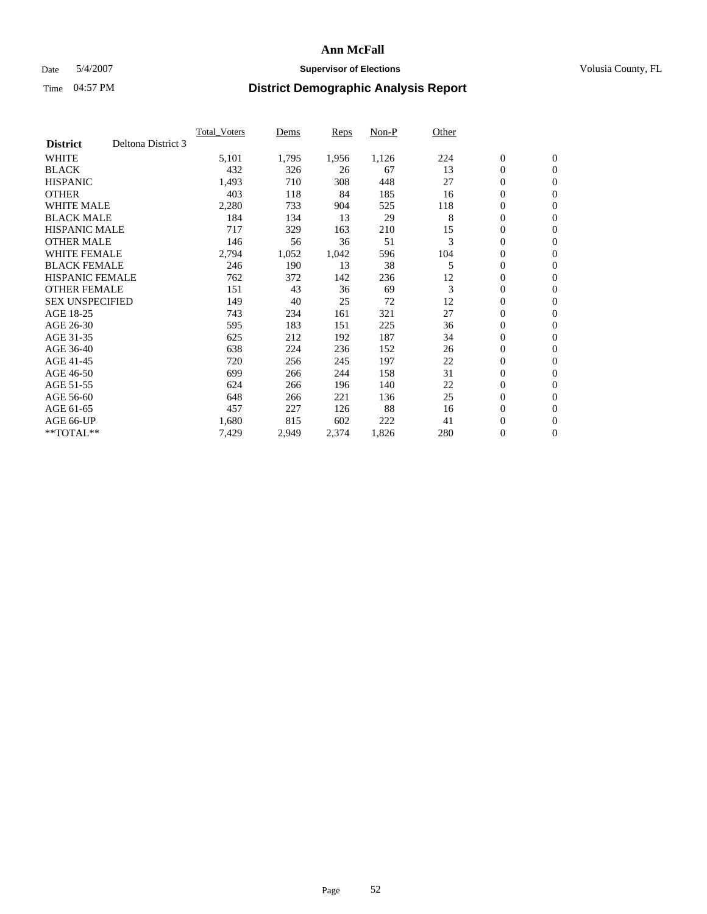# Ann McFall

Date 5/4/2007 **Supervisor of Elections** Volusia County, FL

Time 04:57 PM **District Demographic Analysis Report**

| | Total_Voters | Dems | Reps | Non-P | Other | | |
|---|---|---|---|---|---|---|---|
| **District** Deltona District 3 | | | | | | | |
| WHITE | 5,101 | 1,795 | 1,956 | 1,126 | 224 | 0 | 0 |
| BLACK | 432 | 326 | 26 | 67 | 13 | 0 | 0 |
| HISPANIC | 1,493 | 710 | 308 | 448 | 27 | 0 | 0 |
| OTHER | 403 | 118 | 84 | 185 | 16 | 0 | 0 |
| WHITE MALE | 2,280 | 733 | 904 | 525 | 118 | 0 | 0 |
| BLACK MALE | 184 | 134 | 13 | 29 | 8 | 0 | 0 |
| HISPANIC MALE | 717 | 329 | 163 | 210 | 15 | 0 | 0 |
| OTHER MALE | 146 | 56 | 36 | 51 | 3 | 0 | 0 |
| WHITE FEMALE | 2,794 | 1,052 | 1,042 | 596 | 104 | 0 | 0 |
| BLACK FEMALE | 246 | 190 | 13 | 38 | 5 | 0 | 0 |
| HISPANIC FEMALE | 762 | 372 | 142 | 236 | 12 | 0 | 0 |
| OTHER FEMALE | 151 | 43 | 36 | 69 | 3 | 0 | 0 |
| SEX UNSPECIFIED | 149 | 40 | 25 | 72 | 12 | 0 | 0 |
| AGE 18-25 | 743 | 234 | 161 | 321 | 27 | 0 | 0 |
| AGE 26-30 | 595 | 183 | 151 | 225 | 36 | 0 | 0 |
| AGE 31-35 | 625 | 212 | 192 | 187 | 34 | 0 | 0 |
| AGE 36-40 | 638 | 224 | 236 | 152 | 26 | 0 | 0 |
| AGE 41-45 | 720 | 256 | 245 | 197 | 22 | 0 | 0 |
| AGE 46-50 | 699 | 266 | 244 | 158 | 31 | 0 | 0 |
| AGE 51-55 | 624 | 266 | 196 | 140 | 22 | 0 | 0 |
| AGE 56-60 | 648 | 266 | 221 | 136 | 25 | 0 | 0 |
| AGE 61-65 | 457 | 227 | 126 | 88 | 16 | 0 | 0 |
| AGE 66-UP | 1,680 | 815 | 602 | 222 | 41 | 0 | 0 |
| **TOTAL** | 7,429 | 2,949 | 2,374 | 1,826 | 280 | 0 | 0 |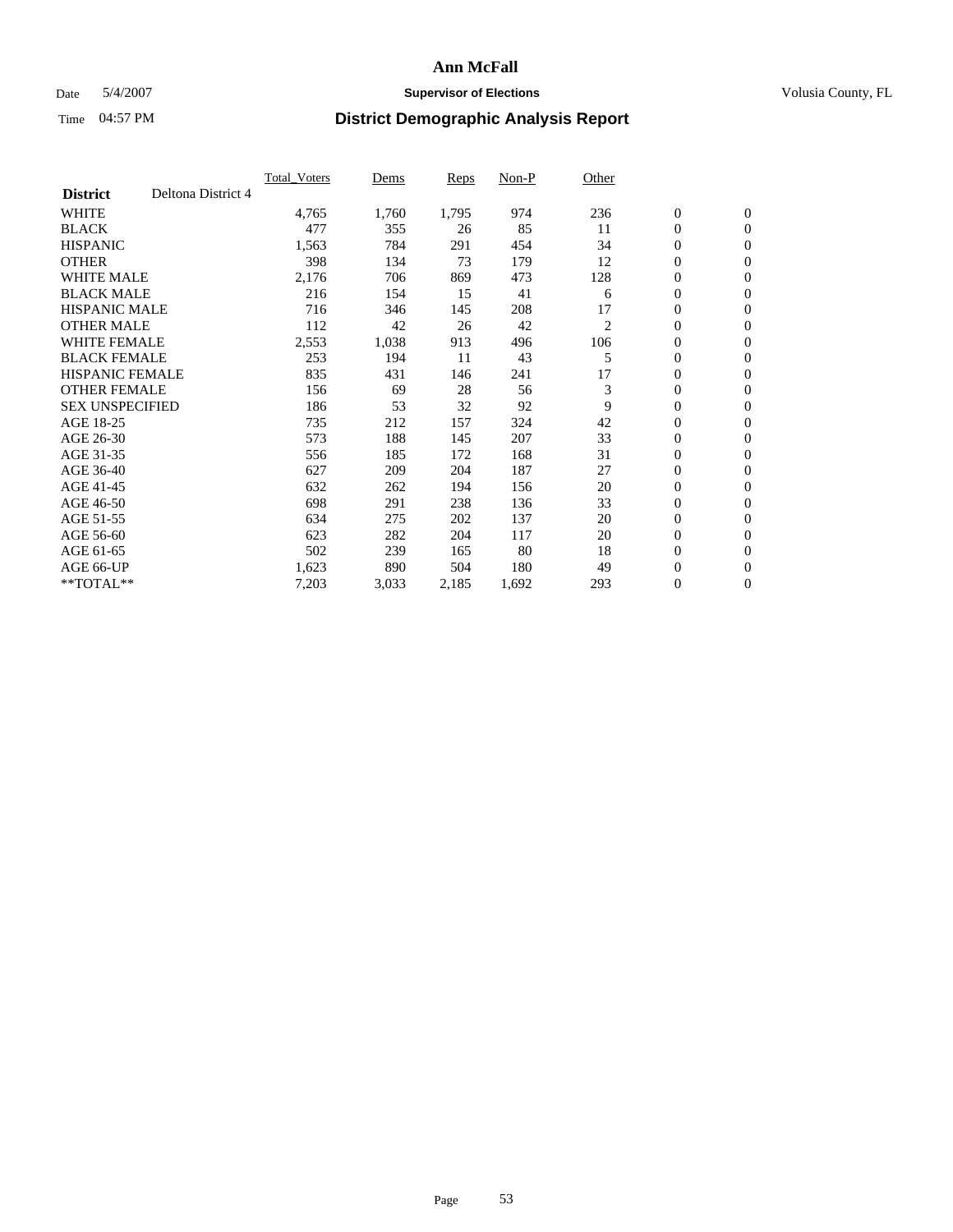# Ann McFall

Date 5/4/2007 **Supervisor of Elections** Volusia County, FL

Time 04:57 PM **District Demographic Analysis Report**

| | Total_Voters | Dems | Reps | Non-P | Other | | |
|---|---|---|---|---|---|---|---|
| **District** Deltona District 4 | | | | | | | |
| WHITE | 4,765 | 1,760 | 1,795 | 974 | 236 | 0 | 0 |
| BLACK | 477 | 355 | 26 | 85 | 11 | 0 | 0 |
| HISPANIC | 1,563 | 784 | 291 | 454 | 34 | 0 | 0 |
| OTHER | 398 | 134 | 73 | 179 | 12 | 0 | 0 |
| WHITE MALE | 2,176 | 706 | 869 | 473 | 128 | 0 | 0 |
| BLACK MALE | 216 | 154 | 15 | 41 | 6 | 0 | 0 |
| HISPANIC MALE | 716 | 346 | 145 | 208 | 17 | 0 | 0 |
| OTHER MALE | 112 | 42 | 26 | 42 | 2 | 0 | 0 |
| WHITE FEMALE | 2,553 | 1,038 | 913 | 496 | 106 | 0 | 0 |
| BLACK FEMALE | 253 | 194 | 11 | 43 | 5 | 0 | 0 |
| HISPANIC FEMALE | 835 | 431 | 146 | 241 | 17 | 0 | 0 |
| OTHER FEMALE | 156 | 69 | 28 | 56 | 3 | 0 | 0 |
| SEX UNSPECIFIED | 186 | 53 | 32 | 92 | 9 | 0 | 0 |
| AGE 18-25 | 735 | 212 | 157 | 324 | 42 | 0 | 0 |
| AGE 26-30 | 573 | 188 | 145 | 207 | 33 | 0 | 0 |
| AGE 31-35 | 556 | 185 | 172 | 168 | 31 | 0 | 0 |
| AGE 36-40 | 627 | 209 | 204 | 187 | 27 | 0 | 0 |
| AGE 41-45 | 632 | 262 | 194 | 156 | 20 | 0 | 0 |
| AGE 46-50 | 698 | 291 | 238 | 136 | 33 | 0 | 0 |
| AGE 51-55 | 634 | 275 | 202 | 137 | 20 | 0 | 0 |
| AGE 56-60 | 623 | 282 | 204 | 117 | 20 | 0 | 0 |
| AGE 61-65 | 502 | 239 | 165 | 80 | 18 | 0 | 0 |
| AGE 66-UP | 1,623 | 890 | 504 | 180 | 49 | 0 | 0 |
| **TOTAL** | 7,203 | 3,033 | 2,185 | 1,692 | 293 | 0 | 0 |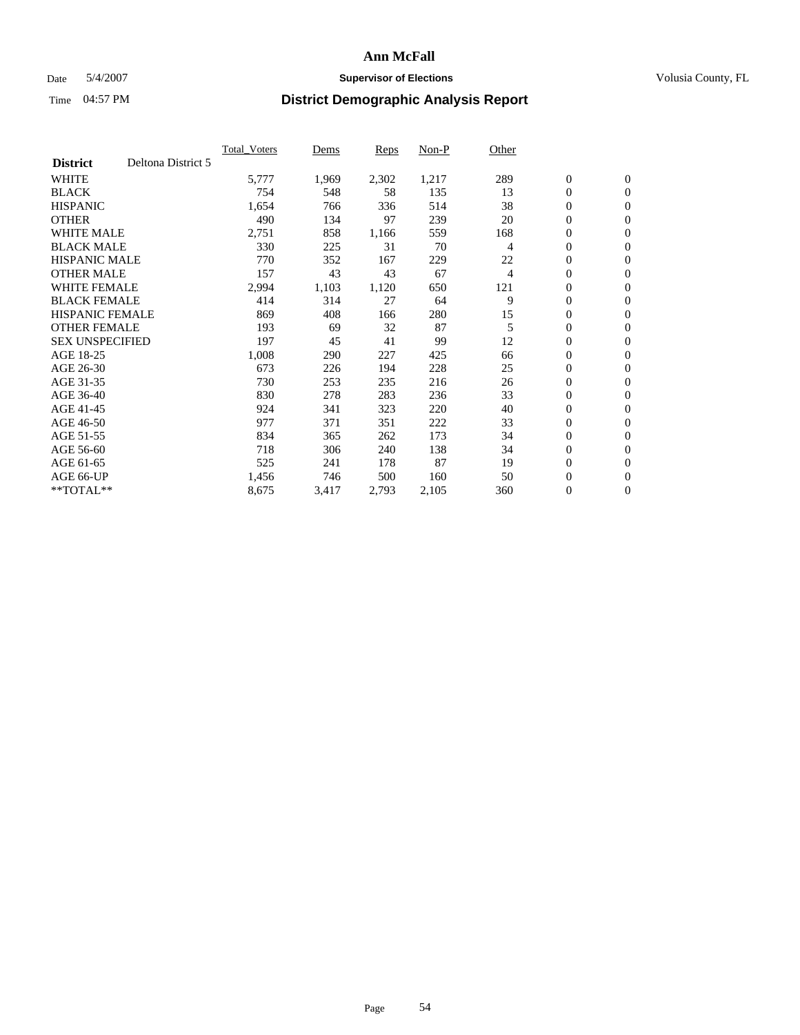# Ann McFall

Date 5/4/2007 **Supervisor of Elections** Volusia County, FL

Time 04:57 PM **District Demographic Analysis Report**

| | Total_Voters | Dems | Reps | Non-P | Other | | |
|---|---|---|---|---|---|---|---|
| **District** Deltona District 5 | | | | | | | |
| WHITE | 5,777 | 1,969 | 2,302 | 1,217 | 289 | 0 | 0 |
| BLACK | 754 | 548 | 58 | 135 | 13 | 0 | 0 |
| HISPANIC | 1,654 | 766 | 336 | 514 | 38 | 0 | 0 |
| OTHER | 490 | 134 | 97 | 239 | 20 | 0 | 0 |
| WHITE MALE | 2,751 | 858 | 1,166 | 559 | 168 | 0 | 0 |
| BLACK MALE | 330 | 225 | 31 | 70 | 4 | 0 | 0 |
| HISPANIC MALE | 770 | 352 | 167 | 229 | 22 | 0 | 0 |
| OTHER MALE | 157 | 43 | 43 | 67 | 4 | 0 | 0 |
| WHITE FEMALE | 2,994 | 1,103 | 1,120 | 650 | 121 | 0 | 0 |
| BLACK FEMALE | 414 | 314 | 27 | 64 | 9 | 0 | 0 |
| HISPANIC FEMALE | 869 | 408 | 166 | 280 | 15 | 0 | 0 |
| OTHER FEMALE | 193 | 69 | 32 | 87 | 5 | 0 | 0 |
| SEX UNSPECIFIED | 197 | 45 | 41 | 99 | 12 | 0 | 0 |
| AGE 18-25 | 1,008 | 290 | 227 | 425 | 66 | 0 | 0 |
| AGE 26-30 | 673 | 226 | 194 | 228 | 25 | 0 | 0 |
| AGE 31-35 | 730 | 253 | 235 | 216 | 26 | 0 | 0 |
| AGE 36-40 | 830 | 278 | 283 | 236 | 33 | 0 | 0 |
| AGE 41-45 | 924 | 341 | 323 | 220 | 40 | 0 | 0 |
| AGE 46-50 | 977 | 371 | 351 | 222 | 33 | 0 | 0 |
| AGE 51-55 | 834 | 365 | 262 | 173 | 34 | 0 | 0 |
| AGE 56-60 | 718 | 306 | 240 | 138 | 34 | 0 | 0 |
| AGE 61-65 | 525 | 241 | 178 | 87 | 19 | 0 | 0 |
| AGE 66-UP | 1,456 | 746 | 500 | 160 | 50 | 0 | 0 |
| **TOTAL** | 8,675 | 3,417 | 2,793 | 2,105 | 360 | 0 | 0 |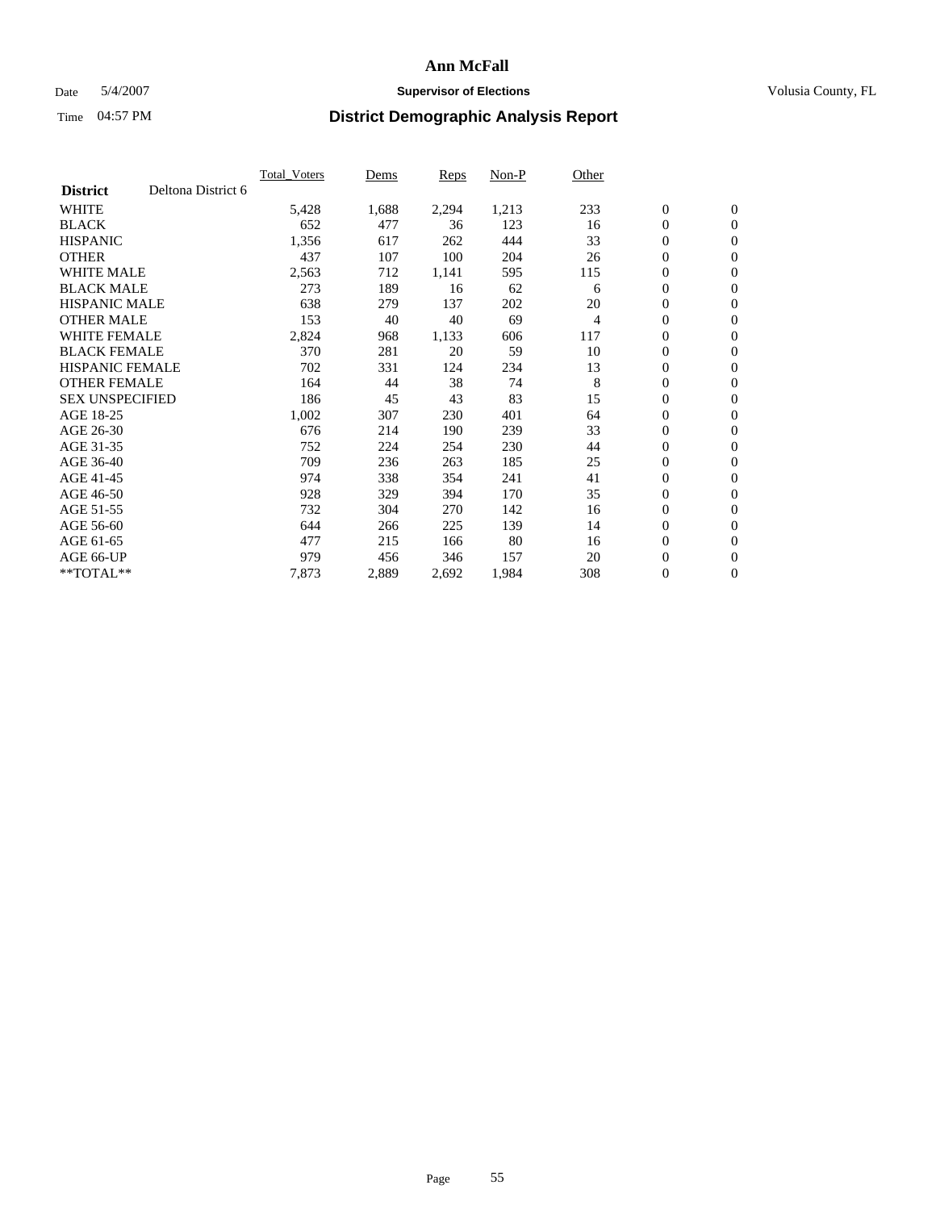**Ann McFall**

Date 5/4/2007 **Supervisor of Elections** Volusia County, FL

Time 04:57 PM **District Demographic Analysis Report**

| **District** Deltona District 6 | Total_Voters | Dems | Reps | Non-P | Other | | |
|---|---|---|---|---|---|---|---|
| WHITE | 5,428 | 1,688 | 2,294 | 1,213 | 233 | 0 | 0 |
| BLACK | 652 | 477 | 36 | 123 | 16 | 0 | 0 |
| HISPANIC | 1,356 | 617 | 262 | 444 | 33 | 0 | 0 |
| OTHER | 437 | 107 | 100 | 204 | 26 | 0 | 0 |
| WHITE MALE | 2,563 | 712 | 1,141 | 595 | 115 | 0 | 0 |
| BLACK MALE | 273 | 189 | 16 | 62 | 6 | 0 | 0 |
| HISPANIC MALE | 638 | 279 | 137 | 202 | 20 | 0 | 0 |
| OTHER MALE | 153 | 40 | 40 | 69 | 4 | 0 | 0 |
| WHITE FEMALE | 2,824 | 968 | 1,133 | 606 | 117 | 0 | 0 |
| BLACK FEMALE | 370 | 281 | 20 | 59 | 10 | 0 | 0 |
| HISPANIC FEMALE | 702 | 331 | 124 | 234 | 13 | 0 | 0 |
| OTHER FEMALE | 164 | 44 | 38 | 74 | 8 | 0 | 0 |
| SEX UNSPECIFIED | 186 | 45 | 43 | 83 | 15 | 0 | 0 |
| AGE 18-25 | 1,002 | 307 | 230 | 401 | 64 | 0 | 0 |
| AGE 26-30 | 676 | 214 | 190 | 239 | 33 | 0 | 0 |
| AGE 31-35 | 752 | 224 | 254 | 230 | 44 | 0 | 0 |
| AGE 36-40 | 709 | 236 | 263 | 185 | 25 | 0 | 0 |
| AGE 41-45 | 974 | 338 | 354 | 241 | 41 | 0 | 0 |
| AGE 46-50 | 928 | 329 | 394 | 170 | 35 | 0 | 0 |
| AGE 51-55 | 732 | 304 | 270 | 142 | 16 | 0 | 0 |
| AGE 56-60 | 644 | 266 | 225 | 139 | 14 | 0 | 0 |
| AGE 61-65 | 477 | 215 | 166 | 80 | 16 | 0 | 0 |
| AGE 66-UP | 979 | 456 | 346 | 157 | 20 | 0 | 0 |
| **TOTAL** | 7,873 | 2,889 | 2,692 | 1,984 | 308 | 0 | 0 |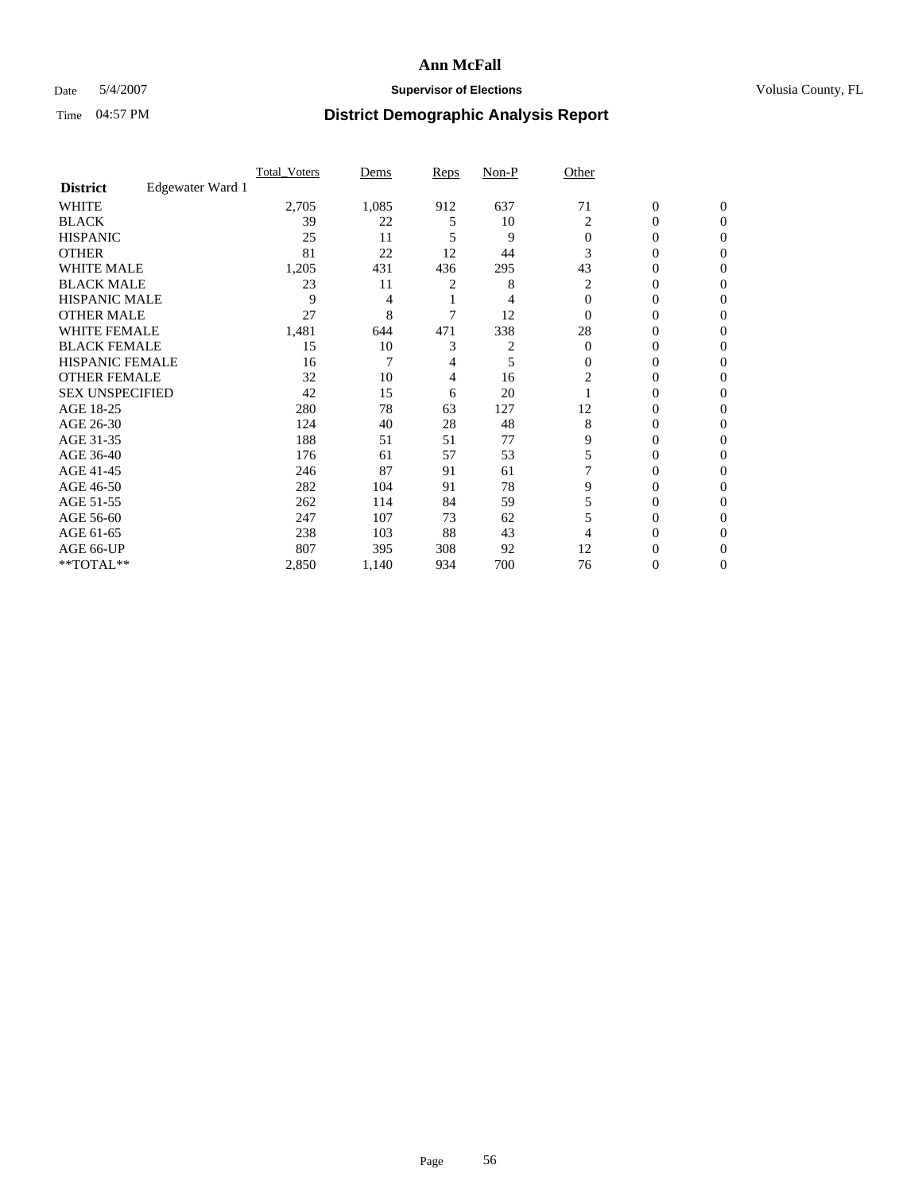# Ann McFall

Date 5/4/2007 **Supervisor of Elections** Volusia County, FL

Time 04:57 PM **District Demographic Analysis Report**

| **District** Edgewater Ward 1 | Total_Voters | Dems | Reps | Non-P | Other | | |
|---|---|---|---|---|---|---|---|
| WHITE | 2,705 | 1,085 | 912 | 637 | 71 | 0 | 0 |
| BLACK | 39 | 22 | 5 | 10 | 2 | 0 | 0 |
| HISPANIC | 25 | 11 | 5 | 9 | 0 | 0 | 0 |
| OTHER | 81 | 22 | 12 | 44 | 3 | 0 | 0 |
| WHITE MALE | 1,205 | 431 | 436 | 295 | 43 | 0 | 0 |
| BLACK MALE | 23 | 11 | 2 | 8 | 2 | 0 | 0 |
| HISPANIC MALE | 9 | 4 | 1 | 4 | 0 | 0 | 0 |
| OTHER MALE | 27 | 8 | 7 | 12 | 0 | 0 | 0 |
| WHITE FEMALE | 1,481 | 644 | 471 | 338 | 28 | 0 | 0 |
| BLACK FEMALE | 15 | 10 | 3 | 2 | 0 | 0 | 0 |
| HISPANIC FEMALE | 16 | 7 | 4 | 5 | 0 | 0 | 0 |
| OTHER FEMALE | 32 | 10 | 4 | 16 | 2 | 0 | 0 |
| SEX UNSPECIFIED | 42 | 15 | 6 | 20 | 1 | 0 | 0 |
| AGE 18-25 | 280 | 78 | 63 | 127 | 12 | 0 | 0 |
| AGE 26-30 | 124 | 40 | 28 | 48 | 8 | 0 | 0 |
| AGE 31-35 | 188 | 51 | 51 | 77 | 9 | 0 | 0 |
| AGE 36-40 | 176 | 61 | 57 | 53 | 5 | 0 | 0 |
| AGE 41-45 | 246 | 87 | 91 | 61 | 7 | 0 | 0 |
| AGE 46-50 | 282 | 104 | 91 | 78 | 9 | 0 | 0 |
| AGE 51-55 | 262 | 114 | 84 | 59 | 5 | 0 | 0 |
| AGE 56-60 | 247 | 107 | 73 | 62 | 5 | 0 | 0 |
| AGE 61-65 | 238 | 103 | 88 | 43 | 4 | 0 | 0 |
| AGE 66-UP | 807 | 395 | 308 | 92 | 12 | 0 | 0 |
| **TOTAL** | 2,850 | 1,140 | 934 | 700 | 76 | 0 | 0 |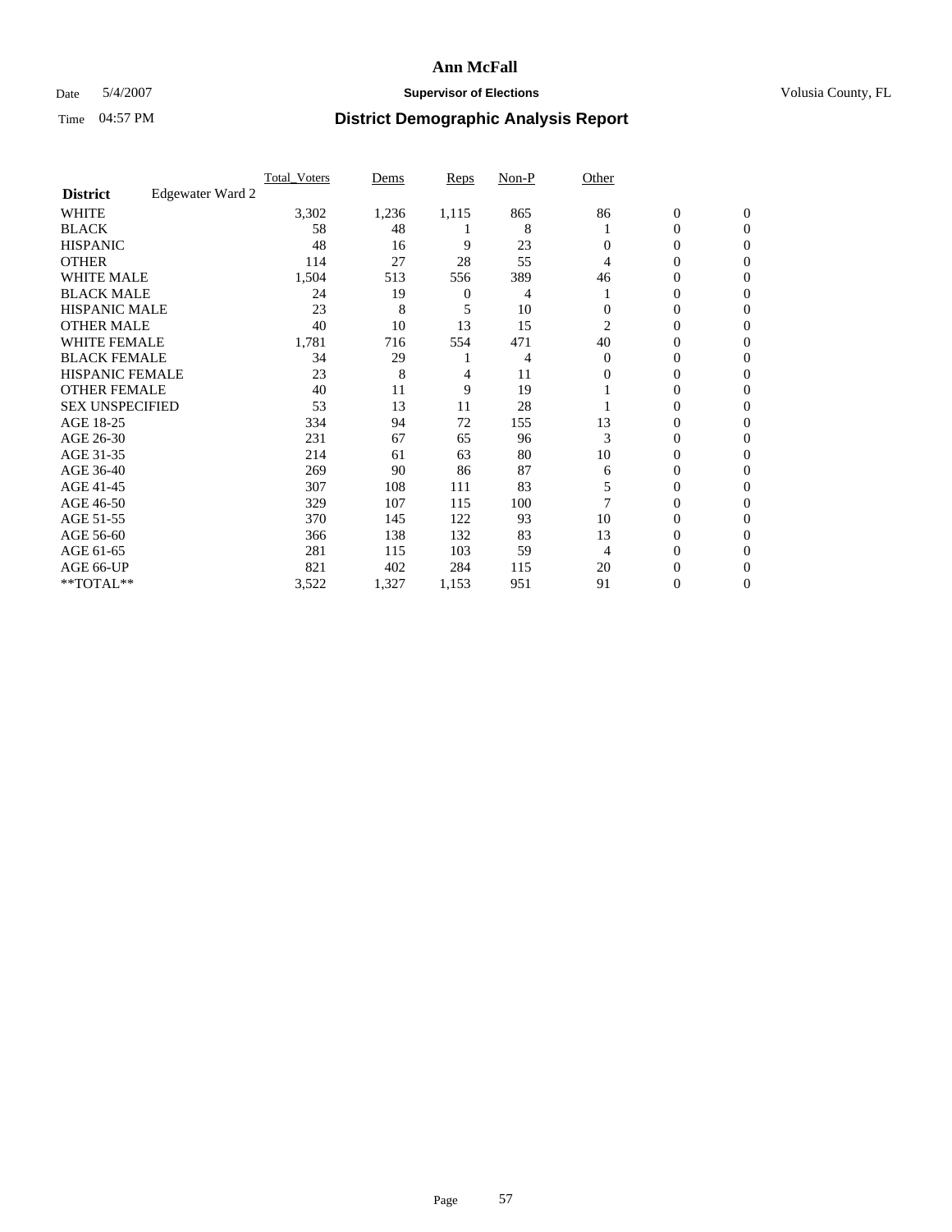# Ann McFall

Date 5/4/2007 **Supervisor of Elections** Volusia County, FL

Time 04:57 PM **District Demographic Analysis Report**

| | Total_Voters | Dems | Reps | Non-P | Other | | |
|---|---|---|---|---|---|---|---|
| **District** Edgewater Ward 2 | | | | | | | |
| WHITE | 3,302 | 1,236 | 1,115 | 865 | 86 | 0 | 0 |
| BLACK | 58 | 48 | 1 | 8 | 1 | 0 | 0 |
| HISPANIC | 48 | 16 | 9 | 23 | 0 | 0 | 0 |
| OTHER | 114 | 27 | 28 | 55 | 4 | 0 | 0 |
| WHITE MALE | 1,504 | 513 | 556 | 389 | 46 | 0 | 0 |
| BLACK MALE | 24 | 19 | 0 | 4 | 1 | 0 | 0 |
| HISPANIC MALE | 23 | 8 | 5 | 10 | 0 | 0 | 0 |
| OTHER MALE | 40 | 10 | 13 | 15 | 2 | 0 | 0 |
| WHITE FEMALE | 1,781 | 716 | 554 | 471 | 40 | 0 | 0 |
| BLACK FEMALE | 34 | 29 | 1 | 4 | 0 | 0 | 0 |
| HISPANIC FEMALE | 23 | 8 | 4 | 11 | 0 | 0 | 0 |
| OTHER FEMALE | 40 | 11 | 9 | 19 | 1 | 0 | 0 |
| SEX UNSPECIFIED | 53 | 13 | 11 | 28 | 1 | 0 | 0 |
| AGE 18-25 | 334 | 94 | 72 | 155 | 13 | 0 | 0 |
| AGE 26-30 | 231 | 67 | 65 | 96 | 3 | 0 | 0 |
| AGE 31-35 | 214 | 61 | 63 | 80 | 10 | 0 | 0 |
| AGE 36-40 | 269 | 90 | 86 | 87 | 6 | 0 | 0 |
| AGE 41-45 | 307 | 108 | 111 | 83 | 5 | 0 | 0 |
| AGE 46-50 | 329 | 107 | 115 | 100 | 7 | 0 | 0 |
| AGE 51-55 | 370 | 145 | 122 | 93 | 10 | 0 | 0 |
| AGE 56-60 | 366 | 138 | 132 | 83 | 13 | 0 | 0 |
| AGE 61-65 | 281 | 115 | 103 | 59 | 4 | 0 | 0 |
| AGE 66-UP | 821 | 402 | 284 | 115 | 20 | 0 | 0 |
| **TOTAL** | 3,522 | 1,327 | 1,153 | 951 | 91 | 0 | 0 |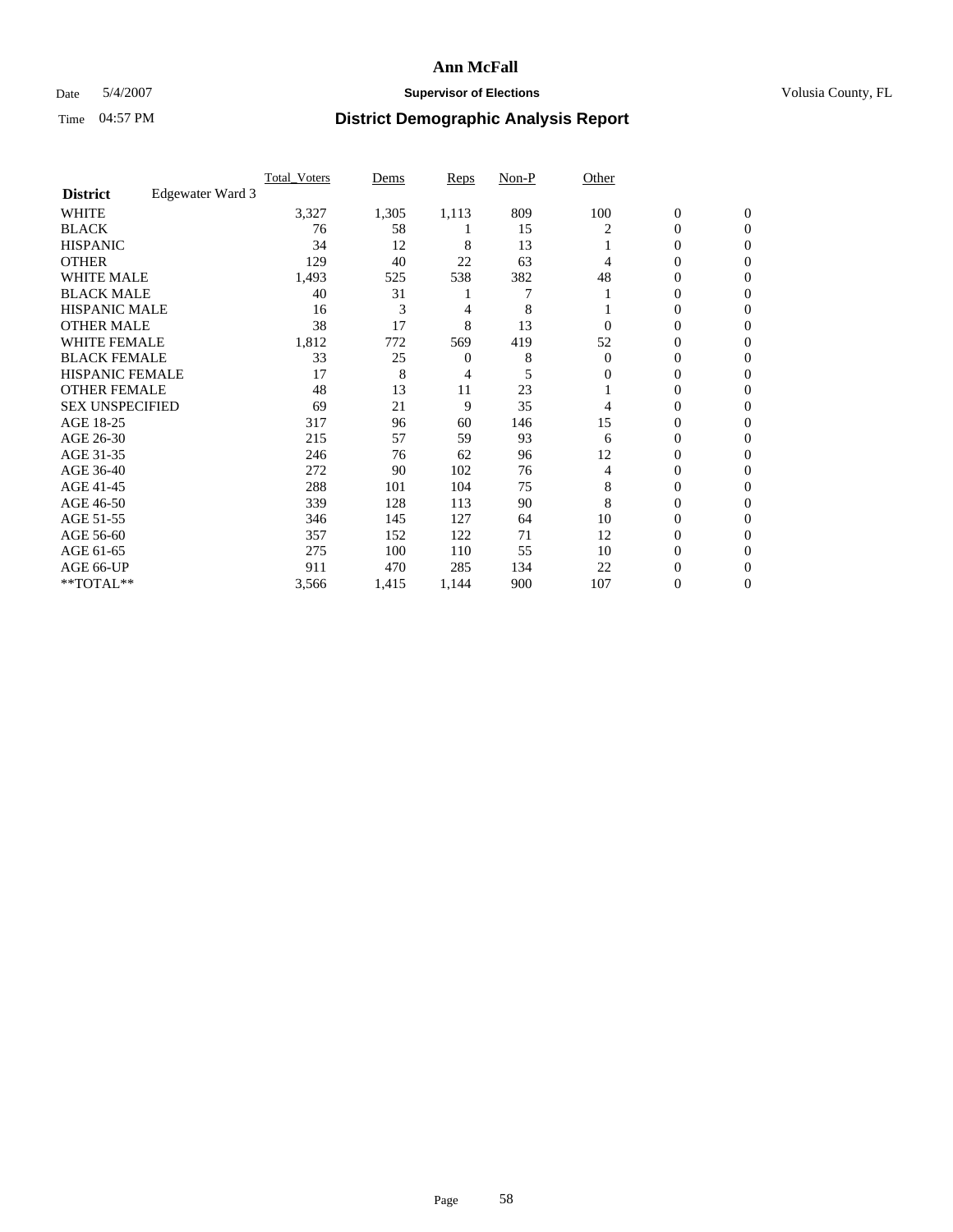# Ann McFall

Date 5/4/2007 **Supervisor of Elections** Volusia County, FL

Time 04:57 PM **District Demographic Analysis Report**

| | Total_Voters | Dems | Reps | Non-P | Other | | |
|---|---|---|---|---|---|---|---|
| **District** Edgewater Ward 3 | | | | | | | |
| WHITE | 3,327 | 1,305 | 1,113 | 809 | 100 | 0 | 0 |
| BLACK | 76 | 58 | 1 | 15 | 2 | 0 | 0 |
| HISPANIC | 34 | 12 | 8 | 13 | 1 | 0 | 0 |
| OTHER | 129 | 40 | 22 | 63 | 4 | 0 | 0 |
| WHITE MALE | 1,493 | 525 | 538 | 382 | 48 | 0 | 0 |
| BLACK MALE | 40 | 31 | 1 | 7 | 1 | 0 | 0 |
| HISPANIC MALE | 16 | 3 | 4 | 8 | 1 | 0 | 0 |
| OTHER MALE | 38 | 17 | 8 | 13 | 0 | 0 | 0 |
| WHITE FEMALE | 1,812 | 772 | 569 | 419 | 52 | 0 | 0 |
| BLACK FEMALE | 33 | 25 | 0 | 8 | 0 | 0 | 0 |
| HISPANIC FEMALE | 17 | 8 | 4 | 5 | 0 | 0 | 0 |
| OTHER FEMALE | 48 | 13 | 11 | 23 | 1 | 0 | 0 |
| SEX UNSPECIFIED | 69 | 21 | 9 | 35 | 4 | 0 | 0 |
| AGE 18-25 | 317 | 96 | 60 | 146 | 15 | 0 | 0 |
| AGE 26-30 | 215 | 57 | 59 | 93 | 6 | 0 | 0 |
| AGE 31-35 | 246 | 76 | 62 | 96 | 12 | 0 | 0 |
| AGE 36-40 | 272 | 90 | 102 | 76 | 4 | 0 | 0 |
| AGE 41-45 | 288 | 101 | 104 | 75 | 8 | 0 | 0 |
| AGE 46-50 | 339 | 128 | 113 | 90 | 8 | 0 | 0 |
| AGE 51-55 | 346 | 145 | 127 | 64 | 10 | 0 | 0 |
| AGE 56-60 | 357 | 152 | 122 | 71 | 12 | 0 | 0 |
| AGE 61-65 | 275 | 100 | 110 | 55 | 10 | 0 | 0 |
| AGE 66-UP | 911 | 470 | 285 | 134 | 22 | 0 | 0 |
| **TOTAL** | 3,566 | 1,415 | 1,144 | 900 | 107 | 0 | 0 |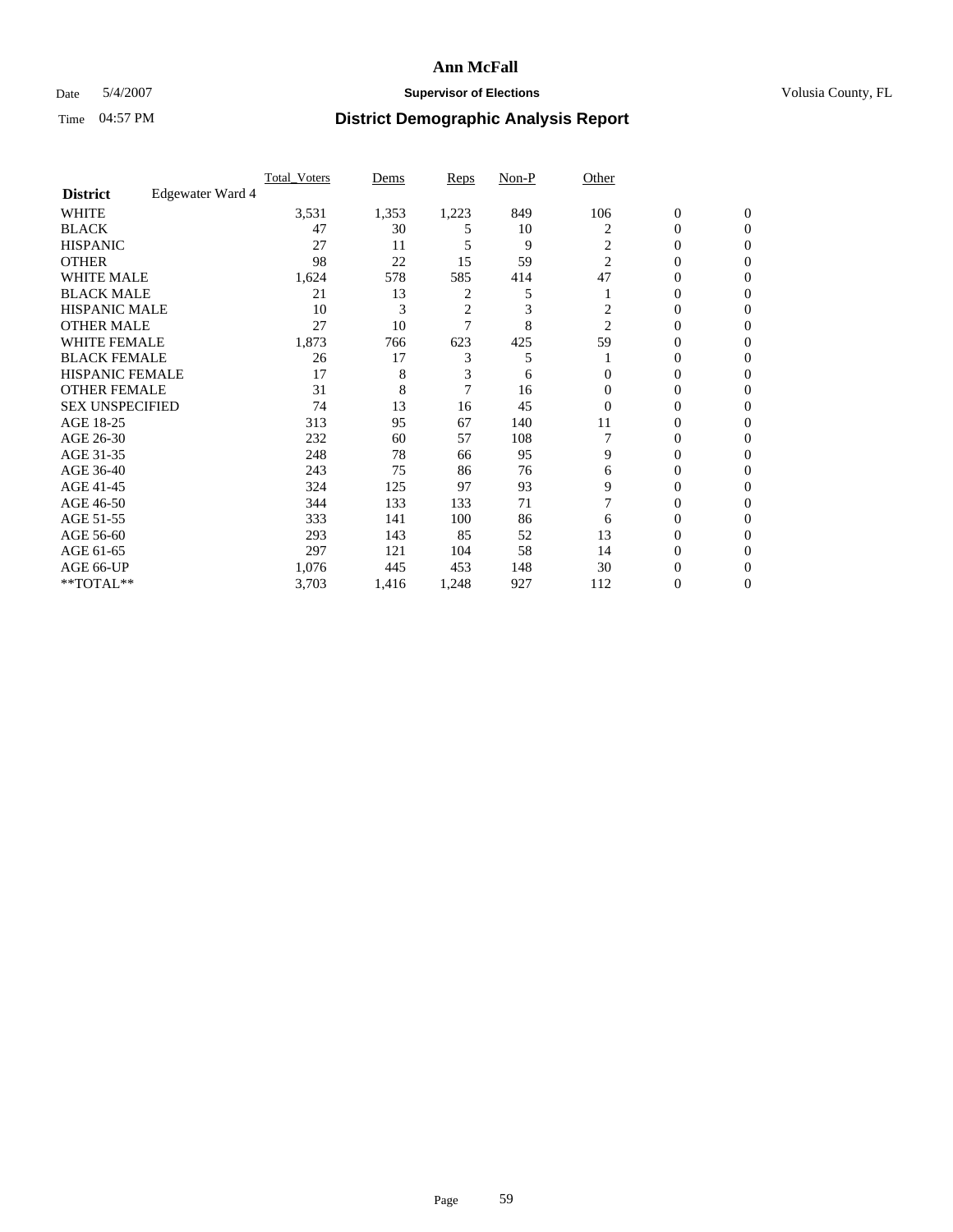**Ann McFall**

Date 5/4/2007 **Supervisor of Elections** Volusia County, FL

Time 04:57 PM **District Demographic Analysis Report**

| **District** Edgewater Ward 4 | Total_Voters | Dems | Reps | Non-P | Other | | |
|---|---|---|---|---|---|---|---|
| WHITE | 3,531 | 1,353 | 1,223 | 849 | 106 | 0 | 0 |
| BLACK | 47 | 30 | 5 | 10 | 2 | 0 | 0 |
| HISPANIC | 27 | 11 | 5 | 9 | 2 | 0 | 0 |
| OTHER | 98 | 22 | 15 | 59 | 2 | 0 | 0 |
| WHITE MALE | 1,624 | 578 | 585 | 414 | 47 | 0 | 0 |
| BLACK MALE | 21 | 13 | 2 | 5 | 1 | 0 | 0 |
| HISPANIC MALE | 10 | 3 | 2 | 3 | 2 | 0 | 0 |
| OTHER MALE | 27 | 10 | 7 | 8 | 2 | 0 | 0 |
| WHITE FEMALE | 1,873 | 766 | 623 | 425 | 59 | 0 | 0 |
| BLACK FEMALE | 26 | 17 | 3 | 5 | 1 | 0 | 0 |
| HISPANIC FEMALE | 17 | 8 | 3 | 6 | 0 | 0 | 0 |
| OTHER FEMALE | 31 | 8 | 7 | 16 | 0 | 0 | 0 |
| SEX UNSPECIFIED | 74 | 13 | 16 | 45 | 0 | 0 | 0 |
| AGE 18-25 | 313 | 95 | 67 | 140 | 11 | 0 | 0 |
| AGE 26-30 | 232 | 60 | 57 | 108 | 7 | 0 | 0 |
| AGE 31-35 | 248 | 78 | 66 | 95 | 9 | 0 | 0 |
| AGE 36-40 | 243 | 75 | 86 | 76 | 6 | 0 | 0 |
| AGE 41-45 | 324 | 125 | 97 | 93 | 9 | 0 | 0 |
| AGE 46-50 | 344 | 133 | 133 | 71 | 7 | 0 | 0 |
| AGE 51-55 | 333 | 141 | 100 | 86 | 6 | 0 | 0 |
| AGE 56-60 | 293 | 143 | 85 | 52 | 13 | 0 | 0 |
| AGE 61-65 | 297 | 121 | 104 | 58 | 14 | 0 | 0 |
| AGE 66-UP | 1,076 | 445 | 453 | 148 | 30 | 0 | 0 |
| **TOTAL** | 3,703 | 1,416 | 1,248 | 927 | 112 | 0 | 0 |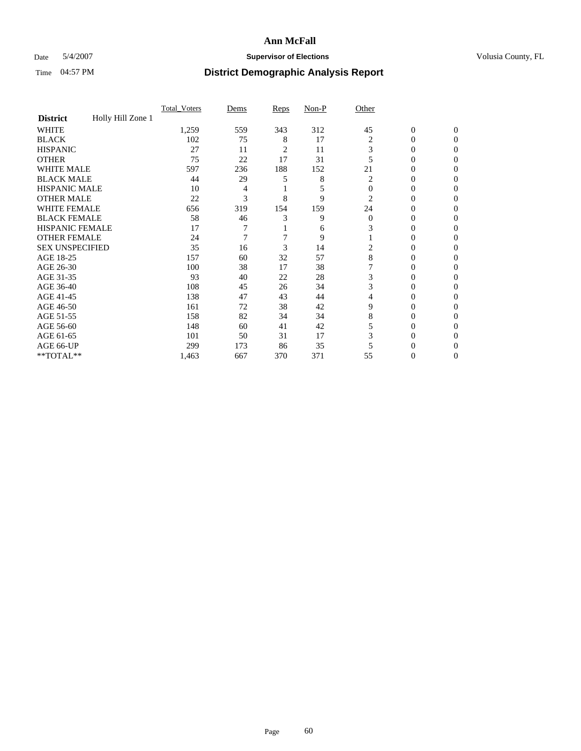# Ann McFall

Date 5/4/2007 **Supervisor of Elections** Volusia County, FL

Time 04:57 PM **District Demographic Analysis Report**

| | Total_Voters | Dems | Reps | Non-P | Other | | |
|---|---|---|---|---|---|---|---|
| **District** Holly Hill Zone 1 | | | | | | | |
| WHITE | 1,259 | 559 | 343 | 312 | 45 | 0 | 0 |
| BLACK | 102 | 75 | 8 | 17 | 2 | 0 | 0 |
| HISPANIC | 27 | 11 | 2 | 11 | 3 | 0 | 0 |
| OTHER | 75 | 22 | 17 | 31 | 5 | 0 | 0 |
| WHITE MALE | 597 | 236 | 188 | 152 | 21 | 0 | 0 |
| BLACK MALE | 44 | 29 | 5 | 8 | 2 | 0 | 0 |
| HISPANIC MALE | 10 | 4 | 1 | 5 | 0 | 0 | 0 |
| OTHER MALE | 22 | 3 | 8 | 9 | 2 | 0 | 0 |
| WHITE FEMALE | 656 | 319 | 154 | 159 | 24 | 0 | 0 |
| BLACK FEMALE | 58 | 46 | 3 | 9 | 0 | 0 | 0 |
| HISPANIC FEMALE | 17 | 7 | 1 | 6 | 3 | 0 | 0 |
| OTHER FEMALE | 24 | 7 | 7 | 9 | 1 | 0 | 0 |
| SEX UNSPECIFIED | 35 | 16 | 3 | 14 | 2 | 0 | 0 |
| AGE 18-25 | 157 | 60 | 32 | 57 | 8 | 0 | 0 |
| AGE 26-30 | 100 | 38 | 17 | 38 | 7 | 0 | 0 |
| AGE 31-35 | 93 | 40 | 22 | 28 | 3 | 0 | 0 |
| AGE 36-40 | 108 | 45 | 26 | 34 | 3 | 0 | 0 |
| AGE 41-45 | 138 | 47 | 43 | 44 | 4 | 0 | 0 |
| AGE 46-50 | 161 | 72 | 38 | 42 | 9 | 0 | 0 |
| AGE 51-55 | 158 | 82 | 34 | 34 | 8 | 0 | 0 |
| AGE 56-60 | 148 | 60 | 41 | 42 | 5 | 0 | 0 |
| AGE 61-65 | 101 | 50 | 31 | 17 | 3 | 0 | 0 |
| AGE 66-UP | 299 | 173 | 86 | 35 | 5 | 0 | 0 |
| **TOTAL** | 1,463 | 667 | 370 | 371 | 55 | 0 | 0 |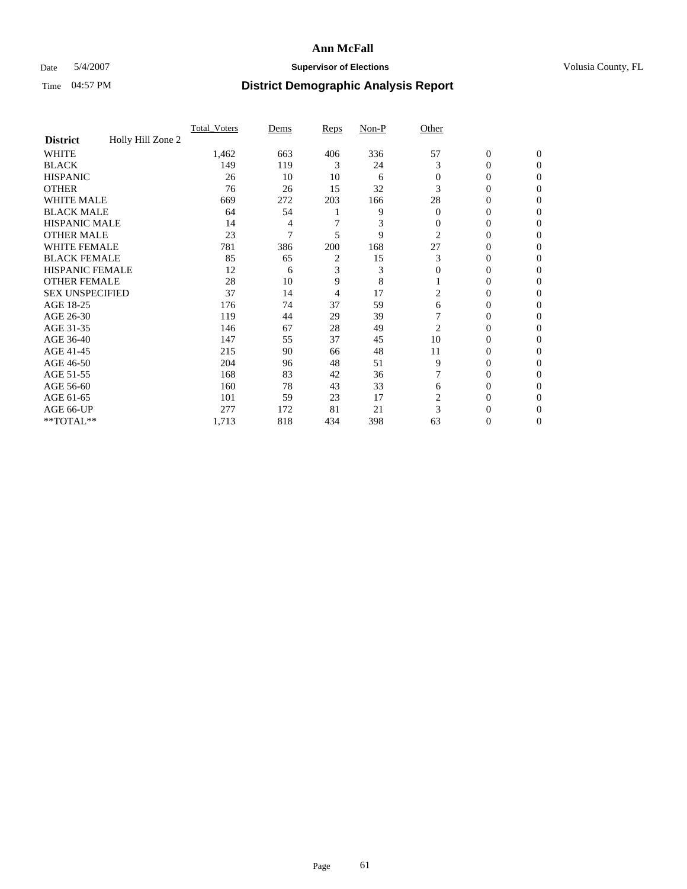# Ann McFall

Date 5/4/2007 **Supervisor of Elections** Volusia County, FL

Time 04:57 PM **District Demographic Analysis Report**

| | Total_Voters | Dems | Reps | Non-P | Other | | |
|---|---|---|---|---|---|---|---|
| **District** Holly Hill Zone 2 | | | | | | | |
| WHITE | 1,462 | 663 | 406 | 336 | 57 | 0 | 0 |
| BLACK | 149 | 119 | 3 | 24 | 3 | 0 | 0 |
| HISPANIC | 26 | 10 | 10 | 6 | 0 | 0 | 0 |
| OTHER | 76 | 26 | 15 | 32 | 3 | 0 | 0 |
| WHITE MALE | 669 | 272 | 203 | 166 | 28 | 0 | 0 |
| BLACK MALE | 64 | 54 | 1 | 9 | 0 | 0 | 0 |
| HISPANIC MALE | 14 | 4 | 7 | 3 | 0 | 0 | 0 |
| OTHER MALE | 23 | 7 | 5 | 9 | 2 | 0 | 0 |
| WHITE FEMALE | 781 | 386 | 200 | 168 | 27 | 0 | 0 |
| BLACK FEMALE | 85 | 65 | 2 | 15 | 3 | 0 | 0 |
| HISPANIC FEMALE | 12 | 6 | 3 | 3 | 0 | 0 | 0 |
| OTHER FEMALE | 28 | 10 | 9 | 8 | 1 | 0 | 0 |
| SEX UNSPECIFIED | 37 | 14 | 4 | 17 | 2 | 0 | 0 |
| AGE 18-25 | 176 | 74 | 37 | 59 | 6 | 0 | 0 |
| AGE 26-30 | 119 | 44 | 29 | 39 | 7 | 0 | 0 |
| AGE 31-35 | 146 | 67 | 28 | 49 | 2 | 0 | 0 |
| AGE 36-40 | 147 | 55 | 37 | 45 | 10 | 0 | 0 |
| AGE 41-45 | 215 | 90 | 66 | 48 | 11 | 0 | 0 |
| AGE 46-50 | 204 | 96 | 48 | 51 | 9 | 0 | 0 |
| AGE 51-55 | 168 | 83 | 42 | 36 | 7 | 0 | 0 |
| AGE 56-60 | 160 | 78 | 43 | 33 | 6 | 0 | 0 |
| AGE 61-65 | 101 | 59 | 23 | 17 | 2 | 0 | 0 |
| AGE 66-UP | 277 | 172 | 81 | 21 | 3 | 0 | 0 |
| **TOTAL** | 1,713 | 818 | 434 | 398 | 63 | 0 | 0 |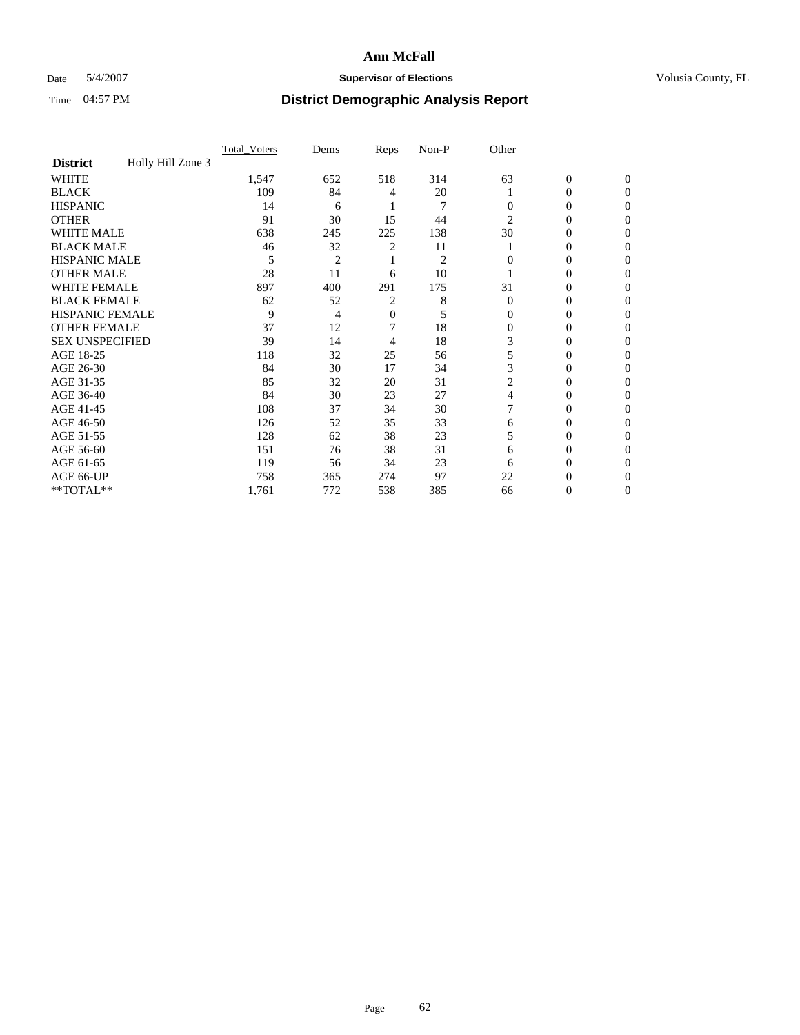# Ann McFall

Date 5/4/2007 **Supervisor of Elections** Volusia County, FL

Time 04:57 PM **District Demographic Analysis Report**

| **District** Holly Hill Zone 3 | Total_Voters | Dems | Reps | Non-P | Other | | |
|---|---|---|---|---|---|---|---|
| WHITE | 1,547 | 652 | 518 | 314 | 63 | 0 | 0 |
| BLACK | 109 | 84 | 4 | 20 | 1 | 0 | 0 |
| HISPANIC | 14 | 6 | 1 | 7 | 0 | 0 | 0 |
| OTHER | 91 | 30 | 15 | 44 | 2 | 0 | 0 |
| WHITE MALE | 638 | 245 | 225 | 138 | 30 | 0 | 0 |
| BLACK MALE | 46 | 32 | 2 | 11 | 1 | 0 | 0 |
| HISPANIC MALE | 5 | 2 | 1 | 2 | 0 | 0 | 0 |
| OTHER MALE | 28 | 11 | 6 | 10 | 1 | 0 | 0 |
| WHITE FEMALE | 897 | 400 | 291 | 175 | 31 | 0 | 0 |
| BLACK FEMALE | 62 | 52 | 2 | 8 | 0 | 0 | 0 |
| HISPANIC FEMALE | 9 | 4 | 0 | 5 | 0 | 0 | 0 |
| OTHER FEMALE | 37 | 12 | 7 | 18 | 0 | 0 | 0 |
| SEX UNSPECIFIED | 39 | 14 | 4 | 18 | 3 | 0 | 0 |
| AGE 18-25 | 118 | 32 | 25 | 56 | 5 | 0 | 0 |
| AGE 26-30 | 84 | 30 | 17 | 34 | 3 | 0 | 0 |
| AGE 31-35 | 85 | 32 | 20 | 31 | 2 | 0 | 0 |
| AGE 36-40 | 84 | 30 | 23 | 27 | 4 | 0 | 0 |
| AGE 41-45 | 108 | 37 | 34 | 30 | 7 | 0 | 0 |
| AGE 46-50 | 126 | 52 | 35 | 33 | 6 | 0 | 0 |
| AGE 51-55 | 128 | 62 | 38 | 23 | 5 | 0 | 0 |
| AGE 56-60 | 151 | 76 | 38 | 31 | 6 | 0 | 0 |
| AGE 61-65 | 119 | 56 | 34 | 23 | 6 | 0 | 0 |
| AGE 66-UP | 758 | 365 | 274 | 97 | 22 | 0 | 0 |
| **TOTAL** | 1,761 | 772 | 538 | 385 | 66 | 0 | 0 |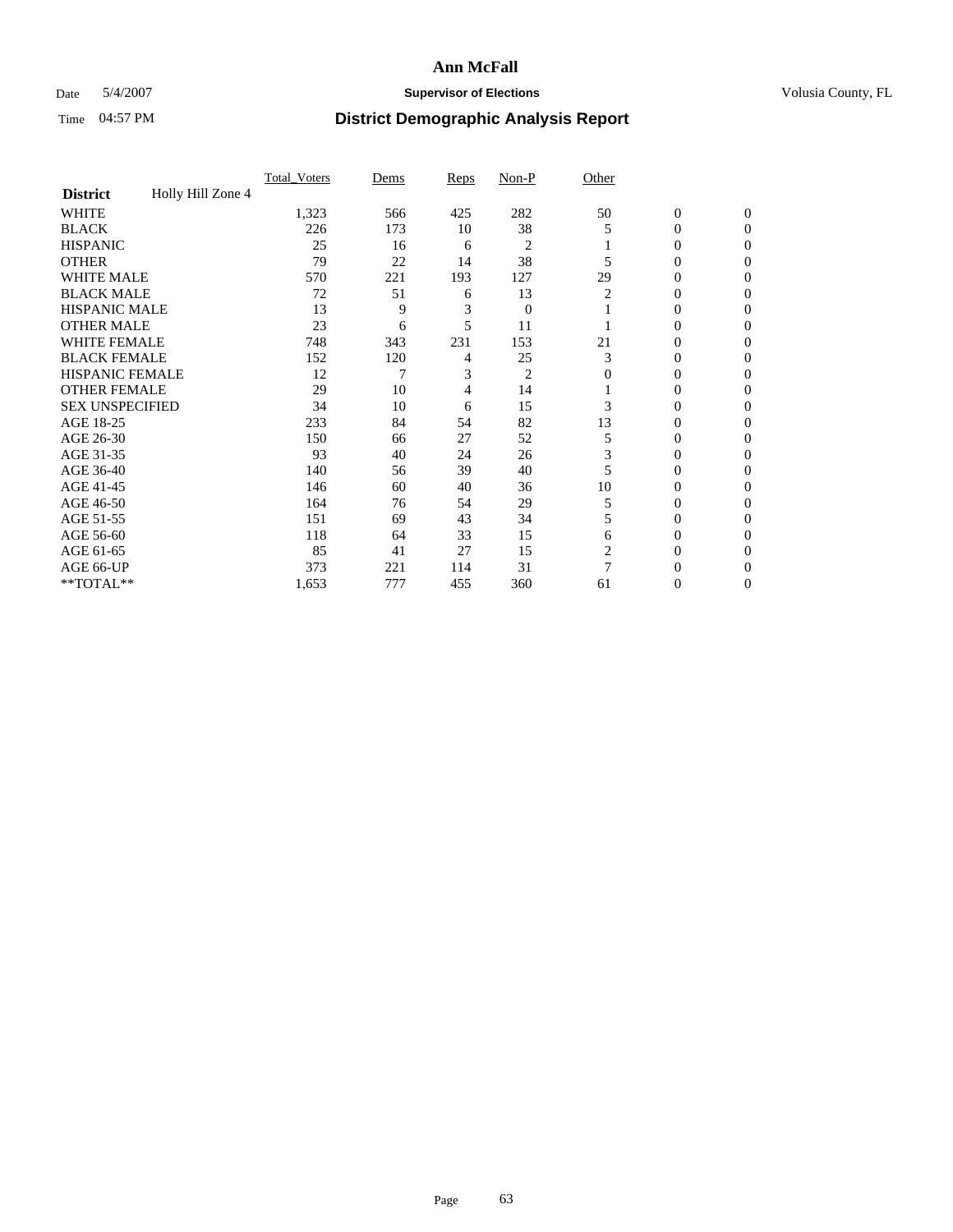# Ann McFall

Date 5/4/2007 **Supervisor of Elections** Volusia County, FL

Time 04:57 PM **District Demographic Analysis Report**

| | Total_Voters | Dems | Reps | Non-P | Other | | |
|---|---|---|---|---|---|---|---|
| **District** Holly Hill Zone 4 | | | | | | | |
| WHITE | 1,323 | 566 | 425 | 282 | 50 | 0 | 0 |
| BLACK | 226 | 173 | 10 | 38 | 5 | 0 | 0 |
| HISPANIC | 25 | 16 | 6 | 2 | 1 | 0 | 0 |
| OTHER | 79 | 22 | 14 | 38 | 5 | 0 | 0 |
| WHITE MALE | 570 | 221 | 193 | 127 | 29 | 0 | 0 |
| BLACK MALE | 72 | 51 | 6 | 13 | 2 | 0 | 0 |
| HISPANIC MALE | 13 | 9 | 3 | 0 | 1 | 0 | 0 |
| OTHER MALE | 23 | 6 | 5 | 11 | 1 | 0 | 0 |
| WHITE FEMALE | 748 | 343 | 231 | 153 | 21 | 0 | 0 |
| BLACK FEMALE | 152 | 120 | 4 | 25 | 3 | 0 | 0 |
| HISPANIC FEMALE | 12 | 7 | 3 | 2 | 0 | 0 | 0 |
| OTHER FEMALE | 29 | 10 | 4 | 14 | 1 | 0 | 0 |
| SEX UNSPECIFIED | 34 | 10 | 6 | 15 | 3 | 0 | 0 |
| AGE 18-25 | 233 | 84 | 54 | 82 | 13 | 0 | 0 |
| AGE 26-30 | 150 | 66 | 27 | 52 | 5 | 0 | 0 |
| AGE 31-35 | 93 | 40 | 24 | 26 | 3 | 0 | 0 |
| AGE 36-40 | 140 | 56 | 39 | 40 | 5 | 0 | 0 |
| AGE 41-45 | 146 | 60 | 40 | 36 | 10 | 0 | 0 |
| AGE 46-50 | 164 | 76 | 54 | 29 | 5 | 0 | 0 |
| AGE 51-55 | 151 | 69 | 43 | 34 | 5 | 0 | 0 |
| AGE 56-60 | 118 | 64 | 33 | 15 | 6 | 0 | 0 |
| AGE 61-65 | 85 | 41 | 27 | 15 | 2 | 0 | 0 |
| AGE 66-UP | 373 | 221 | 114 | 31 | 7 | 0 | 0 |
| **TOTAL** | 1,653 | 777 | 455 | 360 | 61 | 0 | 0 |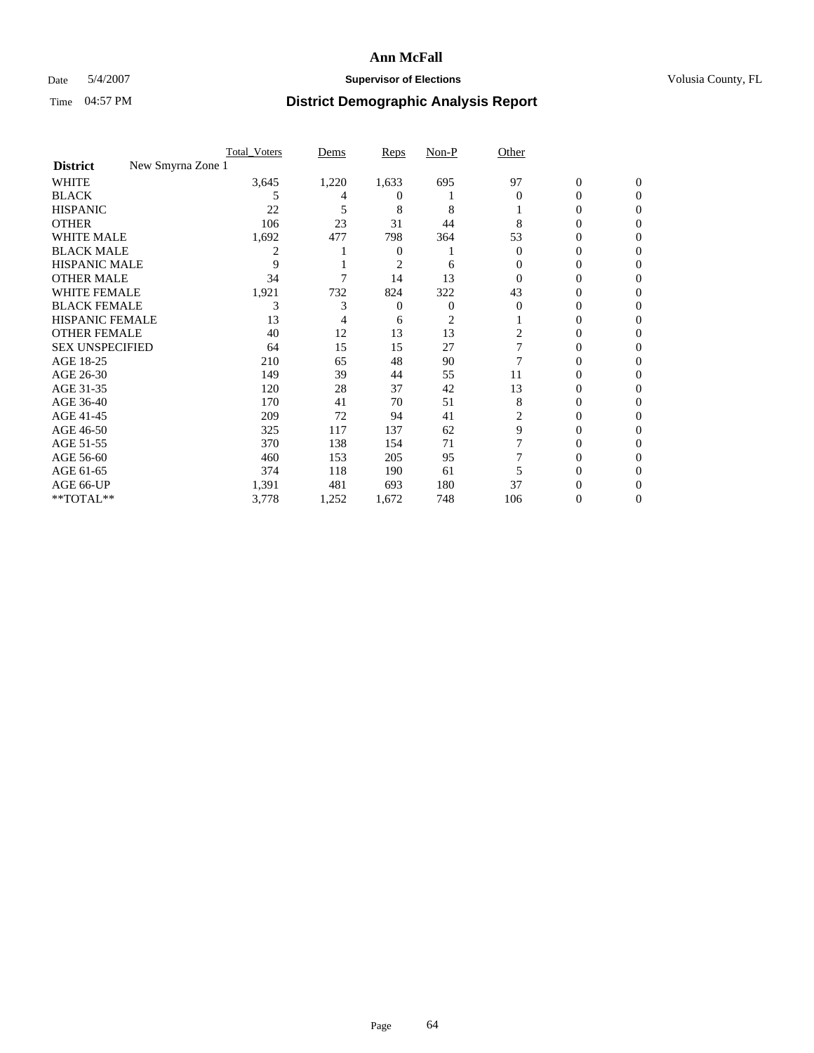**Ann McFall**

Date 5/4/2007 **Supervisor of Elections** Volusia County, FL

Time 04:57 PM **District Demographic Analysis Report**

| | Total_Voters | Dems | Reps | Non-P | Other | | |
|---|---|---|---|---|---|---|---|
| **District** New Smyrna Zone 1 | | | | | | | |
| WHITE | 3,645 | 1,220 | 1,633 | 695 | 97 | 0 | 0 |
| BLACK | 5 | 4 | 0 | 1 | 0 | 0 | 0 |
| HISPANIC | 22 | 5 | 8 | 8 | 1 | 0 | 0 |
| OTHER | 106 | 23 | 31 | 44 | 8 | 0 | 0 |
| WHITE MALE | 1,692 | 477 | 798 | 364 | 53 | 0 | 0 |
| BLACK MALE | 2 | 1 | 0 | 1 | 0 | 0 | 0 |
| HISPANIC MALE | 9 | 1 | 2 | 6 | 0 | 0 | 0 |
| OTHER MALE | 34 | 7 | 14 | 13 | 0 | 0 | 0 |
| WHITE FEMALE | 1,921 | 732 | 824 | 322 | 43 | 0 | 0 |
| BLACK FEMALE | 3 | 3 | 0 | 0 | 0 | 0 | 0 |
| HISPANIC FEMALE | 13 | 4 | 6 | 2 | 1 | 0 | 0 |
| OTHER FEMALE | 40 | 12 | 13 | 13 | 2 | 0 | 0 |
| SEX UNSPECIFIED | 64 | 15 | 15 | 27 | 7 | 0 | 0 |
| AGE 18-25 | 210 | 65 | 48 | 90 | 7 | 0 | 0 |
| AGE 26-30 | 149 | 39 | 44 | 55 | 11 | 0 | 0 |
| AGE 31-35 | 120 | 28 | 37 | 42 | 13 | 0 | 0 |
| AGE 36-40 | 170 | 41 | 70 | 51 | 8 | 0 | 0 |
| AGE 41-45 | 209 | 72 | 94 | 41 | 2 | 0 | 0 |
| AGE 46-50 | 325 | 117 | 137 | 62 | 9 | 0 | 0 |
| AGE 51-55 | 370 | 138 | 154 | 71 | 7 | 0 | 0 |
| AGE 56-60 | 460 | 153 | 205 | 95 | 7 | 0 | 0 |
| AGE 61-65 | 374 | 118 | 190 | 61 | 5 | 0 | 0 |
| AGE 66-UP | 1,391 | 481 | 693 | 180 | 37 | 0 | 0 |
| **TOTAL** | 3,778 | 1,252 | 1,672 | 748 | 106 | 0 | 0 |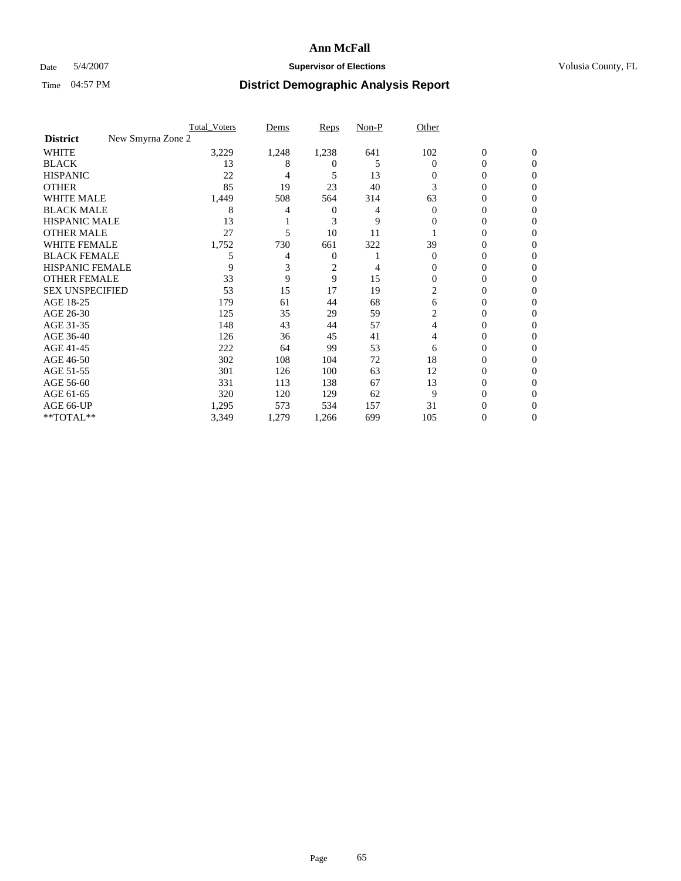# Ann McFall

Date 5/4/2007 **Supervisor of Elections** Volusia County, FL

Time 04:57 PM **District Demographic Analysis Report**

| | Total_Voters | Dems | Reps | Non-P | Other | | |
|---|---|---|---|---|---|---|---|
| **District** New Smyrna Zone 2 | | | | | | | |
| WHITE | 3,229 | 1,248 | 1,238 | 641 | 102 | 0 | 0 |
| BLACK | 13 | 8 | 0 | 5 | 0 | 0 | 0 |
| HISPANIC | 22 | 4 | 5 | 13 | 0 | 0 | 0 |
| OTHER | 85 | 19 | 23 | 40 | 3 | 0 | 0 |
| WHITE MALE | 1,449 | 508 | 564 | 314 | 63 | 0 | 0 |
| BLACK MALE | 8 | 4 | 0 | 4 | 0 | 0 | 0 |
| HISPANIC MALE | 13 | 1 | 3 | 9 | 0 | 0 | 0 |
| OTHER MALE | 27 | 5 | 10 | 11 | 1 | 0 | 0 |
| WHITE FEMALE | 1,752 | 730 | 661 | 322 | 39 | 0 | 0 |
| BLACK FEMALE | 5 | 4 | 0 | 1 | 0 | 0 | 0 |
| HISPANIC FEMALE | 9 | 3 | 2 | 4 | 0 | 0 | 0 |
| OTHER FEMALE | 33 | 9 | 9 | 15 | 0 | 0 | 0 |
| SEX UNSPECIFIED | 53 | 15 | 17 | 19 | 2 | 0 | 0 |
| AGE 18-25 | 179 | 61 | 44 | 68 | 6 | 0 | 0 |
| AGE 26-30 | 125 | 35 | 29 | 59 | 2 | 0 | 0 |
| AGE 31-35 | 148 | 43 | 44 | 57 | 4 | 0 | 0 |
| AGE 36-40 | 126 | 36 | 45 | 41 | 4 | 0 | 0 |
| AGE 41-45 | 222 | 64 | 99 | 53 | 6 | 0 | 0 |
| AGE 46-50 | 302 | 108 | 104 | 72 | 18 | 0 | 0 |
| AGE 51-55 | 301 | 126 | 100 | 63 | 12 | 0 | 0 |
| AGE 56-60 | 331 | 113 | 138 | 67 | 13 | 0 | 0 |
| AGE 61-65 | 320 | 120 | 129 | 62 | 9 | 0 | 0 |
| AGE 66-UP | 1,295 | 573 | 534 | 157 | 31 | 0 | 0 |
| **TOTAL** | 3,349 | 1,279 | 1,266 | 699 | 105 | 0 | 0 |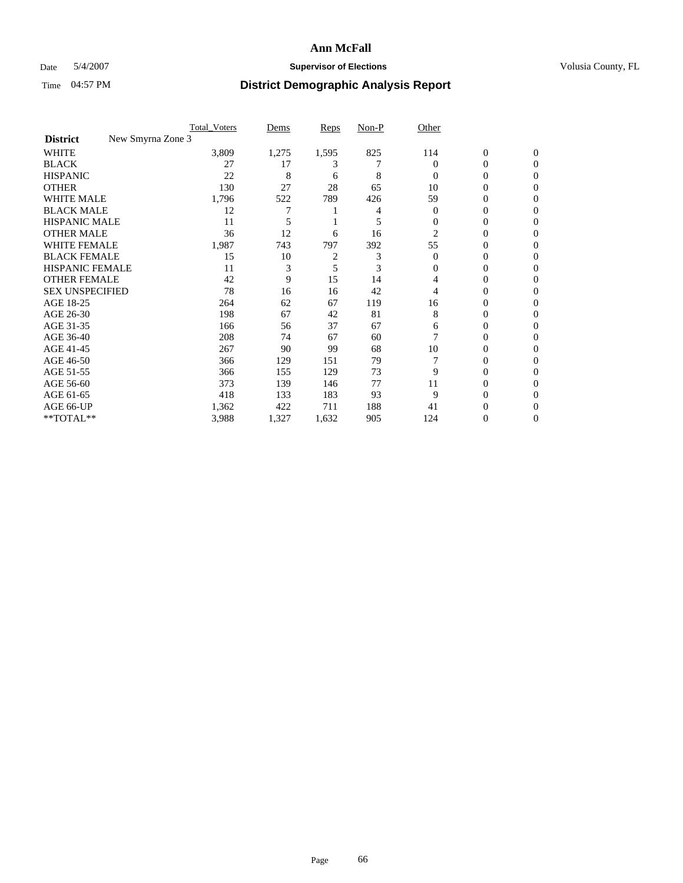# Ann McFall

Date 5/4/2007 **Supervisor of Elections** Volusia County, FL

Time 04:57 PM **District Demographic Analysis Report**

| | Total_Voters | Dems | Reps | Non-P | Other | | |
|---|---|---|---|---|---|---|---|
| **District** New Smyrna Zone 3 | | | | | | | |
| WHITE | 3,809 | 1,275 | 1,595 | 825 | 114 | 0 | 0 |
| BLACK | 27 | 17 | 3 | 7 | 0 | 0 | 0 |
| HISPANIC | 22 | 8 | 6 | 8 | 0 | 0 | 0 |
| OTHER | 130 | 27 | 28 | 65 | 10 | 0 | 0 |
| WHITE MALE | 1,796 | 522 | 789 | 426 | 59 | 0 | 0 |
| BLACK MALE | 12 | 7 | 1 | 4 | 0 | 0 | 0 |
| HISPANIC MALE | 11 | 5 | 1 | 5 | 0 | 0 | 0 |
| OTHER MALE | 36 | 12 | 6 | 16 | 2 | 0 | 0 |
| WHITE FEMALE | 1,987 | 743 | 797 | 392 | 55 | 0 | 0 |
| BLACK FEMALE | 15 | 10 | 2 | 3 | 0 | 0 | 0 |
| HISPANIC FEMALE | 11 | 3 | 5 | 3 | 0 | 0 | 0 |
| OTHER FEMALE | 42 | 9 | 15 | 14 | 4 | 0 | 0 |
| SEX UNSPECIFIED | 78 | 16 | 16 | 42 | 4 | 0 | 0 |
| AGE 18-25 | 264 | 62 | 67 | 119 | 16 | 0 | 0 |
| AGE 26-30 | 198 | 67 | 42 | 81 | 8 | 0 | 0 |
| AGE 31-35 | 166 | 56 | 37 | 67 | 6 | 0 | 0 |
| AGE 36-40 | 208 | 74 | 67 | 60 | 7 | 0 | 0 |
| AGE 41-45 | 267 | 90 | 99 | 68 | 10 | 0 | 0 |
| AGE 46-50 | 366 | 129 | 151 | 79 | 7 | 0 | 0 |
| AGE 51-55 | 366 | 155 | 129 | 73 | 9 | 0 | 0 |
| AGE 56-60 | 373 | 139 | 146 | 77 | 11 | 0 | 0 |
| AGE 61-65 | 418 | 133 | 183 | 93 | 9 | 0 | 0 |
| AGE 66-UP | 1,362 | 422 | 711 | 188 | 41 | 0 | 0 |
| **TOTAL** | 3,988 | 1,327 | 1,632 | 905 | 124 | 0 | 0 |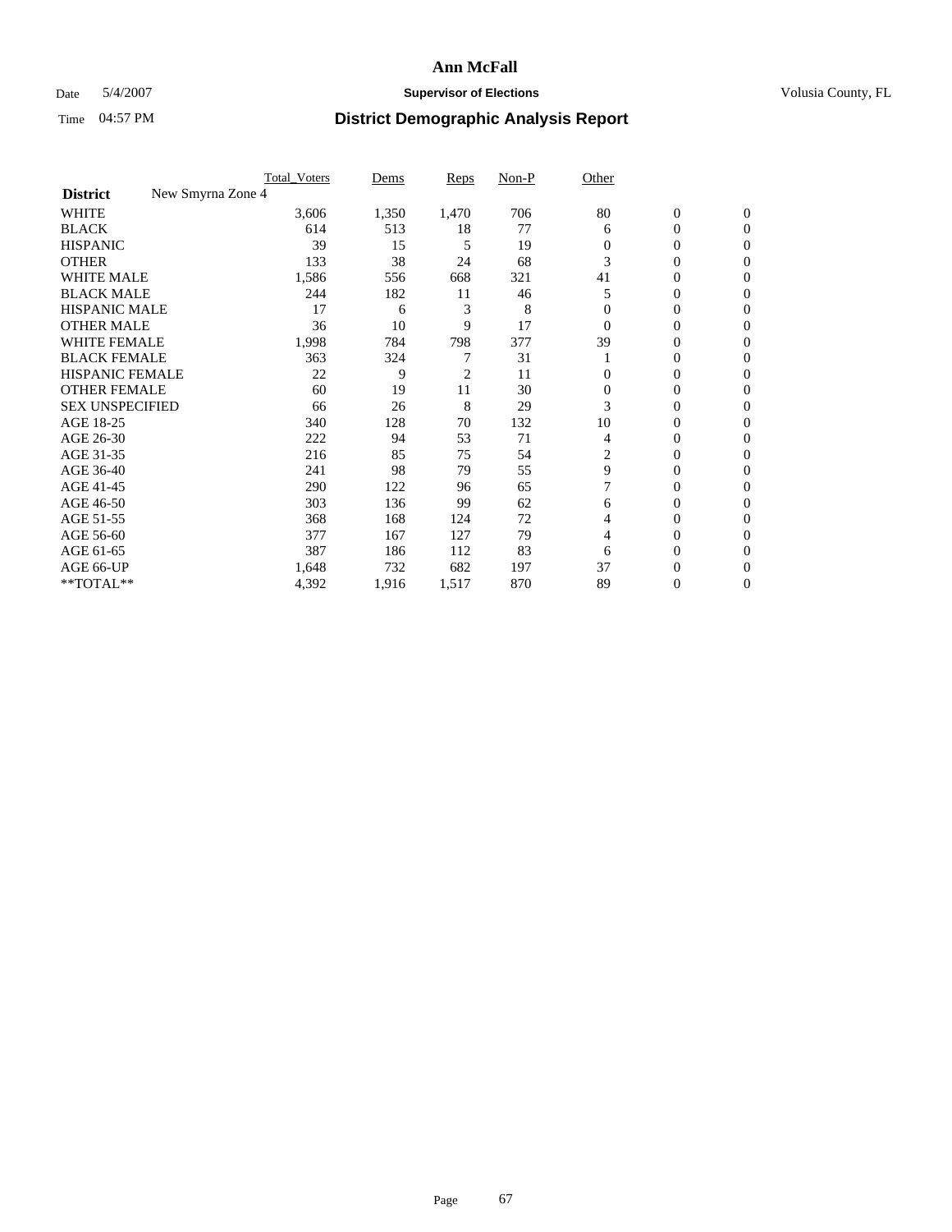# Ann McFall

Date 5/4/2007 **Supervisor of Elections** Volusia County, FL

Time 04:57 PM **District Demographic Analysis Report**

| | Total_Voters | Dems | Reps | Non-P | Other | | |
|---|---|---|---|---|---|---|---|
| **District** New Smyrna Zone 4 | | | | | | | |
| WHITE | 3,606 | 1,350 | 1,470 | 706 | 80 | 0 | 0 |
| BLACK | 614 | 513 | 18 | 77 | 6 | 0 | 0 |
| HISPANIC | 39 | 15 | 5 | 19 | 0 | 0 | 0 |
| OTHER | 133 | 38 | 24 | 68 | 3 | 0 | 0 |
| WHITE MALE | 1,586 | 556 | 668 | 321 | 41 | 0 | 0 |
| BLACK MALE | 244 | 182 | 11 | 46 | 5 | 0 | 0 |
| HISPANIC MALE | 17 | 6 | 3 | 8 | 0 | 0 | 0 |
| OTHER MALE | 36 | 10 | 9 | 17 | 0 | 0 | 0 |
| WHITE FEMALE | 1,998 | 784 | 798 | 377 | 39 | 0 | 0 |
| BLACK FEMALE | 363 | 324 | 7 | 31 | 1 | 0 | 0 |
| HISPANIC FEMALE | 22 | 9 | 2 | 11 | 0 | 0 | 0 |
| OTHER FEMALE | 60 | 19 | 11 | 30 | 0 | 0 | 0 |
| SEX UNSPECIFIED | 66 | 26 | 8 | 29 | 3 | 0 | 0 |
| AGE 18-25 | 340 | 128 | 70 | 132 | 10 | 0 | 0 |
| AGE 26-30 | 222 | 94 | 53 | 71 | 4 | 0 | 0 |
| AGE 31-35 | 216 | 85 | 75 | 54 | 2 | 0 | 0 |
| AGE 36-40 | 241 | 98 | 79 | 55 | 9 | 0 | 0 |
| AGE 41-45 | 290 | 122 | 96 | 65 | 7 | 0 | 0 |
| AGE 46-50 | 303 | 136 | 99 | 62 | 6 | 0 | 0 |
| AGE 51-55 | 368 | 168 | 124 | 72 | 4 | 0 | 0 |
| AGE 56-60 | 377 | 167 | 127 | 79 | 4 | 0 | 0 |
| AGE 61-65 | 387 | 186 | 112 | 83 | 6 | 0 | 0 |
| AGE 66-UP | 1,648 | 732 | 682 | 197 | 37 | 0 | 0 |
| **TOTAL** | 4,392 | 1,916 | 1,517 | 870 | 89 | 0 | 0 |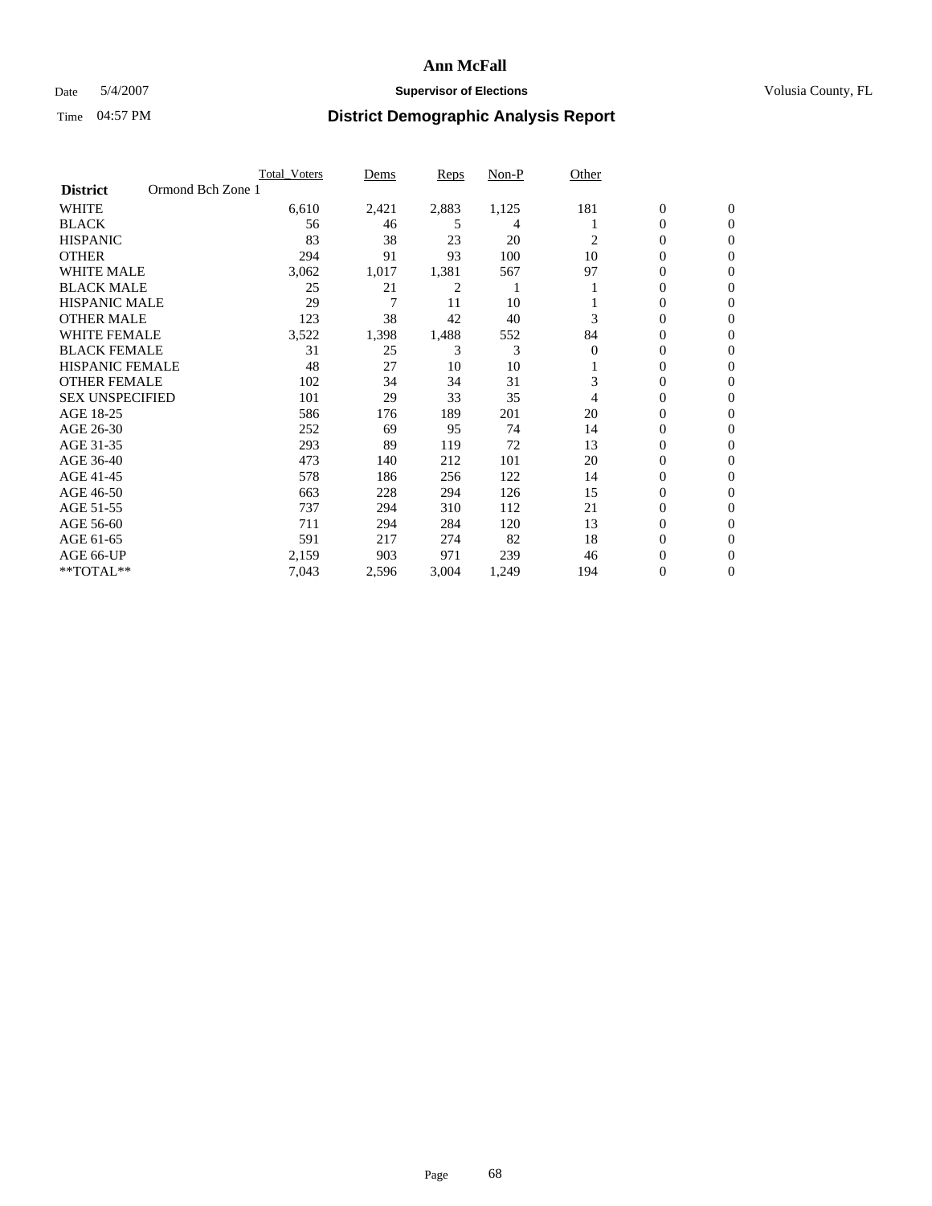**Ann McFall**

Date 5/4/2007 **Supervisor of Elections** Volusia County, FL

Time 04:57 PM **District Demographic Analysis Report**

| | Total_Voters | Dems | Reps | Non-P | Other | | |
|---|---|---|---|---|---|---|---|
| **District** Ormond Bch Zone 1 | | | | | | | |
| WHITE | 6,610 | 2,421 | 2,883 | 1,125 | 181 | 0 | 0 |
| BLACK | 56 | 46 | 5 | 4 | 1 | 0 | 0 |
| HISPANIC | 83 | 38 | 23 | 20 | 2 | 0 | 0 |
| OTHER | 294 | 91 | 93 | 100 | 10 | 0 | 0 |
| WHITE MALE | 3,062 | 1,017 | 1,381 | 567 | 97 | 0 | 0 |
| BLACK MALE | 25 | 21 | 2 | 1 | 1 | 0 | 0 |
| HISPANIC MALE | 29 | 7 | 11 | 10 | 1 | 0 | 0 |
| OTHER MALE | 123 | 38 | 42 | 40 | 3 | 0 | 0 |
| WHITE FEMALE | 3,522 | 1,398 | 1,488 | 552 | 84 | 0 | 0 |
| BLACK FEMALE | 31 | 25 | 3 | 3 | 0 | 0 | 0 |
| HISPANIC FEMALE | 48 | 27 | 10 | 10 | 1 | 0 | 0 |
| OTHER FEMALE | 102 | 34 | 34 | 31 | 3 | 0 | 0 |
| SEX UNSPECIFIED | 101 | 29 | 33 | 35 | 4 | 0 | 0 |
| AGE 18-25 | 586 | 176 | 189 | 201 | 20 | 0 | 0 |
| AGE 26-30 | 252 | 69 | 95 | 74 | 14 | 0 | 0 |
| AGE 31-35 | 293 | 89 | 119 | 72 | 13 | 0 | 0 |
| AGE 36-40 | 473 | 140 | 212 | 101 | 20 | 0 | 0 |
| AGE 41-45 | 578 | 186 | 256 | 122 | 14 | 0 | 0 |
| AGE 46-50 | 663 | 228 | 294 | 126 | 15 | 0 | 0 |
| AGE 51-55 | 737 | 294 | 310 | 112 | 21 | 0 | 0 |
| AGE 56-60 | 711 | 294 | 284 | 120 | 13 | 0 | 0 |
| AGE 61-65 | 591 | 217 | 274 | 82 | 18 | 0 | 0 |
| AGE 66-UP | 2,159 | 903 | 971 | 239 | 46 | 0 | 0 |
| **TOTAL** | 7,043 | 2,596 | 3,004 | 1,249 | 194 | 0 | 0 |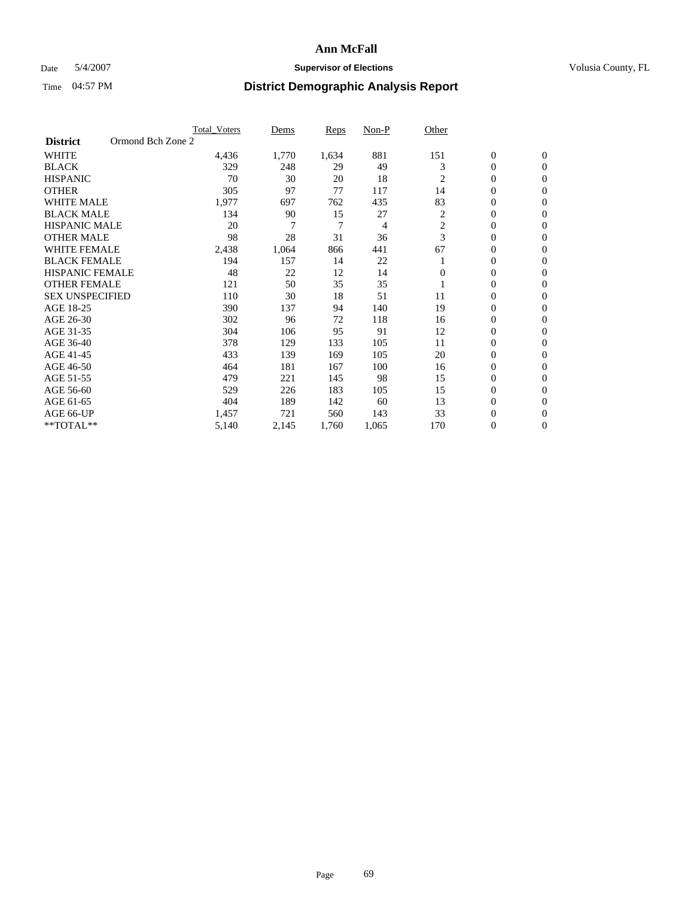# Ann McFall

Date 5/4/2007 **Supervisor of Elections** Volusia County, FL

Time 04:57 PM **District Demographic Analysis Report**

| | Total_Voters | Dems | Reps | Non-P | Other | | |
|---|---|---|---|---|---|---|---|
| **District** Ormond Bch Zone 2 | | | | | | | |
| WHITE | 4,436 | 1,770 | 1,634 | 881 | 151 | 0 | 0 |
| BLACK | 329 | 248 | 29 | 49 | 3 | 0 | 0 |
| HISPANIC | 70 | 30 | 20 | 18 | 2 | 0 | 0 |
| OTHER | 305 | 97 | 77 | 117 | 14 | 0 | 0 |
| WHITE MALE | 1,977 | 697 | 762 | 435 | 83 | 0 | 0 |
| BLACK MALE | 134 | 90 | 15 | 27 | 2 | 0 | 0 |
| HISPANIC MALE | 20 | 7 | 7 | 4 | 2 | 0 | 0 |
| OTHER MALE | 98 | 28 | 31 | 36 | 3 | 0 | 0 |
| WHITE FEMALE | 2,438 | 1,064 | 866 | 441 | 67 | 0 | 0 |
| BLACK FEMALE | 194 | 157 | 14 | 22 | 1 | 0 | 0 |
| HISPANIC FEMALE | 48 | 22 | 12 | 14 | 0 | 0 | 0 |
| OTHER FEMALE | 121 | 50 | 35 | 35 | 1 | 0 | 0 |
| SEX UNSPECIFIED | 110 | 30 | 18 | 51 | 11 | 0 | 0 |
| AGE 18-25 | 390 | 137 | 94 | 140 | 19 | 0 | 0 |
| AGE 26-30 | 302 | 96 | 72 | 118 | 16 | 0 | 0 |
| AGE 31-35 | 304 | 106 | 95 | 91 | 12 | 0 | 0 |
| AGE 36-40 | 378 | 129 | 133 | 105 | 11 | 0 | 0 |
| AGE 41-45 | 433 | 139 | 169 | 105 | 20 | 0 | 0 |
| AGE 46-50 | 464 | 181 | 167 | 100 | 16 | 0 | 0 |
| AGE 51-55 | 479 | 221 | 145 | 98 | 15 | 0 | 0 |
| AGE 56-60 | 529 | 226 | 183 | 105 | 15 | 0 | 0 |
| AGE 61-65 | 404 | 189 | 142 | 60 | 13 | 0 | 0 |
| AGE 66-UP | 1,457 | 721 | 560 | 143 | 33 | 0 | 0 |
| **TOTAL** | 5,140 | 2,145 | 1,760 | 1,065 | 170 | 0 | 0 |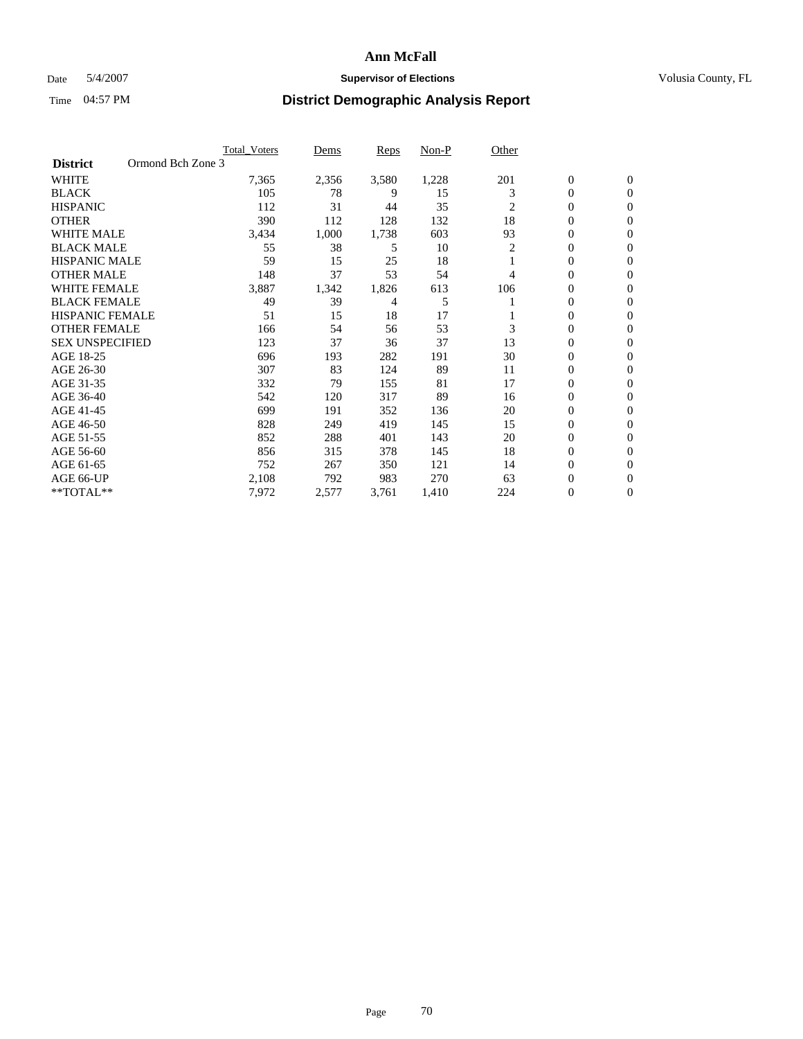# Ann McFall

Date 5/4/2007 **Supervisor of Elections** Volusia County, FL

Time 04:57 PM **District Demographic Analysis Report**

| | Total_Voters | Dems | Reps | Non-P | Other | | |
|---|---|---|---|---|---|---|---|
| **District** Ormond Bch Zone 3 | | | | | | | |
| WHITE | 7,365 | 2,356 | 3,580 | 1,228 | 201 | 0 | 0 |
| BLACK | 105 | 78 | 9 | 15 | 3 | 0 | 0 |
| HISPANIC | 112 | 31 | 44 | 35 | 2 | 0 | 0 |
| OTHER | 390 | 112 | 128 | 132 | 18 | 0 | 0 |
| WHITE MALE | 3,434 | 1,000 | 1,738 | 603 | 93 | 0 | 0 |
| BLACK MALE | 55 | 38 | 5 | 10 | 2 | 0 | 0 |
| HISPANIC MALE | 59 | 15 | 25 | 18 | 1 | 0 | 0 |
| OTHER MALE | 148 | 37 | 53 | 54 | 4 | 0 | 0 |
| WHITE FEMALE | 3,887 | 1,342 | 1,826 | 613 | 106 | 0 | 0 |
| BLACK FEMALE | 49 | 39 | 4 | 5 | 1 | 0 | 0 |
| HISPANIC FEMALE | 51 | 15 | 18 | 17 | 1 | 0 | 0 |
| OTHER FEMALE | 166 | 54 | 56 | 53 | 3 | 0 | 0 |
| SEX UNSPECIFIED | 123 | 37 | 36 | 37 | 13 | 0 | 0 |
| AGE 18-25 | 696 | 193 | 282 | 191 | 30 | 0 | 0 |
| AGE 26-30 | 307 | 83 | 124 | 89 | 11 | 0 | 0 |
| AGE 31-35 | 332 | 79 | 155 | 81 | 17 | 0 | 0 |
| AGE 36-40 | 542 | 120 | 317 | 89 | 16 | 0 | 0 |
| AGE 41-45 | 699 | 191 | 352 | 136 | 20 | 0 | 0 |
| AGE 46-50 | 828 | 249 | 419 | 145 | 15 | 0 | 0 |
| AGE 51-55 | 852 | 288 | 401 | 143 | 20 | 0 | 0 |
| AGE 56-60 | 856 | 315 | 378 | 145 | 18 | 0 | 0 |
| AGE 61-65 | 752 | 267 | 350 | 121 | 14 | 0 | 0 |
| AGE 66-UP | 2,108 | 792 | 983 | 270 | 63 | 0 | 0 |
| **TOTAL** | 7,972 | 2,577 | 3,761 | 1,410 | 224 | 0 | 0 |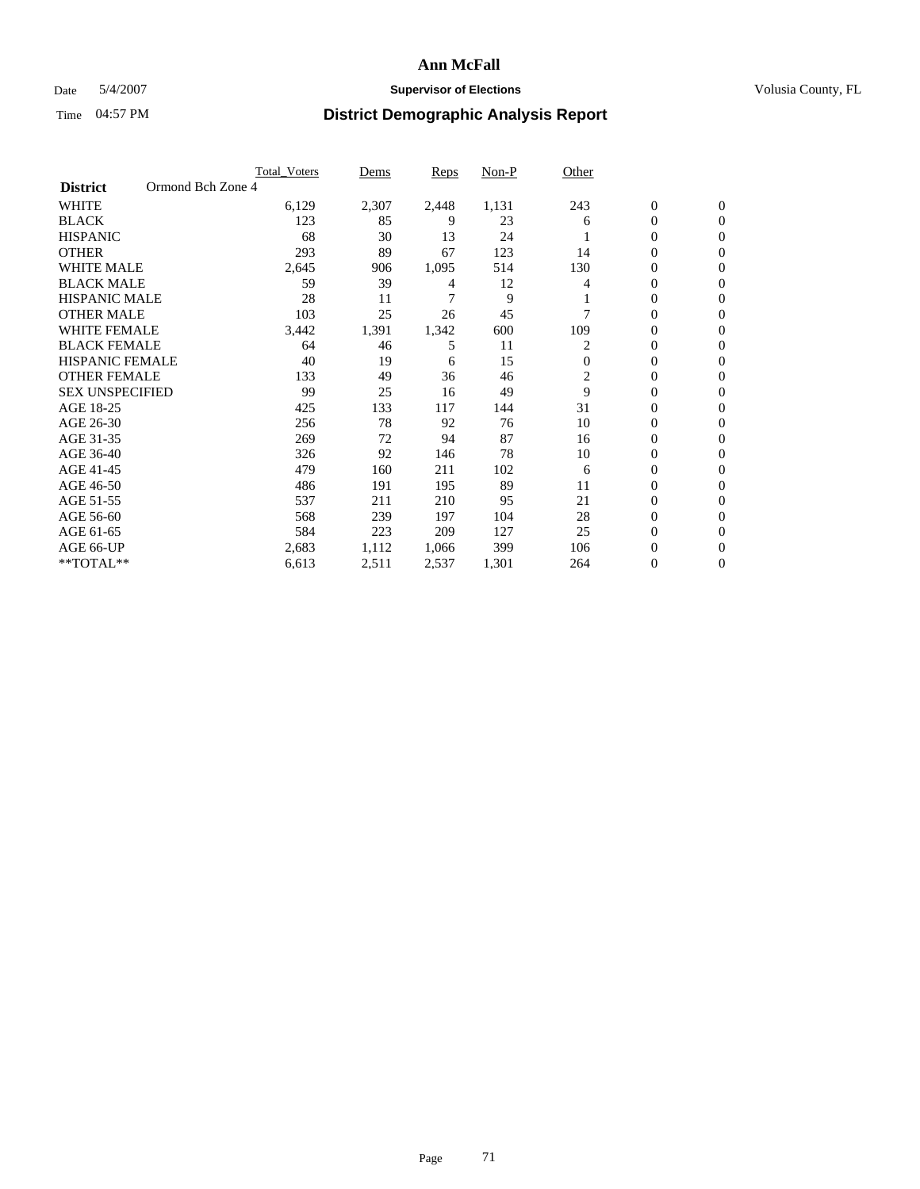# Ann McFall

Date 5/4/2007 **Supervisor of Elections** Volusia County, FL

Time 04:57 PM **District Demographic Analysis Report**

| | Total_Voters | Dems | Reps | Non-P | Other | | |
|---|---|---|---|---|---|---|---|
| **District** Ormond Bch Zone 4 | | | | | | | |
| WHITE | 6,129 | 2,307 | 2,448 | 1,131 | 243 | 0 | 0 |
| BLACK | 123 | 85 | 9 | 23 | 6 | 0 | 0 |
| HISPANIC | 68 | 30 | 13 | 24 | 1 | 0 | 0 |
| OTHER | 293 | 89 | 67 | 123 | 14 | 0 | 0 |
| WHITE MALE | 2,645 | 906 | 1,095 | 514 | 130 | 0 | 0 |
| BLACK MALE | 59 | 39 | 4 | 12 | 4 | 0 | 0 |
| HISPANIC MALE | 28 | 11 | 7 | 9 | 1 | 0 | 0 |
| OTHER MALE | 103 | 25 | 26 | 45 | 7 | 0 | 0 |
| WHITE FEMALE | 3,442 | 1,391 | 1,342 | 600 | 109 | 0 | 0 |
| BLACK FEMALE | 64 | 46 | 5 | 11 | 2 | 0 | 0 |
| HISPANIC FEMALE | 40 | 19 | 6 | 15 | 0 | 0 | 0 |
| OTHER FEMALE | 133 | 49 | 36 | 46 | 2 | 0 | 0 |
| SEX UNSPECIFIED | 99 | 25 | 16 | 49 | 9 | 0 | 0 |
| AGE 18-25 | 425 | 133 | 117 | 144 | 31 | 0 | 0 |
| AGE 26-30 | 256 | 78 | 92 | 76 | 10 | 0 | 0 |
| AGE 31-35 | 269 | 72 | 94 | 87 | 16 | 0 | 0 |
| AGE 36-40 | 326 | 92 | 146 | 78 | 10 | 0 | 0 |
| AGE 41-45 | 479 | 160 | 211 | 102 | 6 | 0 | 0 |
| AGE 46-50 | 486 | 191 | 195 | 89 | 11 | 0 | 0 |
| AGE 51-55 | 537 | 211 | 210 | 95 | 21 | 0 | 0 |
| AGE 56-60 | 568 | 239 | 197 | 104 | 28 | 0 | 0 |
| AGE 61-65 | 584 | 223 | 209 | 127 | 25 | 0 | 0 |
| AGE 66-UP | 2,683 | 1,112 | 1,066 | 399 | 106 | 0 | 0 |
| **TOTAL** | 6,613 | 2,511 | 2,537 | 1,301 | 264 | 0 | 0 |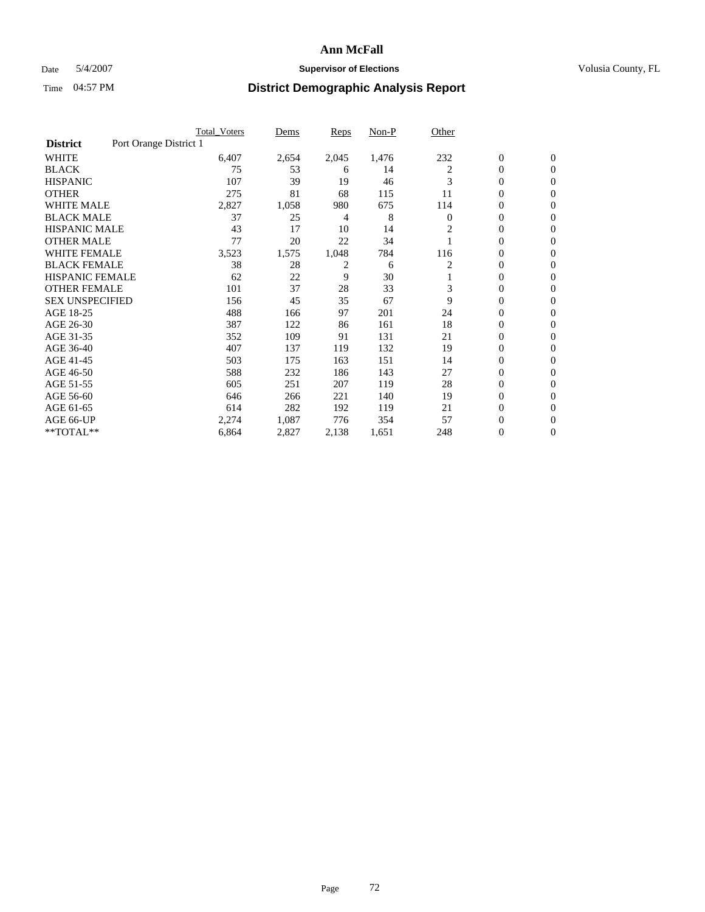# Ann McFall

Date 5/4/2007 **Supervisor of Elections** Volusia County, FL

Time 04:57 PM **District Demographic Analysis Report**

| | Total_Voters | Dems | Reps | Non-P | Other | | |
|---|---|---|---|---|---|---|---|
| **District** Port Orange District 1 | | | | | | | |
| WHITE | 6,407 | 2,654 | 2,045 | 1,476 | 232 | 0 | 0 |
| BLACK | 75 | 53 | 6 | 14 | 2 | 0 | 0 |
| HISPANIC | 107 | 39 | 19 | 46 | 3 | 0 | 0 |
| OTHER | 275 | 81 | 68 | 115 | 11 | 0 | 0 |
| WHITE MALE | 2,827 | 1,058 | 980 | 675 | 114 | 0 | 0 |
| BLACK MALE | 37 | 25 | 4 | 8 | 0 | 0 | 0 |
| HISPANIC MALE | 43 | 17 | 10 | 14 | 2 | 0 | 0 |
| OTHER MALE | 77 | 20 | 22 | 34 | 1 | 0 | 0 |
| WHITE FEMALE | 3,523 | 1,575 | 1,048 | 784 | 116 | 0 | 0 |
| BLACK FEMALE | 38 | 28 | 2 | 6 | 2 | 0 | 0 |
| HISPANIC FEMALE | 62 | 22 | 9 | 30 | 1 | 0 | 0 |
| OTHER FEMALE | 101 | 37 | 28 | 33 | 3 | 0 | 0 |
| SEX UNSPECIFIED | 156 | 45 | 35 | 67 | 9 | 0 | 0 |
| AGE 18-25 | 488 | 166 | 97 | 201 | 24 | 0 | 0 |
| AGE 26-30 | 387 | 122 | 86 | 161 | 18 | 0 | 0 |
| AGE 31-35 | 352 | 109 | 91 | 131 | 21 | 0 | 0 |
| AGE 36-40 | 407 | 137 | 119 | 132 | 19 | 0 | 0 |
| AGE 41-45 | 503 | 175 | 163 | 151 | 14 | 0 | 0 |
| AGE 46-50 | 588 | 232 | 186 | 143 | 27 | 0 | 0 |
| AGE 51-55 | 605 | 251 | 207 | 119 | 28 | 0 | 0 |
| AGE 56-60 | 646 | 266 | 221 | 140 | 19 | 0 | 0 |
| AGE 61-65 | 614 | 282 | 192 | 119 | 21 | 0 | 0 |
| AGE 66-UP | 2,274 | 1,087 | 776 | 354 | 57 | 0 | 0 |
| **TOTAL** | 6,864 | 2,827 | 2,138 | 1,651 | 248 | 0 | 0 |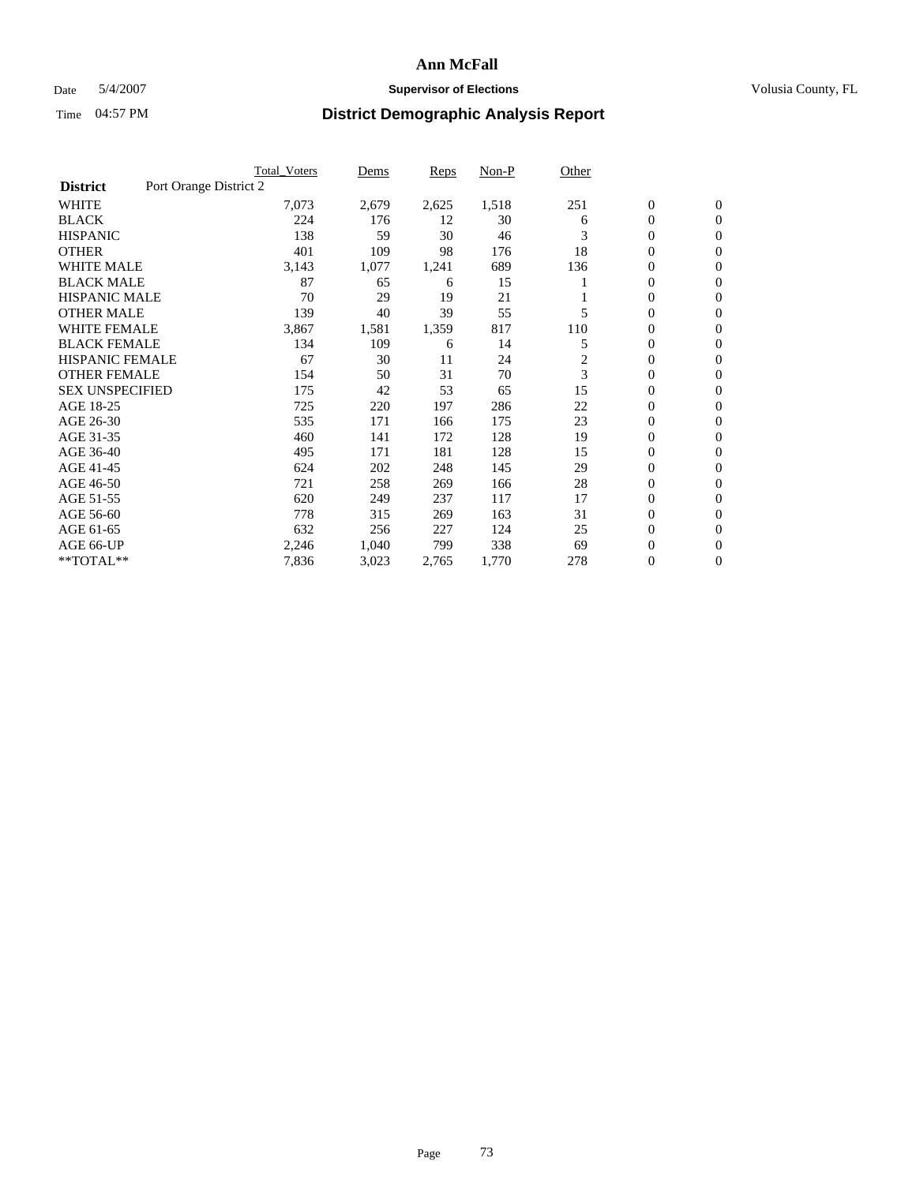# Ann McFall

Date 5/4/2007 **Supervisor of Elections** Volusia County, FL

Time 04:57 PM **District Demographic Analysis Report**

| | Total_Voters | Dems | Reps | Non-P | Other | | |
|---|---|---|---|---|---|---|---|
| **District** Port Orange District 2 | | | | | | | |
| WHITE | 7,073 | 2,679 | 2,625 | 1,518 | 251 | 0 | 0 |
| BLACK | 224 | 176 | 12 | 30 | 6 | 0 | 0 |
| HISPANIC | 138 | 59 | 30 | 46 | 3 | 0 | 0 |
| OTHER | 401 | 109 | 98 | 176 | 18 | 0 | 0 |
| WHITE MALE | 3,143 | 1,077 | 1,241 | 689 | 136 | 0 | 0 |
| BLACK MALE | 87 | 65 | 6 | 15 | 1 | 0 | 0 |
| HISPANIC MALE | 70 | 29 | 19 | 21 | 1 | 0 | 0 |
| OTHER MALE | 139 | 40 | 39 | 55 | 5 | 0 | 0 |
| WHITE FEMALE | 3,867 | 1,581 | 1,359 | 817 | 110 | 0 | 0 |
| BLACK FEMALE | 134 | 109 | 6 | 14 | 5 | 0 | 0 |
| HISPANIC FEMALE | 67 | 30 | 11 | 24 | 2 | 0 | 0 |
| OTHER FEMALE | 154 | 50 | 31 | 70 | 3 | 0 | 0 |
| SEX UNSPECIFIED | 175 | 42 | 53 | 65 | 15 | 0 | 0 |
| AGE 18-25 | 725 | 220 | 197 | 286 | 22 | 0 | 0 |
| AGE 26-30 | 535 | 171 | 166 | 175 | 23 | 0 | 0 |
| AGE 31-35 | 460 | 141 | 172 | 128 | 19 | 0 | 0 |
| AGE 36-40 | 495 | 171 | 181 | 128 | 15 | 0 | 0 |
| AGE 41-45 | 624 | 202 | 248 | 145 | 29 | 0 | 0 |
| AGE 46-50 | 721 | 258 | 269 | 166 | 28 | 0 | 0 |
| AGE 51-55 | 620 | 249 | 237 | 117 | 17 | 0 | 0 |
| AGE 56-60 | 778 | 315 | 269 | 163 | 31 | 0 | 0 |
| AGE 61-65 | 632 | 256 | 227 | 124 | 25 | 0 | 0 |
| AGE 66-UP | 2,246 | 1,040 | 799 | 338 | 69 | 0 | 0 |
| **TOTAL** | 7,836 | 3,023 | 2,765 | 1,770 | 278 | 0 | 0 |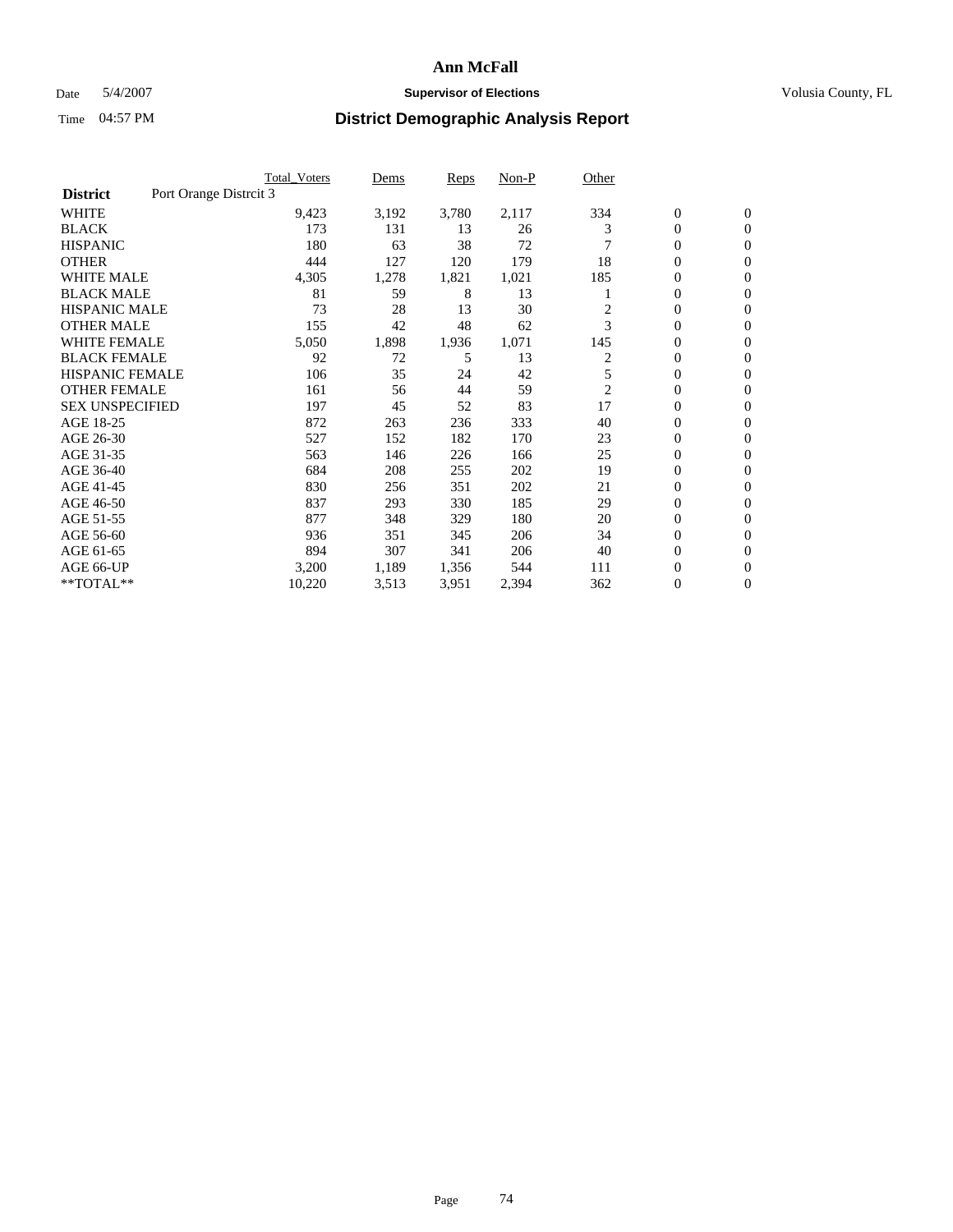# Ann McFall

Date 5/4/2007 **Supervisor of Elections** Volusia County, FL

Time 04:57 PM **District Demographic Analysis Report**

| | Total_Voters | Dems | Reps | Non-P | Other | | |
|---|---|---|---|---|---|---|---|
| **District** Port Orange Distrcit 3 | | | | | | | |
| WHITE | 9,423 | 3,192 | 3,780 | 2,117 | 334 | 0 | 0 |
| BLACK | 173 | 131 | 13 | 26 | 3 | 0 | 0 |
| HISPANIC | 180 | 63 | 38 | 72 | 7 | 0 | 0 |
| OTHER | 444 | 127 | 120 | 179 | 18 | 0 | 0 |
| WHITE MALE | 4,305 | 1,278 | 1,821 | 1,021 | 185 | 0 | 0 |
| BLACK MALE | 81 | 59 | 8 | 13 | 1 | 0 | 0 |
| HISPANIC MALE | 73 | 28 | 13 | 30 | 2 | 0 | 0 |
| OTHER MALE | 155 | 42 | 48 | 62 | 3 | 0 | 0 |
| WHITE FEMALE | 5,050 | 1,898 | 1,936 | 1,071 | 145 | 0 | 0 |
| BLACK FEMALE | 92 | 72 | 5 | 13 | 2 | 0 | 0 |
| HISPANIC FEMALE | 106 | 35 | 24 | 42 | 5 | 0 | 0 |
| OTHER FEMALE | 161 | 56 | 44 | 59 | 2 | 0 | 0 |
| SEX UNSPECIFIED | 197 | 45 | 52 | 83 | 17 | 0 | 0 |
| AGE 18-25 | 872 | 263 | 236 | 333 | 40 | 0 | 0 |
| AGE 26-30 | 527 | 152 | 182 | 170 | 23 | 0 | 0 |
| AGE 31-35 | 563 | 146 | 226 | 166 | 25 | 0 | 0 |
| AGE 36-40 | 684 | 208 | 255 | 202 | 19 | 0 | 0 |
| AGE 41-45 | 830 | 256 | 351 | 202 | 21 | 0 | 0 |
| AGE 46-50 | 837 | 293 | 330 | 185 | 29 | 0 | 0 |
| AGE 51-55 | 877 | 348 | 329 | 180 | 20 | 0 | 0 |
| AGE 56-60 | 936 | 351 | 345 | 206 | 34 | 0 | 0 |
| AGE 61-65 | 894 | 307 | 341 | 206 | 40 | 0 | 0 |
| AGE 66-UP | 3,200 | 1,189 | 1,356 | 544 | 111 | 0 | 0 |
| **TOTAL** | 10,220 | 3,513 | 3,951 | 2,394 | 362 | 0 | 0 |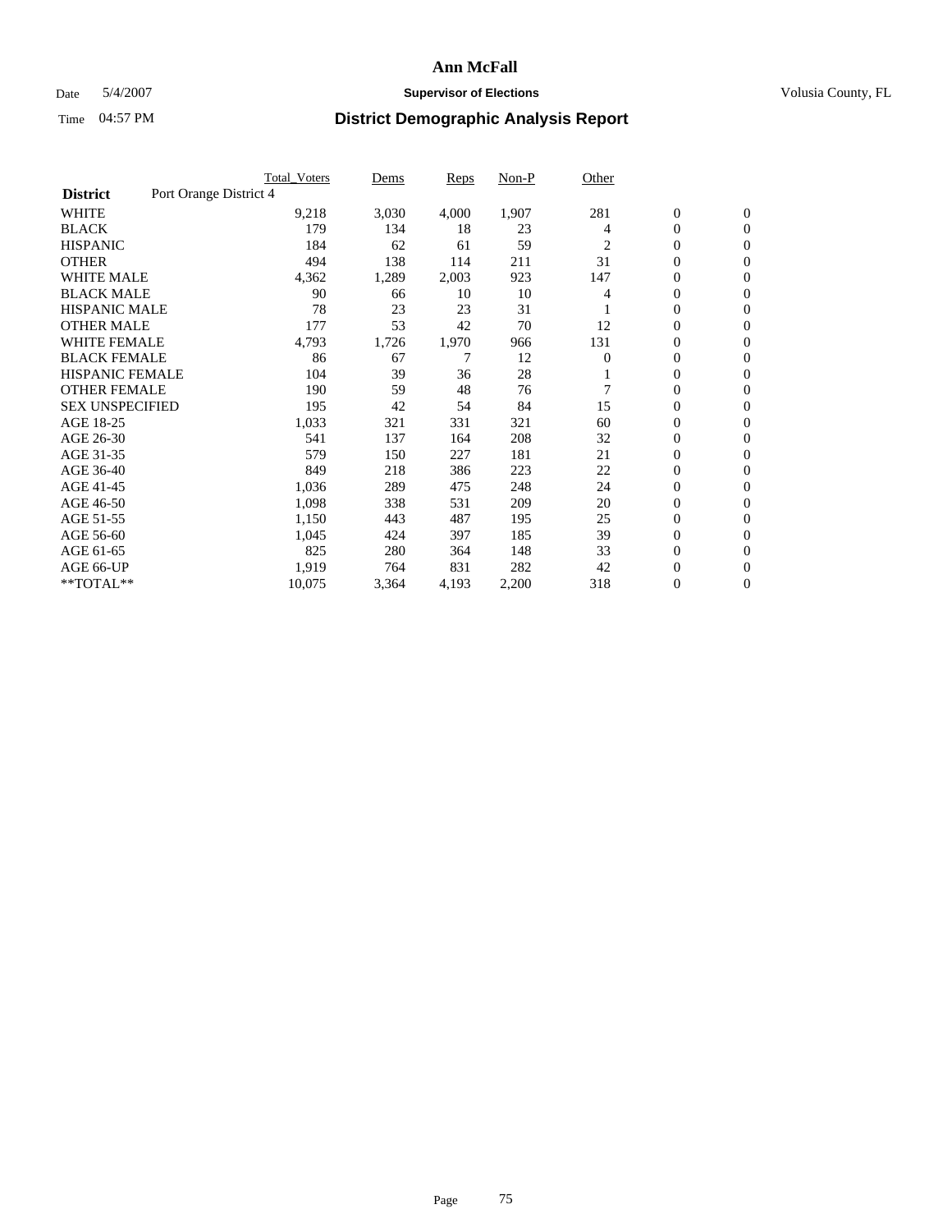# Ann McFall

Date 5/4/2007 **Supervisor of Elections** Volusia County, FL

Time 04:57 PM **District Demographic Analysis Report**

| | Total_Voters | Dems | Reps | Non-P | Other | | |
|---|---|---|---|---|---|---|---|
| **District** Port Orange District 4 | | | | | | | |
| WHITE | 9,218 | 3,030 | 4,000 | 1,907 | 281 | 0 | 0 |
| BLACK | 179 | 134 | 18 | 23 | 4 | 0 | 0 |
| HISPANIC | 184 | 62 | 61 | 59 | 2 | 0 | 0 |
| OTHER | 494 | 138 | 114 | 211 | 31 | 0 | 0 |
| WHITE MALE | 4,362 | 1,289 | 2,003 | 923 | 147 | 0 | 0 |
| BLACK MALE | 90 | 66 | 10 | 10 | 4 | 0 | 0 |
| HISPANIC MALE | 78 | 23 | 23 | 31 | 1 | 0 | 0 |
| OTHER MALE | 177 | 53 | 42 | 70 | 12 | 0 | 0 |
| WHITE FEMALE | 4,793 | 1,726 | 1,970 | 966 | 131 | 0 | 0 |
| BLACK FEMALE | 86 | 67 | 7 | 12 | 0 | 0 | 0 |
| HISPANIC FEMALE | 104 | 39 | 36 | 28 | 1 | 0 | 0 |
| OTHER FEMALE | 190 | 59 | 48 | 76 | 7 | 0 | 0 |
| SEX UNSPECIFIED | 195 | 42 | 54 | 84 | 15 | 0 | 0 |
| AGE 18-25 | 1,033 | 321 | 331 | 321 | 60 | 0 | 0 |
| AGE 26-30 | 541 | 137 | 164 | 208 | 32 | 0 | 0 |
| AGE 31-35 | 579 | 150 | 227 | 181 | 21 | 0 | 0 |
| AGE 36-40 | 849 | 218 | 386 | 223 | 22 | 0 | 0 |
| AGE 41-45 | 1,036 | 289 | 475 | 248 | 24 | 0 | 0 |
| AGE 46-50 | 1,098 | 338 | 531 | 209 | 20 | 0 | 0 |
| AGE 51-55 | 1,150 | 443 | 487 | 195 | 25 | 0 | 0 |
| AGE 56-60 | 1,045 | 424 | 397 | 185 | 39 | 0 | 0 |
| AGE 61-65 | 825 | 280 | 364 | 148 | 33 | 0 | 0 |
| AGE 66-UP | 1,919 | 764 | 831 | 282 | 42 | 0 | 0 |
| **TOTAL** | 10,075 | 3,364 | 4,193 | 2,200 | 318 | 0 | 0 |